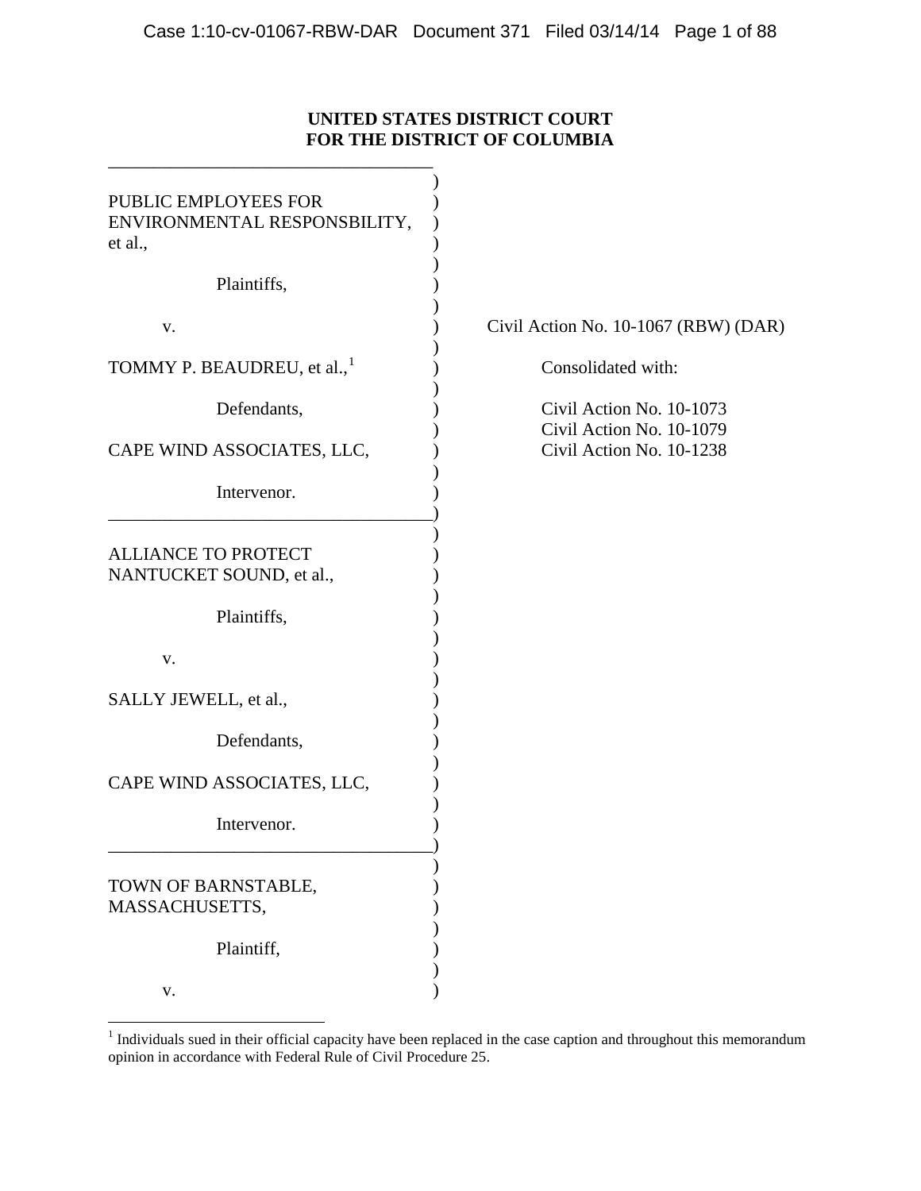**UNITED STATES DISTRICT COURT**
**FOR THE DISTRICT OF COLUMBIA**

---

PUBLIC EMPLOYEES FOR ENVIRONMENTAL RESPONSBILITY, et al.,

Plaintiffs,

v.

TOMMY P. BEAUDREU, et al.,[1]

Defendants,

CAPE WIND ASSOCIATES, LLC,

Intervenor.

Civil Action No. 10-1067 (RBW) (DAR)

Consolidated with:

Civil Action No. 10-1073
Civil Action No. 10-1079
Civil Action No. 10-1238

---

ALLIANCE TO PROTECT NANTUCKET SOUND, et al.,

Plaintiffs,

v.

SALLY JEWELL, et al.,

Defendants,

CAPE WIND ASSOCIATES, LLC,

Intervenor.

---

TOWN OF BARNSTABLE, MASSACHUSETTS,

Plaintiff,

v.

---

[1] Individuals sued in their official capacity have been replaced in the case caption and throughout this memorandum opinion in accordance with Federal Rule of Civil Procedure 25.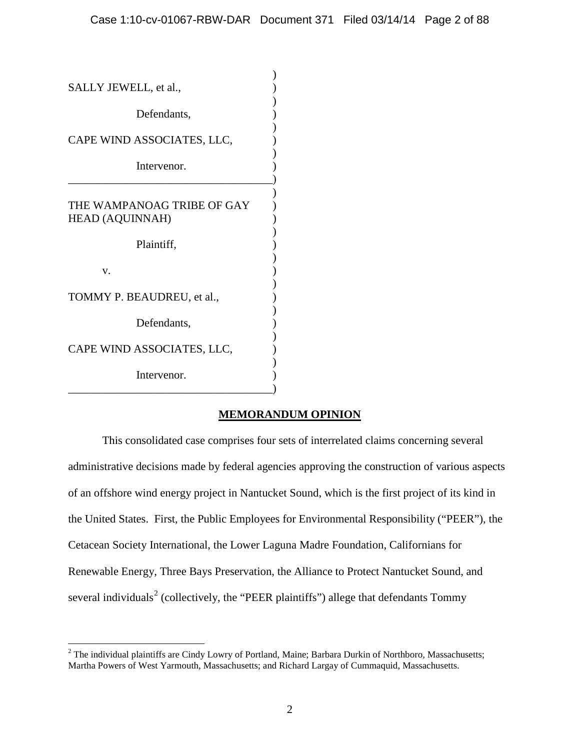SALLY JEWELL, et al.,

Defendants,

CAPE WIND ASSOCIATES, LLC,

Intervenor.

---

THE WAMPANOAG TRIBE OF GAY HEAD (AQUINNAH)

Plaintiff,

v.

TOMMY P. BEAUDREU, et al.,

Defendants,

CAPE WIND ASSOCIATES, LLC,

Intervenor.

---

## MEMORANDUM OPINION

This consolidated case comprises four sets of interrelated claims concerning several administrative decisions made by federal agencies approving the construction of various aspects of an offshore wind energy project in Nantucket Sound, which is the first project of its kind in the United States. First, the Public Employees for Environmental Responsibility ("PEER"), the Cetacean Society International, the Lower Laguna Madre Foundation, Californians for Renewable Energy, Three Bays Preservation, the Alliance to Protect Nantucket Sound, and several individuals[2] (collectively, the "PEER plaintiffs") allege that defendants Tommy

---

[2] The individual plaintiffs are Cindy Lowry of Portland, Maine; Barbara Durkin of Northboro, Massachusetts; Martha Powers of West Yarmouth, Massachusetts; and Richard Largay of Cummaquid, Massachusetts.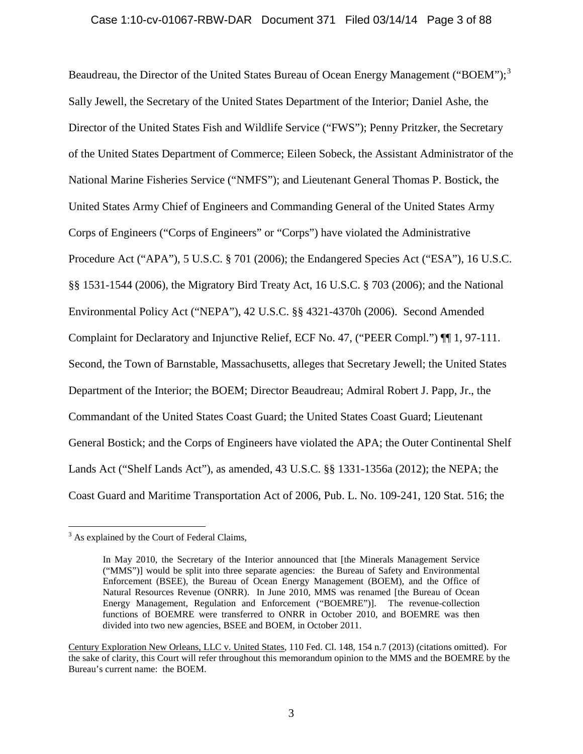Beaudreau, the Director of the United States Bureau of Ocean Energy Management ("BOEM");[3] Sally Jewell, the Secretary of the United States Department of the Interior; Daniel Ashe, the Director of the United States Fish and Wildlife Service ("FWS"); Penny Pritzker, the Secretary of the United States Department of Commerce; Eileen Sobeck, the Assistant Administrator of the National Marine Fisheries Service ("NMFS"); and Lieutenant General Thomas P. Bostick, the United States Army Chief of Engineers and Commanding General of the United States Army Corps of Engineers ("Corps of Engineers" or "Corps") have violated the Administrative Procedure Act ("APA"), 5 U.S.C. § 701 (2006); the Endangered Species Act ("ESA"), 16 U.S.C. §§ 1531-1544 (2006), the Migratory Bird Treaty Act, 16 U.S.C. § 703 (2006); and the National Environmental Policy Act ("NEPA"), 42 U.S.C. §§ 4321-4370h (2006). Second Amended Complaint for Declaratory and Injunctive Relief, ECF No. 47, ("PEER Compl.") ¶¶ 1, 97-111. Second, the Town of Barnstable, Massachusetts, alleges that Secretary Jewell; the United States Department of the Interior; the BOEM; Director Beaudreau; Admiral Robert J. Papp, Jr., the Commandant of the United States Coast Guard; the United States Coast Guard; Lieutenant General Bostick; and the Corps of Engineers have violated the APA; the Outer Continental Shelf Lands Act ("Shelf Lands Act"), as amended, 43 U.S.C. §§ 1331-1356a (2012); the NEPA; the Coast Guard and Maritime Transportation Act of 2006, Pub. L. No. 109-241, 120 Stat. 516; the

---

[3] As explained by the Court of Federal Claims,

> In May 2010, the Secretary of the Interior announced that [the Minerals Management Service ("MMS")] would be split into three separate agencies: the Bureau of Safety and Environmental Enforcement (BSEE), the Bureau of Ocean Energy Management (BOEM), and the Office of Natural Resources Revenue (ONRR). In June 2010, MMS was renamed [the Bureau of Ocean Energy Management, Regulation and Enforcement ("BOEMRE")]. The revenue-collection functions of BOEMRE were transferred to ONRR in October 2010, and BOEMRE was then divided into two new agencies, BSEE and BOEM, in October 2011.

Century Exploration New Orleans, LLC v. United States, 110 Fed. Cl. 148, 154 n.7 (2013) (citations omitted). For the sake of clarity, this Court will refer throughout this memorandum opinion to the MMS and the BOEMRE by the Bureau's current name: the BOEM.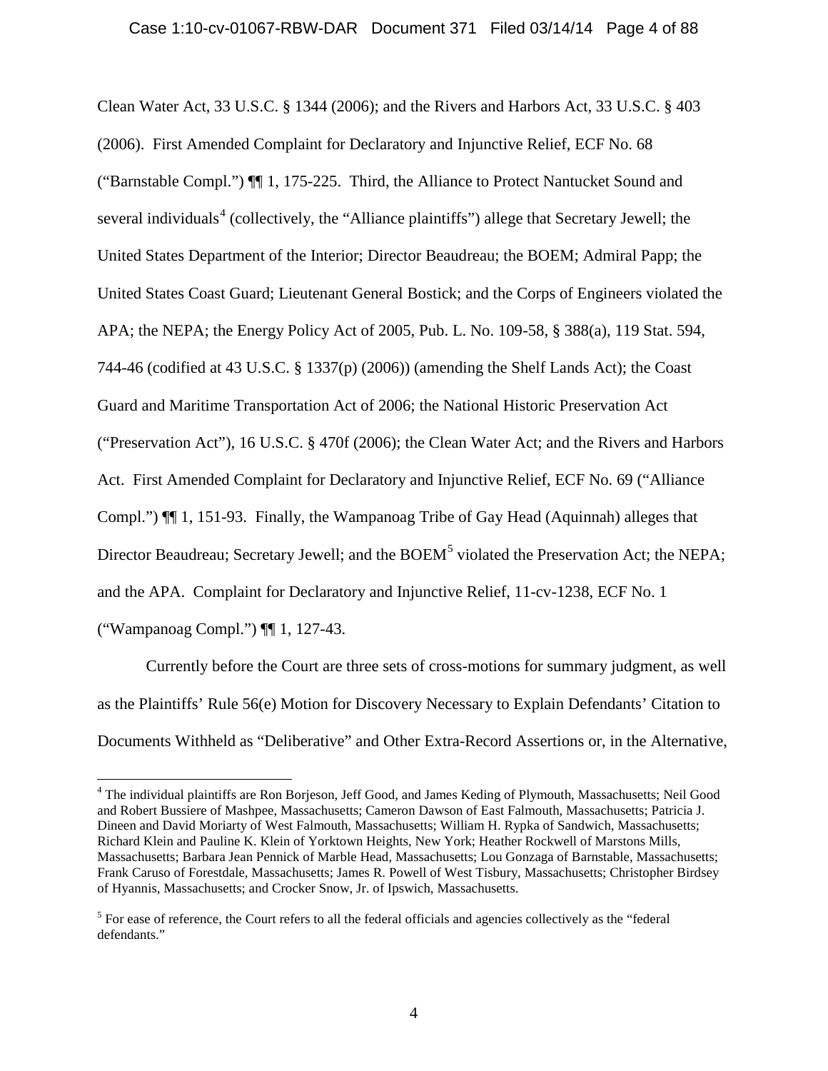Clean Water Act, 33 U.S.C. § 1344 (2006); and the Rivers and Harbors Act, 33 U.S.C. § 403 (2006). First Amended Complaint for Declaratory and Injunctive Relief, ECF No. 68 ("Barnstable Compl.") ¶¶ 1, 175-225. Third, the Alliance to Protect Nantucket Sound and several individuals[4] (collectively, the "Alliance plaintiffs") allege that Secretary Jewell; the United States Department of the Interior; Director Beaudreau; the BOEM; Admiral Papp; the United States Coast Guard; Lieutenant General Bostick; and the Corps of Engineers violated the APA; the NEPA; the Energy Policy Act of 2005, Pub. L. No. 109-58, § 388(a), 119 Stat. 594, 744-46 (codified at 43 U.S.C. § 1337(p) (2006)) (amending the Shelf Lands Act); the Coast Guard and Maritime Transportation Act of 2006; the National Historic Preservation Act ("Preservation Act"), 16 U.S.C. § 470f (2006); the Clean Water Act; and the Rivers and Harbors Act. First Amended Complaint for Declaratory and Injunctive Relief, ECF No. 69 ("Alliance Compl.") ¶¶ 1, 151-93. Finally, the Wampanoag Tribe of Gay Head (Aquinnah) alleges that Director Beaudreau; Secretary Jewell; and the BOEM[5] violated the Preservation Act; the NEPA; and the APA. Complaint for Declaratory and Injunctive Relief, 11-cv-1238, ECF No. 1 ("Wampanoag Compl.") ¶¶ 1, 127-43.

Currently before the Court are three sets of cross-motions for summary judgment, as well as the Plaintiffs' Rule 56(e) Motion for Discovery Necessary to Explain Defendants' Citation to Documents Withheld as "Deliberative" and Other Extra-Record Assertions or, in the Alternative,

---

[4] The individual plaintiffs are Ron Borjeson, Jeff Good, and James Keding of Plymouth, Massachusetts; Neil Good and Robert Bussiere of Mashpee, Massachusetts; Cameron Dawson of East Falmouth, Massachusetts; Patricia J. Dineen and David Moriarty of West Falmouth, Massachusetts; William H. Rypka of Sandwich, Massachusetts; Richard Klein and Pauline K. Klein of Yorktown Heights, New York; Heather Rockwell of Marstons Mills, Massachusetts; Barbara Jean Pennick of Marble Head, Massachusetts; Lou Gonzaga of Barnstable, Massachusetts; Frank Caruso of Forestdale, Massachusetts; James R. Powell of West Tisbury, Massachusetts; Christopher Birdsey of Hyannis, Massachusetts; and Crocker Snow, Jr. of Ipswich, Massachusetts.

[5] For ease of reference, the Court refers to all the federal officials and agencies collectively as the "federal defendants."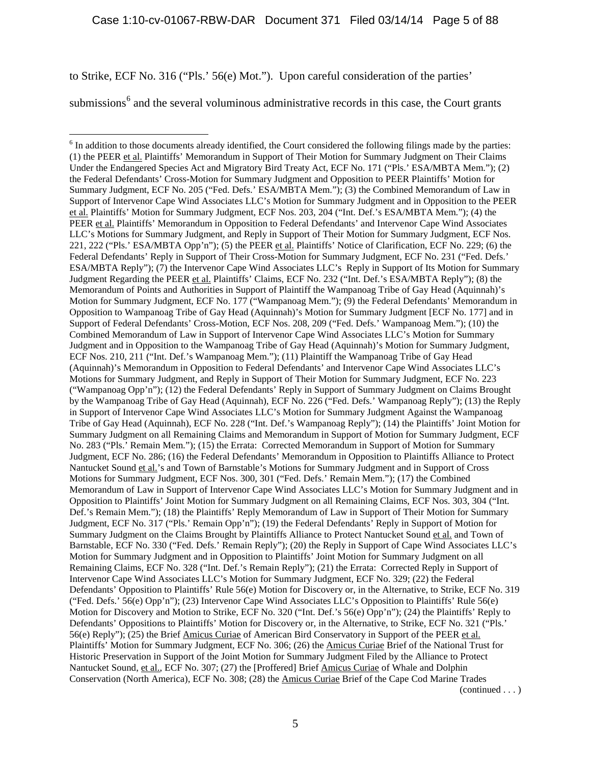to Strike, ECF No. 316 ("Pls.' 56(e) Mot."). Upon careful consideration of the parties' submissions[6] and the several voluminous administrative records in this case, the Court grants

---

[6] In addition to those documents already identified, the Court considered the following filings made by the parties: (1) the PEER et al. Plaintiffs' Memorandum in Support of Their Motion for Summary Judgment on Their Claims Under the Endangered Species Act and Migratory Bird Treaty Act, ECF No. 171 ("Pls.' ESA/MBTA Mem."); (2) the Federal Defendants' Cross-Motion for Summary Judgment and Opposition to PEER Plaintiffs' Motion for Summary Judgment, ECF No. 205 ("Fed. Defs.' ESA/MBTA Mem."); (3) the Combined Memorandum of Law in Support of Intervenor Cape Wind Associates LLC's Motion for Summary Judgment and in Opposition to the PEER et al. Plaintiffs' Motion for Summary Judgment, ECF Nos. 203, 204 ("Int. Def.'s ESA/MBTA Mem."); (4) the PEER et al. Plaintiffs' Memorandum in Opposition to Federal Defendants' and Intervenor Cape Wind Associates LLC's Motions for Summary Judgment, and Reply in Support of Their Motion for Summary Judgment, ECF Nos. 221, 222 ("Pls.' ESA/MBTA Opp'n"); (5) the PEER et al. Plaintiffs' Notice of Clarification, ECF No. 229; (6) the Federal Defendants' Reply in Support of Their Cross-Motion for Summary Judgment, ECF No. 231 ("Fed. Defs.' ESA/MBTA Reply"); (7) the Intervenor Cape Wind Associates LLC's Reply in Support of Its Motion for Summary Judgment Regarding the PEER et al. Plaintiffs' Claims, ECF No. 232 ("Int. Def.'s ESA/MBTA Reply"); (8) the Memorandum of Points and Authorities in Support of Plaintiff the Wampanoag Tribe of Gay Head (Aquinnah)'s Motion for Summary Judgment, ECF No. 177 ("Wampanoag Mem."); (9) the Federal Defendants' Memorandum in Opposition to Wampanoag Tribe of Gay Head (Aquinnah)'s Motion for Summary Judgment [ECF No. 177] and in Support of Federal Defendants' Cross-Motion, ECF Nos. 208, 209 ("Fed. Defs.' Wampanoag Mem."); (10) the Combined Memorandum of Law in Support of Intervenor Cape Wind Associates LLC's Motion for Summary Judgment and in Opposition to the Wampanoag Tribe of Gay Head (Aquinnah)'s Motion for Summary Judgment, ECF Nos. 210, 211 ("Int. Def.'s Wampanoag Mem."); (11) Plaintiff the Wampanoag Tribe of Gay Head (Aquinnah)'s Memorandum in Opposition to Federal Defendants' and Intervenor Cape Wind Associates LLC's Motions for Summary Judgment, and Reply in Support of Their Motion for Summary Judgment, ECF No. 223 ("Wampanoag Opp'n"); (12) the Federal Defendants' Reply in Support of Summary Judgment on Claims Brought by the Wampanoag Tribe of Gay Head (Aquinnah), ECF No. 226 ("Fed. Defs.' Wampanoag Reply"); (13) the Reply in Support of Intervenor Cape Wind Associates LLC's Motion for Summary Judgment Against the Wampanoag Tribe of Gay Head (Aquinnah), ECF No. 228 ("Int. Def.'s Wampanoag Reply"); (14) the Plaintiffs' Joint Motion for Summary Judgment on all Remaining Claims and Memorandum in Support of Motion for Summary Judgment, ECF No. 283 ("Pls.' Remain Mem."); (15) the Errata: Corrected Memorandum in Support of Motion for Summary Judgment, ECF No. 286; (16) the Federal Defendants' Memorandum in Opposition to Plaintiffs Alliance to Protect Nantucket Sound et al.'s and Town of Barnstable's Motions for Summary Judgment and in Support of Cross Motions for Summary Judgment, ECF Nos. 300, 301 ("Fed. Defs.' Remain Mem."); (17) the Combined Memorandum of Law in Support of Intervenor Cape Wind Associates LLC's Motion for Summary Judgment and in Opposition to Plaintiffs' Joint Motion for Summary Judgment on all Remaining Claims, ECF Nos. 303, 304 ("Int. Def.'s Remain Mem."); (18) the Plaintiffs' Reply Memorandum of Law in Support of Their Motion for Summary Judgment, ECF No. 317 ("Pls.' Remain Opp'n"); (19) the Federal Defendants' Reply in Support of Motion for Summary Judgment on the Claims Brought by Plaintiffs Alliance to Protect Nantucket Sound et al. and Town of Barnstable, ECF No. 330 ("Fed. Defs.' Remain Reply"); (20) the Reply in Support of Cape Wind Associates LLC's Motion for Summary Judgment and in Opposition to Plaintiffs' Joint Motion for Summary Judgment on all Remaining Claims, ECF No. 328 ("Int. Def.'s Remain Reply"); (21) the Errata: Corrected Reply in Support of Intervenor Cape Wind Associates LLC's Motion for Summary Judgment, ECF No. 329; (22) the Federal Defendants' Opposition to Plaintiffs' Rule 56(e) Motion for Discovery or, in the Alternative, to Strike, ECF No. 319 ("Fed. Defs.' 56(e) Opp'n"); (23) Intervenor Cape Wind Associates LLC's Opposition to Plaintiffs' Rule 56(e) Motion for Discovery and Motion to Strike, ECF No. 320 ("Int. Def.'s 56(e) Opp'n"); (24) the Plaintiffs' Reply to Defendants' Oppositions to Plaintiffs' Motion for Discovery or, in the Alternative, to Strike, ECF No. 321 ("Pls.' 56(e) Reply"); (25) the Brief Amicus Curiae of American Bird Conservatory in Support of the PEER et al. Plaintiffs' Motion for Summary Judgment, ECF No. 306; (26) the Amicus Curiae Brief of the National Trust for Historic Preservation in Support of the Joint Motion for Summary Judgment Filed by the Alliance to Protect Nantucket Sound, et al., ECF No. 307; (27) the [Proffered] Brief Amicus Curiae of Whale and Dolphin Conservation (North America), ECF No. 308; (28) the Amicus Curiae Brief of the Cape Cod Marine Trades

(continued . . . )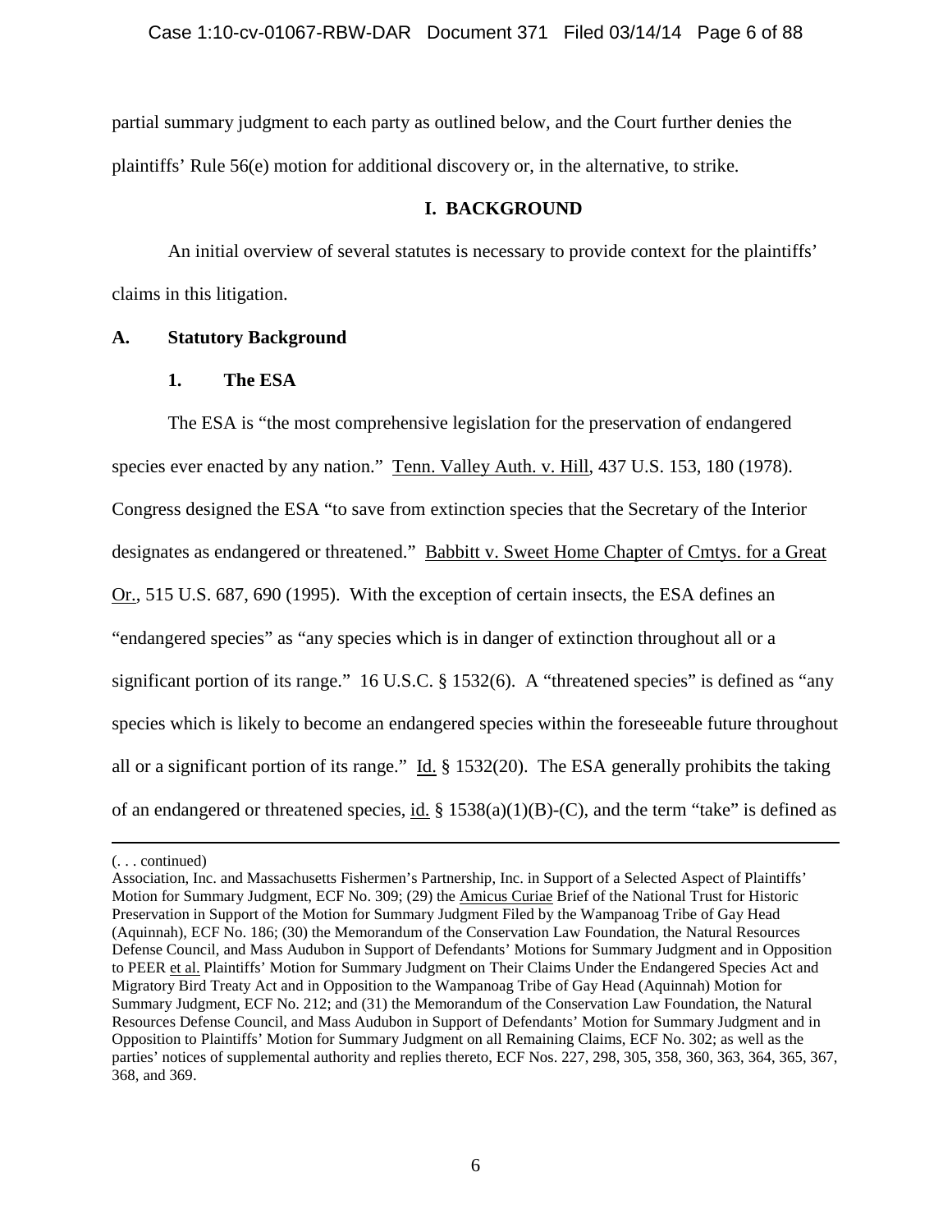partial summary judgment to each party as outlined below, and the Court further denies the plaintiffs' Rule 56(e) motion for additional discovery or, in the alternative, to strike.

## I. BACKGROUND

An initial overview of several statutes is necessary to provide context for the plaintiffs' claims in this litigation.

### A. Statutory Background

#### 1. The ESA

The ESA is "the most comprehensive legislation for the preservation of endangered species ever enacted by any nation." Tenn. Valley Auth. v. Hill, 437 U.S. 153, 180 (1978). Congress designed the ESA "to save from extinction species that the Secretary of the Interior designates as endangered or threatened." Babbitt v. Sweet Home Chapter of Cmtys. for a Great Or., 515 U.S. 687, 690 (1995). With the exception of certain insects, the ESA defines an "endangered species" as "any species which is in danger of extinction throughout all or a significant portion of its range." 16 U.S.C. § 1532(6). A "threatened species" is defined as "any species which is likely to become an endangered species within the foreseeable future throughout all or a significant portion of its range." Id. § 1532(20). The ESA generally prohibits the taking of an endangered or threatened species, id. § 1538(a)(1)(B)-(C), and the term "take" is defined as

---

(. . . continued)

Association, Inc. and Massachusetts Fishermen's Partnership, Inc. in Support of a Selected Aspect of Plaintiffs' Motion for Summary Judgment, ECF No. 309; (29) the Amicus Curiae Brief of the National Trust for Historic Preservation in Support of the Motion for Summary Judgment Filed by the Wampanoag Tribe of Gay Head (Aquinnah), ECF No. 186; (30) the Memorandum of the Conservation Law Foundation, the Natural Resources Defense Council, and Mass Audubon in Support of Defendants' Motions for Summary Judgment and in Opposition to PEER et al. Plaintiffs' Motion for Summary Judgment on Their Claims Under the Endangered Species Act and Migratory Bird Treaty Act and in Opposition to the Wampanoag Tribe of Gay Head (Aquinnah) Motion for Summary Judgment, ECF No. 212; and (31) the Memorandum of the Conservation Law Foundation, the Natural Resources Defense Council, and Mass Audubon in Support of Defendants' Motion for Summary Judgment and in Opposition to Plaintiffs' Motion for Summary Judgment on all Remaining Claims, ECF No. 302; as well as the parties' notices of supplemental authority and replies thereto, ECF Nos. 227, 298, 305, 358, 360, 363, 364, 365, 367, 368, and 369.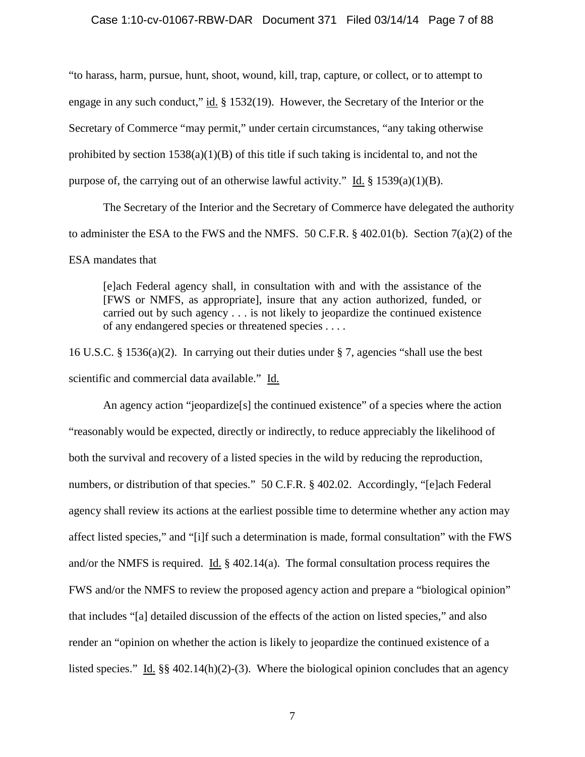"to harass, harm, pursue, hunt, shoot, wound, kill, trap, capture, or collect, or to attempt to engage in any such conduct," id. § 1532(19). However, the Secretary of the Interior or the Secretary of Commerce "may permit," under certain circumstances, "any taking otherwise prohibited by section 1538(a)(1)(B) of this title if such taking is incidental to, and not the purpose of, the carrying out of an otherwise lawful activity." Id. § 1539(a)(1)(B).

The Secretary of the Interior and the Secretary of Commerce have delegated the authority to administer the ESA to the FWS and the NMFS. 50 C.F.R. § 402.01(b). Section 7(a)(2) of the ESA mandates that

> [e]ach Federal agency shall, in consultation with and with the assistance of the [FWS or NMFS, as appropriate], insure that any action authorized, funded, or carried out by such agency . . . is not likely to jeopardize the continued existence of any endangered species or threatened species . . . .

16 U.S.C. § 1536(a)(2). In carrying out their duties under § 7, agencies "shall use the best scientific and commercial data available." Id.

An agency action "jeopardize[s] the continued existence" of a species where the action "reasonably would be expected, directly or indirectly, to reduce appreciably the likelihood of both the survival and recovery of a listed species in the wild by reducing the reproduction, numbers, or distribution of that species." 50 C.F.R. § 402.02. Accordingly, "[e]ach Federal agency shall review its actions at the earliest possible time to determine whether any action may affect listed species," and "[i]f such a determination is made, formal consultation" with the FWS and/or the NMFS is required. Id. § 402.14(a). The formal consultation process requires the FWS and/or the NMFS to review the proposed agency action and prepare a "biological opinion" that includes "[a] detailed discussion of the effects of the action on listed species," and also render an "opinion on whether the action is likely to jeopardize the continued existence of a listed species." Id. §§ 402.14(h)(2)-(3). Where the biological opinion concludes that an agency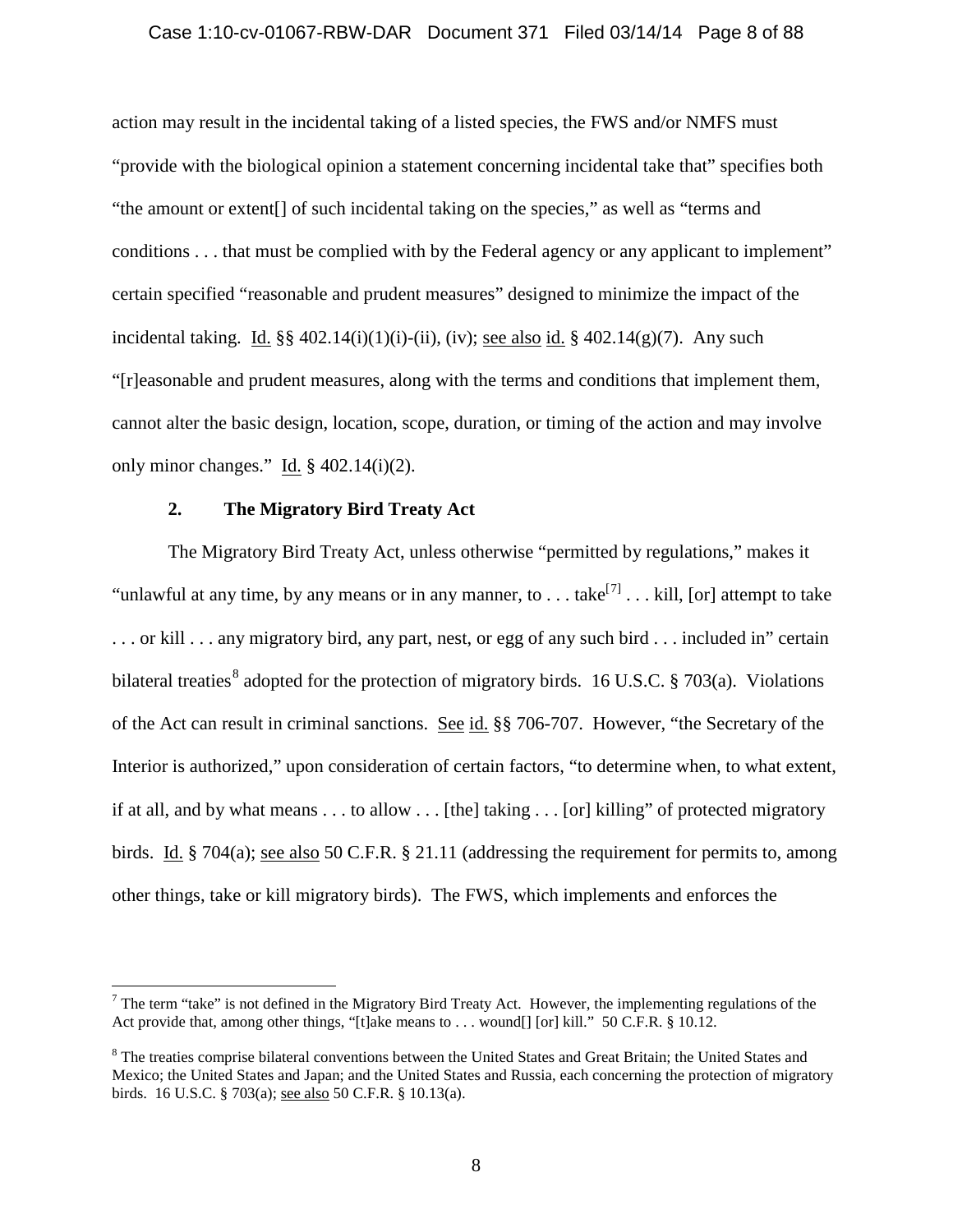action may result in the incidental taking of a listed species, the FWS and/or NMFS must "provide with the biological opinion a statement concerning incidental take that" specifies both "the amount or extent[] of such incidental taking on the species," as well as "terms and conditions . . . that must be complied with by the Federal agency or any applicant to implement" certain specified "reasonable and prudent measures" designed to minimize the impact of the incidental taking. Id. §§ 402.14(i)(1)(i)-(ii), (iv); see also id. § 402.14(g)(7). Any such "[r]easonable and prudent measures, along with the terms and conditions that implement them, cannot alter the basic design, location, scope, duration, or timing of the action and may involve only minor changes." Id. § 402.14(i)(2).

### 2. The Migratory Bird Treaty Act

The Migratory Bird Treaty Act, unless otherwise "permitted by regulations," makes it "unlawful at any time, by any means or in any manner, to . . . take[7] . . . kill, [or] attempt to take . . . or kill . . . any migratory bird, any part, nest, or egg of any such bird . . . included in" certain bilateral treaties[8] adopted for the protection of migratory birds. 16 U.S.C. § 703(a). Violations of the Act can result in criminal sanctions. See id. §§ 706-707. However, "the Secretary of the Interior is authorized," upon consideration of certain factors, "to determine when, to what extent, if at all, and by what means . . . to allow . . . [the] taking . . . [or] killing" of protected migratory birds. Id. § 704(a); see also 50 C.F.R. § 21.11 (addressing the requirement for permits to, among other things, take or kill migratory birds). The FWS, which implements and enforces the

---

[7] The term "take" is not defined in the Migratory Bird Treaty Act. However, the implementing regulations of the Act provide that, among other things, "[t]ake means to . . . wound[] [or] kill." 50 C.F.R. § 10.12.

[8] The treaties comprise bilateral conventions between the United States and Great Britain; the United States and Mexico; the United States and Japan; and the United States and Russia, each concerning the protection of migratory birds. 16 U.S.C. § 703(a); see also 50 C.F.R. § 10.13(a).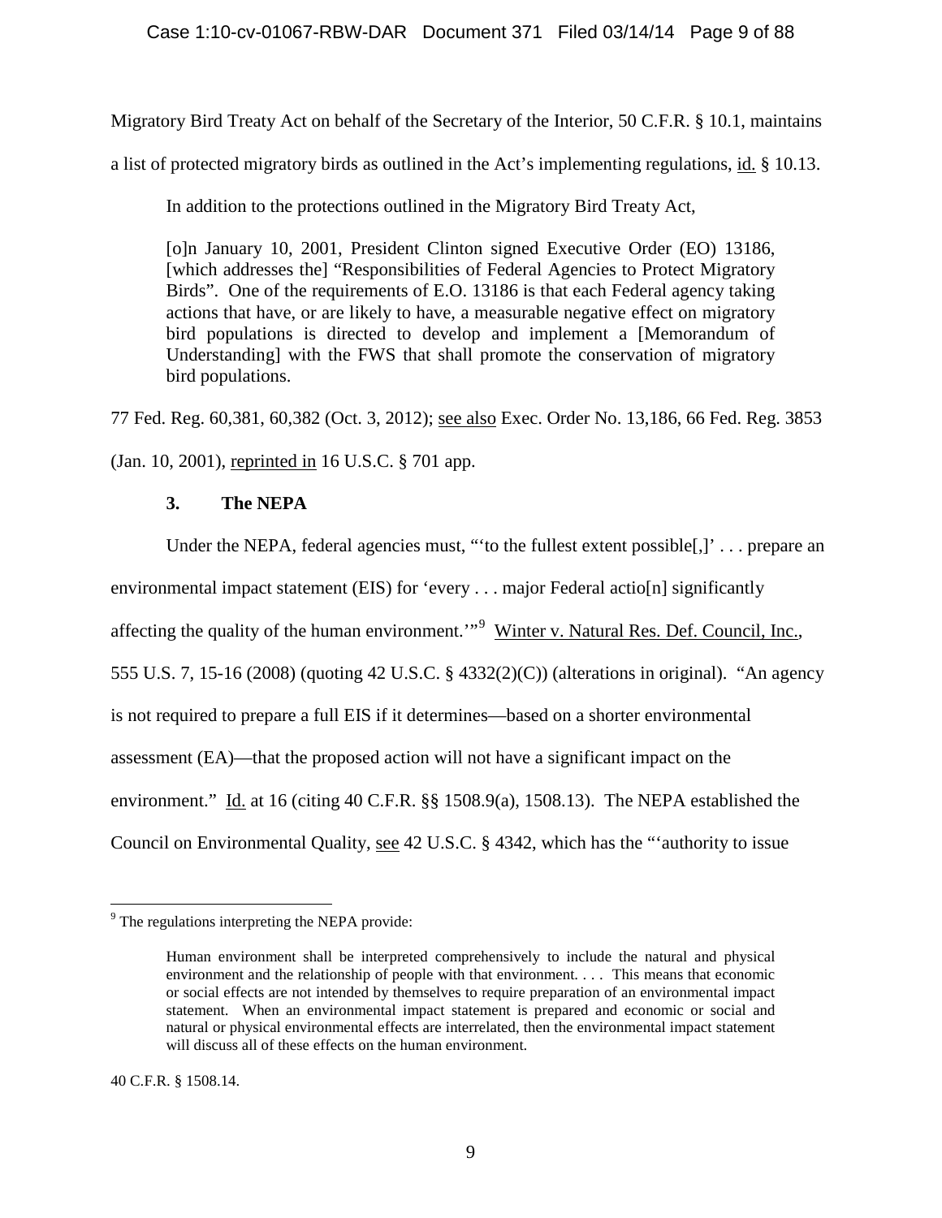Migratory Bird Treaty Act on behalf of the Secretary of the Interior, 50 C.F.R. § 10.1, maintains a list of protected migratory birds as outlined in the Act's implementing regulations, id. § 10.13.

In addition to the protections outlined in the Migratory Bird Treaty Act,

> [o]n January 10, 2001, President Clinton signed Executive Order (EO) 13186, [which addresses the] "Responsibilities of Federal Agencies to Protect Migratory Birds". One of the requirements of E.O. 13186 is that each Federal agency taking actions that have, or are likely to have, a measurable negative effect on migratory bird populations is directed to develop and implement a [Memorandum of Understanding] with the FWS that shall promote the conservation of migratory bird populations.

77 Fed. Reg. 60,381, 60,382 (Oct. 3, 2012); see also Exec. Order No. 13,186, 66 Fed. Reg. 3853 (Jan. 10, 2001), reprinted in 16 U.S.C. § 701 app.

### 3. The NEPA

Under the NEPA, federal agencies must, "'to the fullest extent possible[,]' . . . prepare an environmental impact statement (EIS) for 'every . . . major Federal actio[n] significantly affecting the quality of the human environment.'"[9] Winter v. Natural Res. Def. Council, Inc., 555 U.S. 7, 15-16 (2008) (quoting 42 U.S.C. § 4332(2)(C)) (alterations in original). "An agency is not required to prepare a full EIS if it determines—based on a shorter environmental assessment (EA)—that the proposed action will not have a significant impact on the environment." Id. at 16 (citing 40 C.F.R. §§ 1508.9(a), 1508.13). The NEPA established the Council on Environmental Quality, see 42 U.S.C. § 4342, which has the "'authority to issue

---

[9] The regulations interpreting the NEPA provide:

> Human environment shall be interpreted comprehensively to include the natural and physical environment and the relationship of people with that environment. . . . This means that economic or social effects are not intended by themselves to require preparation of an environmental impact statement. When an environmental impact statement is prepared and economic or social and natural or physical environmental effects are interrelated, then the environmental impact statement will discuss all of these effects on the human environment.

40 C.F.R. § 1508.14.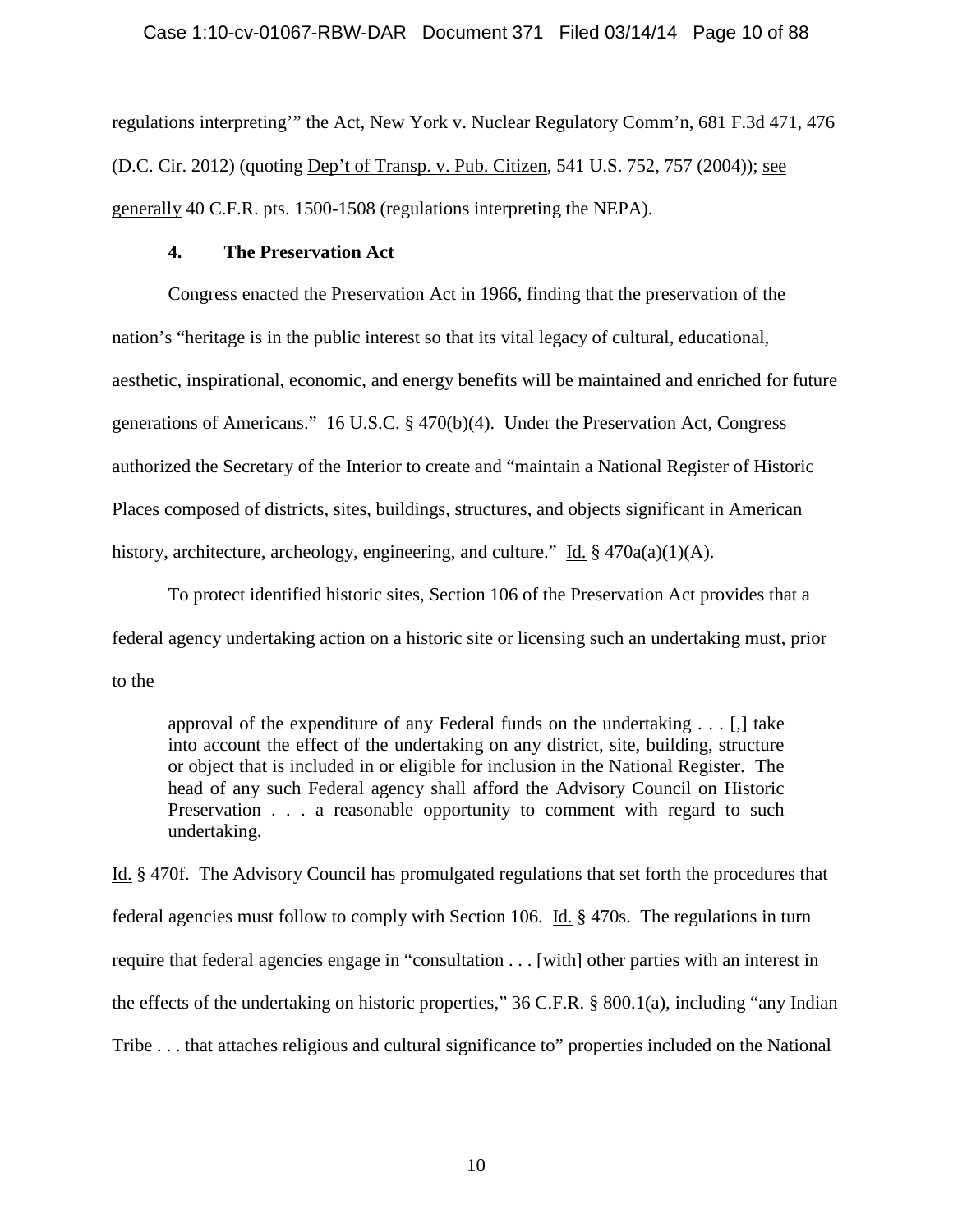regulations interpreting'" the Act, New York v. Nuclear Regulatory Comm'n, 681 F.3d 471, 476 (D.C. Cir. 2012) (quoting Dep't of Transp. v. Pub. Citizen, 541 U.S. 752, 757 (2004)); see generally 40 C.F.R. pts. 1500-1508 (regulations interpreting the NEPA).

#### 4. The Preservation Act

Congress enacted the Preservation Act in 1966, finding that the preservation of the nation's "heritage is in the public interest so that its vital legacy of cultural, educational, aesthetic, inspirational, economic, and energy benefits will be maintained and enriched for future generations of Americans." 16 U.S.C. § 470(b)(4). Under the Preservation Act, Congress authorized the Secretary of the Interior to create and "maintain a National Register of Historic Places composed of districts, sites, buildings, structures, and objects significant in American history, architecture, archeology, engineering, and culture." Id. § 470a(a)(1)(A).

To protect identified historic sites, Section 106 of the Preservation Act provides that a federal agency undertaking action on a historic site or licensing such an undertaking must, prior to the

> approval of the expenditure of any Federal funds on the undertaking . . . [,] take into account the effect of the undertaking on any district, site, building, structure or object that is included in or eligible for inclusion in the National Register. The head of any such Federal agency shall afford the Advisory Council on Historic Preservation . . . a reasonable opportunity to comment with regard to such undertaking.

Id. § 470f. The Advisory Council has promulgated regulations that set forth the procedures that federal agencies must follow to comply with Section 106. Id. § 470s. The regulations in turn require that federal agencies engage in "consultation . . . [with] other parties with an interest in the effects of the undertaking on historic properties," 36 C.F.R. § 800.1(a), including "any Indian Tribe . . . that attaches religious and cultural significance to" properties included on the National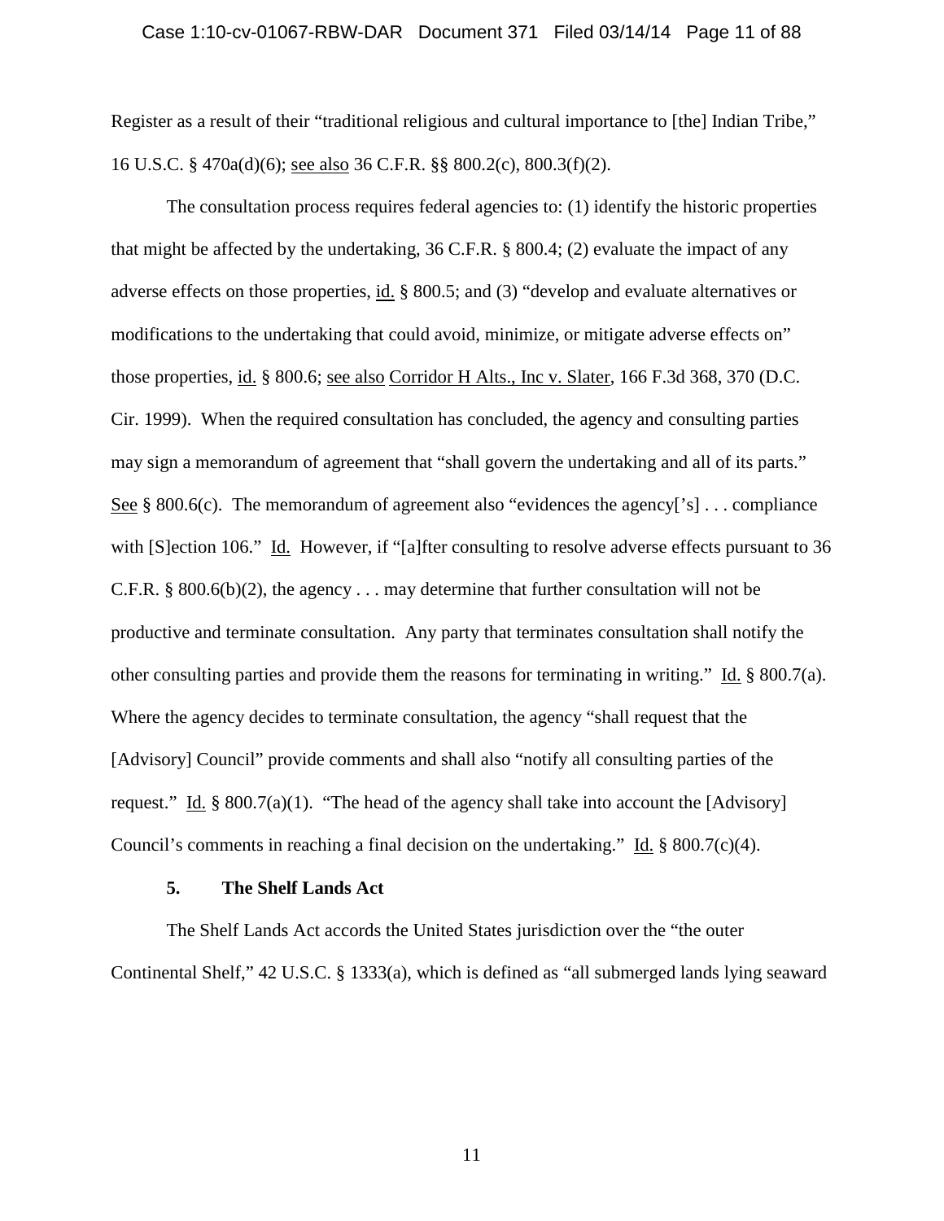Register as a result of their "traditional religious and cultural importance to [the] Indian Tribe," 16 U.S.C. § 470a(d)(6); see also 36 C.F.R. §§ 800.2(c), 800.3(f)(2).

The consultation process requires federal agencies to: (1) identify the historic properties that might be affected by the undertaking, 36 C.F.R. § 800.4; (2) evaluate the impact of any adverse effects on those properties, id. § 800.5; and (3) "develop and evaluate alternatives or modifications to the undertaking that could avoid, minimize, or mitigate adverse effects on" those properties, id. § 800.6; see also Corridor H Alts., Inc v. Slater, 166 F.3d 368, 370 (D.C. Cir. 1999). When the required consultation has concluded, the agency and consulting parties may sign a memorandum of agreement that "shall govern the undertaking and all of its parts." See § 800.6(c). The memorandum of agreement also "evidences the agency['s] . . . compliance with [S]ection 106." Id. However, if "[a]fter consulting to resolve adverse effects pursuant to 36 C.F.R. § 800.6(b)(2), the agency . . . may determine that further consultation will not be productive and terminate consultation. Any party that terminates consultation shall notify the other consulting parties and provide them the reasons for terminating in writing." Id. § 800.7(a). Where the agency decides to terminate consultation, the agency "shall request that the [Advisory] Council" provide comments and shall also "notify all consulting parties of the request." Id. § 800.7(a)(1). "The head of the agency shall take into account the [Advisory] Council's comments in reaching a final decision on the undertaking." Id. § 800.7(c)(4).

**5. The Shelf Lands Act**

The Shelf Lands Act accords the United States jurisdiction over the "the outer Continental Shelf," 42 U.S.C. § 1333(a), which is defined as "all submerged lands lying seaward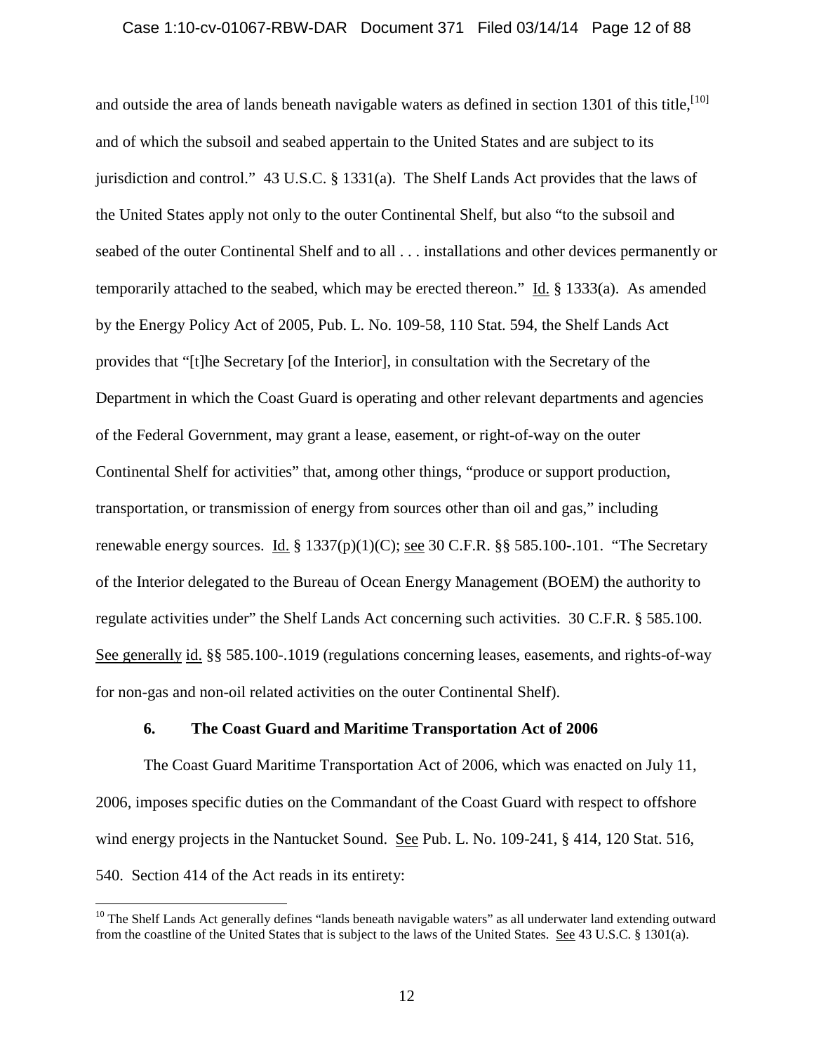and outside the area of lands beneath navigable waters as defined in section 1301 of this title,[10] and of which the subsoil and seabed appertain to the United States and are subject to its jurisdiction and control." 43 U.S.C. § 1331(a). The Shelf Lands Act provides that the laws of the United States apply not only to the outer Continental Shelf, but also "to the subsoil and seabed of the outer Continental Shelf and to all . . . installations and other devices permanently or temporarily attached to the seabed, which may be erected thereon." Id. § 1333(a). As amended by the Energy Policy Act of 2005, Pub. L. No. 109-58, 110 Stat. 594, the Shelf Lands Act provides that "[t]he Secretary [of the Interior], in consultation with the Secretary of the Department in which the Coast Guard is operating and other relevant departments and agencies of the Federal Government, may grant a lease, easement, or right-of-way on the outer Continental Shelf for activities" that, among other things, "produce or support production, transportation, or transmission of energy from sources other than oil and gas," including renewable energy sources. Id. § 1337(p)(1)(C); see 30 C.F.R. §§ 585.100-.101. "The Secretary of the Interior delegated to the Bureau of Ocean Energy Management (BOEM) the authority to regulate activities under" the Shelf Lands Act concerning such activities. 30 C.F.R. § 585.100. See generally id. §§ 585.100-.1019 (regulations concerning leases, easements, and rights-of-way for non-gas and non-oil related activities on the outer Continental Shelf).

### 6. The Coast Guard and Maritime Transportation Act of 2006

The Coast Guard Maritime Transportation Act of 2006, which was enacted on July 11, 2006, imposes specific duties on the Commandant of the Coast Guard with respect to offshore wind energy projects in the Nantucket Sound. See Pub. L. No. 109-241, § 414, 120 Stat. 516, 540. Section 414 of the Act reads in its entirety:

---

[10] The Shelf Lands Act generally defines "lands beneath navigable waters" as all underwater land extending outward from the coastline of the United States that is subject to the laws of the United States. See 43 U.S.C. § 1301(a).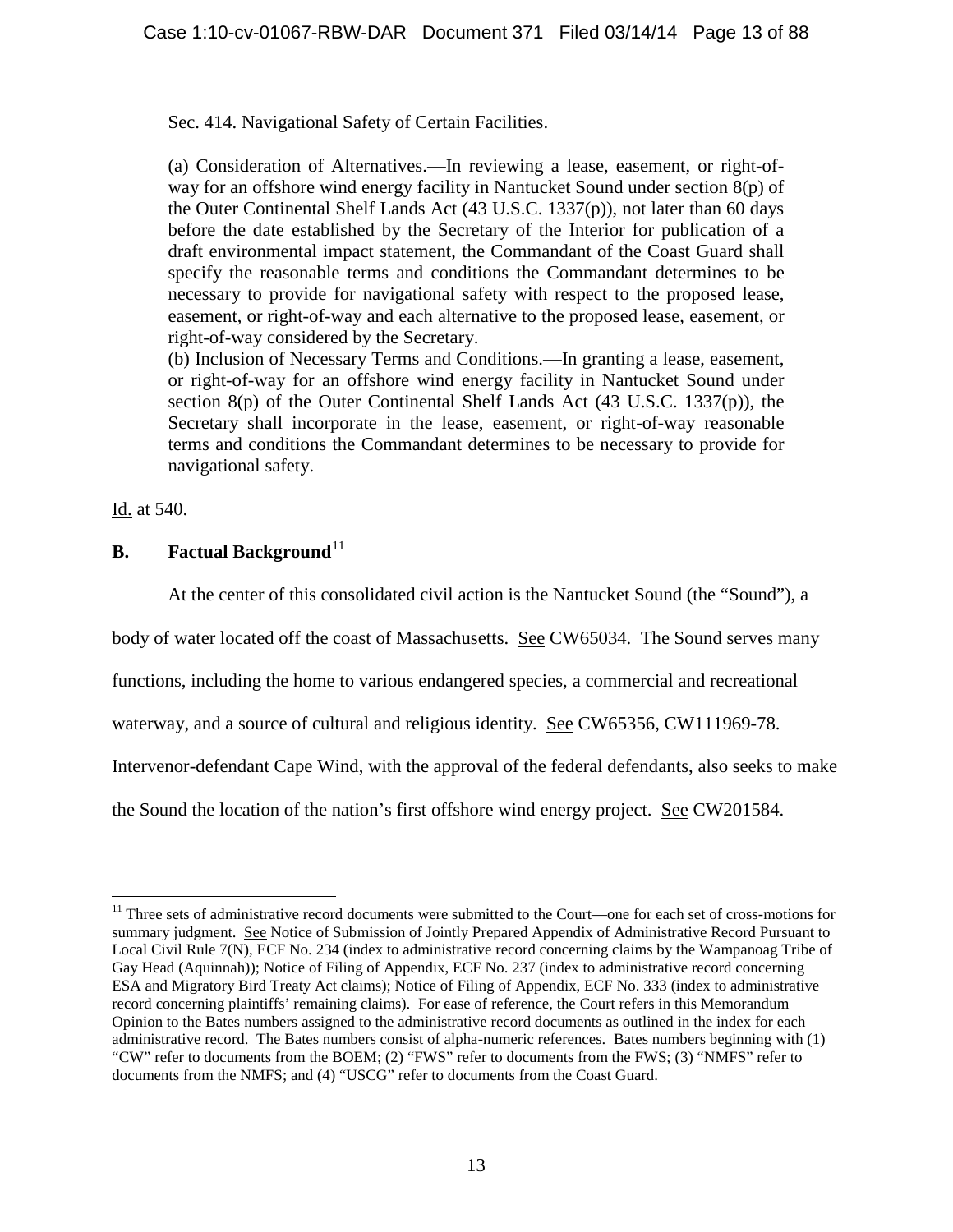Sec. 414. Navigational Safety of Certain Facilities.

(a) Consideration of Alternatives.—In reviewing a lease, easement, or right-of-way for an offshore wind energy facility in Nantucket Sound under section 8(p) of the Outer Continental Shelf Lands Act (43 U.S.C. 1337(p)), not later than 60 days before the date established by the Secretary of the Interior for publication of a draft environmental impact statement, the Commandant of the Coast Guard shall specify the reasonable terms and conditions the Commandant determines to be necessary to provide for navigational safety with respect to the proposed lease, easement, or right-of-way and each alternative to the proposed lease, easement, or right-of-way considered by the Secretary.
(b) Inclusion of Necessary Terms and Conditions.—In granting a lease, easement, or right-of-way for an offshore wind energy facility in Nantucket Sound under section 8(p) of the Outer Continental Shelf Lands Act (43 U.S.C. 1337(p)), the Secretary shall incorporate in the lease, easement, or right-of-way reasonable terms and conditions the Commandant determines to be necessary to provide for navigational safety.

Id. at 540.

## B. Factual Background[11]

At the center of this consolidated civil action is the Nantucket Sound (the "Sound"), a body of water located off the coast of Massachusetts. See CW65034. The Sound serves many functions, including the home to various endangered species, a commercial and recreational waterway, and a source of cultural and religious identity. See CW65356, CW111969-78. Intervenor-defendant Cape Wind, with the approval of the federal defendants, also seeks to make the Sound the location of the nation's first offshore wind energy project. See CW201584.

[11] Three sets of administrative record documents were submitted to the Court—one for each set of cross-motions for summary judgment. See Notice of Submission of Jointly Prepared Appendix of Administrative Record Pursuant to Local Civil Rule 7(N), ECF No. 234 (index to administrative record concerning claims by the Wampanoag Tribe of Gay Head (Aquinnah)); Notice of Filing of Appendix, ECF No. 237 (index to administrative record concerning ESA and Migratory Bird Treaty Act claims); Notice of Filing of Appendix, ECF No. 333 (index to administrative record concerning plaintiffs' remaining claims). For ease of reference, the Court refers in this Memorandum Opinion to the Bates numbers assigned to the administrative record documents as outlined in the index for each administrative record. The Bates numbers consist of alpha-numeric references. Bates numbers beginning with (1) "CW" refer to documents from the BOEM; (2) "FWS" refer to documents from the FWS; (3) "NMFS" refer to documents from the NMFS; and (4) "USCG" refer to documents from the Coast Guard.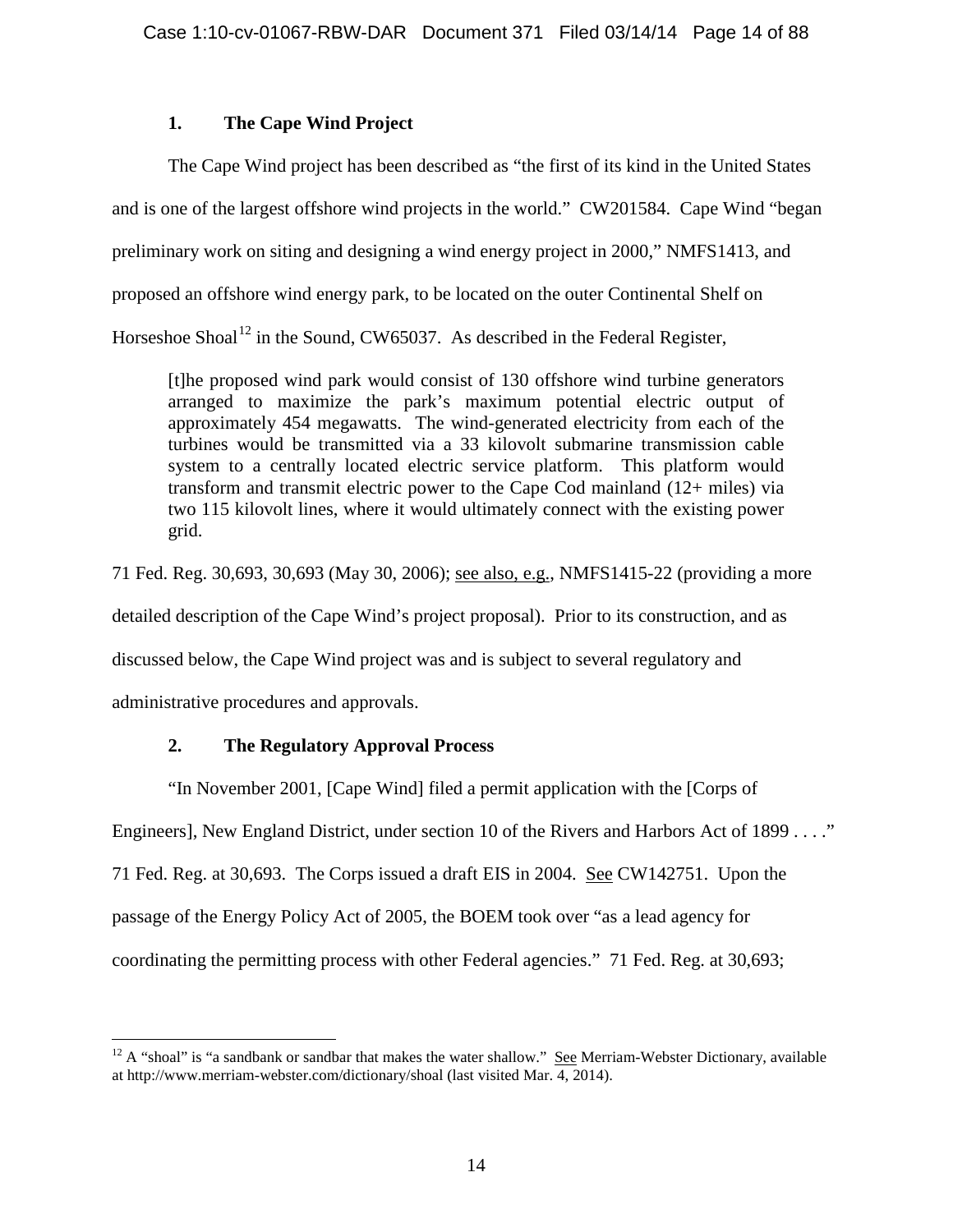### 1. The Cape Wind Project

The Cape Wind project has been described as "the first of its kind in the United States and is one of the largest offshore wind projects in the world." CW201584. Cape Wind "began preliminary work on siting and designing a wind energy project in 2000," NMFS1413, and proposed an offshore wind energy park, to be located on the outer Continental Shelf on Horseshoe Shoal[12] in the Sound, CW65037. As described in the Federal Register,

> [t]he proposed wind park would consist of 130 offshore wind turbine generators arranged to maximize the park's maximum potential electric output of approximately 454 megawatts. The wind-generated electricity from each of the turbines would be transmitted via a 33 kilovolt submarine transmission cable system to a centrally located electric service platform. This platform would transform and transmit electric power to the Cape Cod mainland (12+ miles) via two 115 kilovolt lines, where it would ultimately connect with the existing power grid.

71 Fed. Reg. 30,693, 30,693 (May 30, 2006); see also, e.g., NMFS1415-22 (providing a more detailed description of the Cape Wind's project proposal). Prior to its construction, and as discussed below, the Cape Wind project was and is subject to several regulatory and administrative procedures and approvals.

### 2. The Regulatory Approval Process

"In November 2001, [Cape Wind] filed a permit application with the [Corps of Engineers], New England District, under section 10 of the Rivers and Harbors Act of 1899 . . . ." 71 Fed. Reg. at 30,693. The Corps issued a draft EIS in 2004. See CW142751. Upon the passage of the Energy Policy Act of 2005, the BOEM took over "as a lead agency for coordinating the permitting process with other Federal agencies." 71 Fed. Reg. at 30,693;

---

[12] A "shoal" is "a sandbank or sandbar that makes the water shallow." See Merriam-Webster Dictionary, available at http://www.merriam-webster.com/dictionary/shoal (last visited Mar. 4, 2014).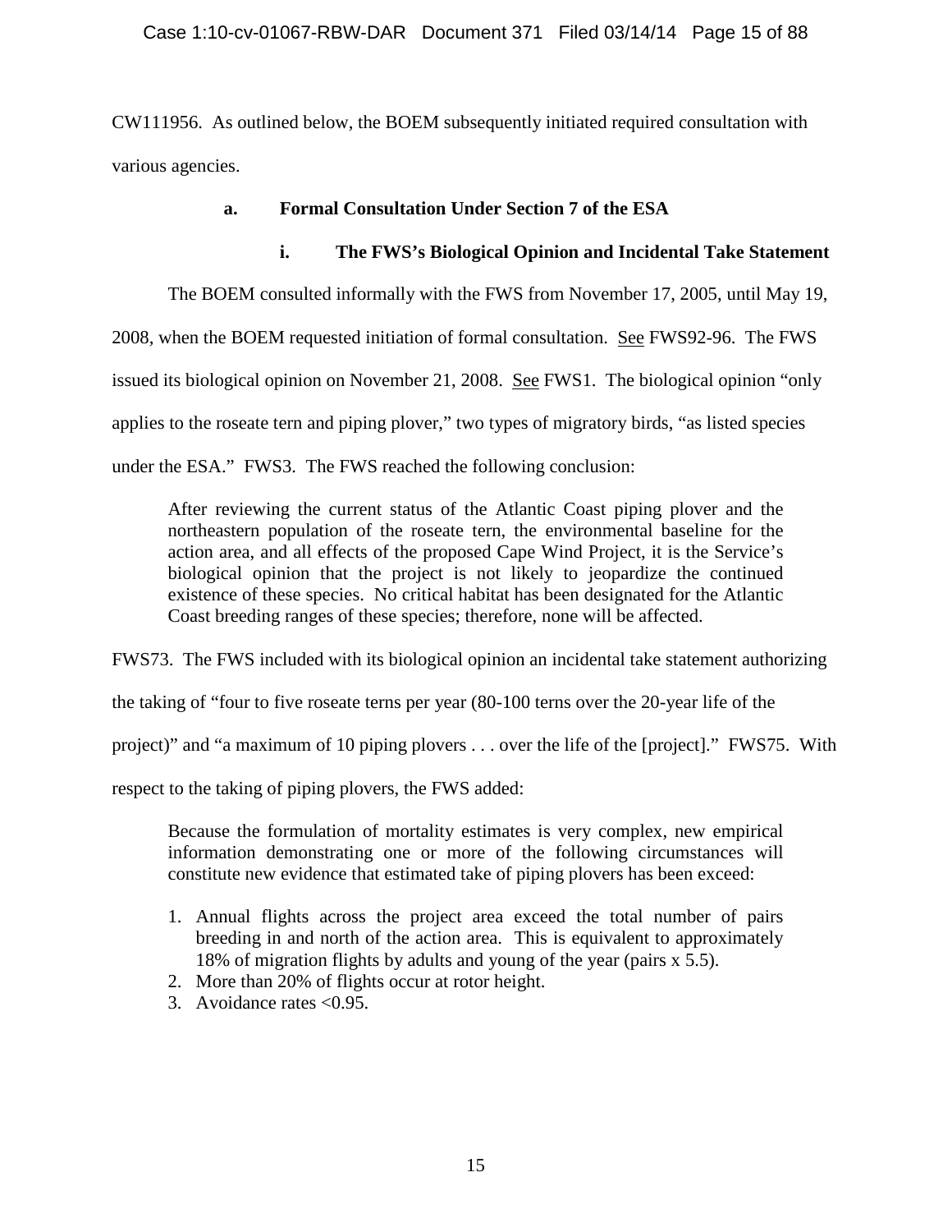CW111956. As outlined below, the BOEM subsequently initiated required consultation with various agencies.

**a. Formal Consultation Under Section 7 of the ESA**

**i. The FWS's Biological Opinion and Incidental Take Statement**

The BOEM consulted informally with the FWS from November 17, 2005, until May 19, 2008, when the BOEM requested initiation of formal consultation. See FWS92-96. The FWS issued its biological opinion on November 21, 2008. See FWS1. The biological opinion "only applies to the roseate tern and piping plover," two types of migratory birds, "as listed species under the ESA." FWS3. The FWS reached the following conclusion:

> After reviewing the current status of the Atlantic Coast piping plover and the northeastern population of the roseate tern, the environmental baseline for the action area, and all effects of the proposed Cape Wind Project, it is the Service's biological opinion that the project is not likely to jeopardize the continued existence of these species. No critical habitat has been designated for the Atlantic Coast breeding ranges of these species; therefore, none will be affected.

FWS73. The FWS included with its biological opinion an incidental take statement authorizing the taking of "four to five roseate terns per year (80-100 terns over the 20-year life of the project)" and "a maximum of 10 piping plovers . . . over the life of the [project]." FWS75. With respect to the taking of piping plovers, the FWS added:

> Because the formulation of mortality estimates is very complex, new empirical information demonstrating one or more of the following circumstances will constitute new evidence that estimated take of piping plovers has been exceed:
>
> 1. Annual flights across the project area exceed the total number of pairs breeding in and north of the action area. This is equivalent to approximately 18% of migration flights by adults and young of the year (pairs x 5.5).
> 2. More than 20% of flights occur at rotor height.
> 3. Avoidance rates <0.95.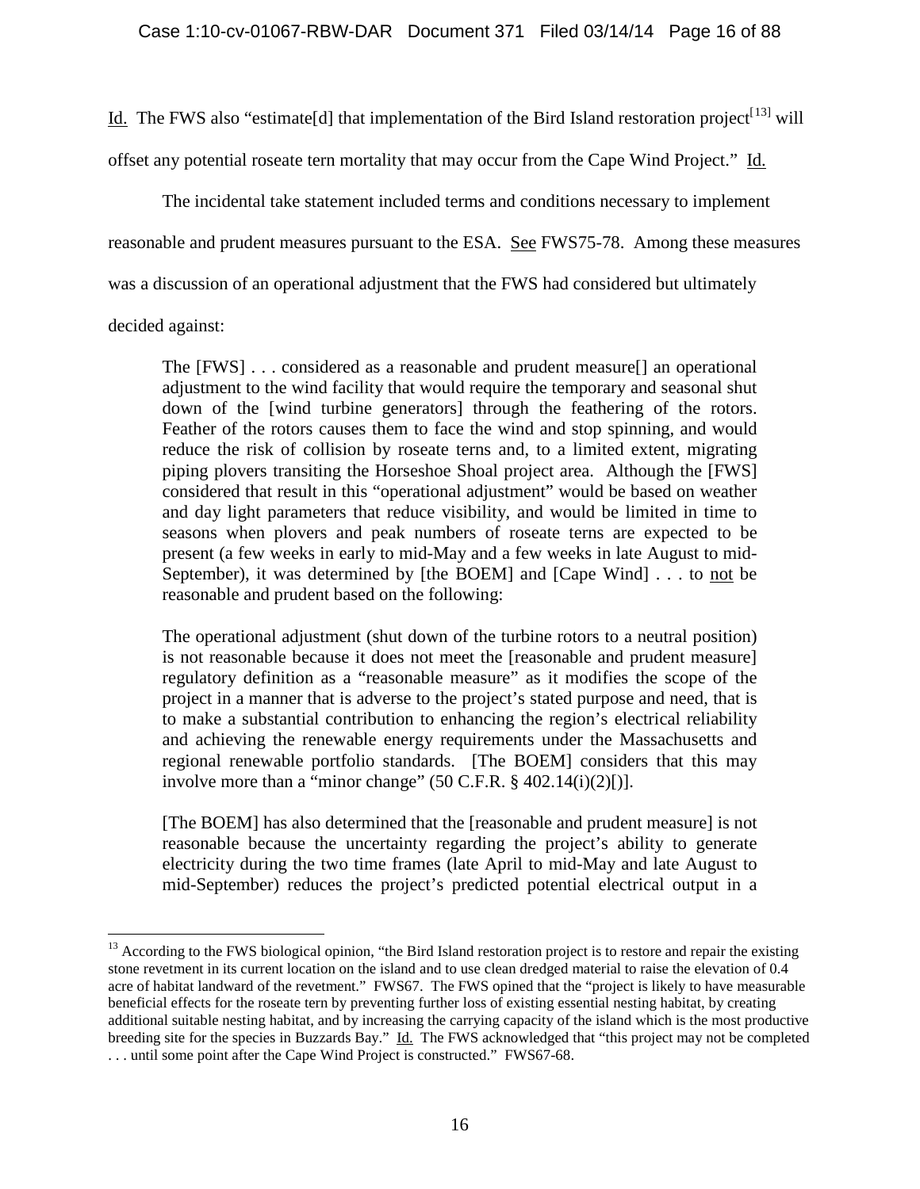Id. The FWS also "estimate[d] that implementation of the Bird Island restoration project[13] will offset any potential roseate tern mortality that may occur from the Cape Wind Project." Id.

The incidental take statement included terms and conditions necessary to implement reasonable and prudent measures pursuant to the ESA. See FWS75-78. Among these measures was a discussion of an operational adjustment that the FWS had considered but ultimately decided against:

> The [FWS] . . . considered as a reasonable and prudent measure[] an operational adjustment to the wind facility that would require the temporary and seasonal shut down of the [wind turbine generators] through the feathering of the rotors. Feather of the rotors causes them to face the wind and stop spinning, and would reduce the risk of collision by roseate terns and, to a limited extent, migrating piping plovers transiting the Horseshoe Shoal project area. Although the [FWS] considered that result in this "operational adjustment" would be based on weather and day light parameters that reduce visibility, and would be limited in time to seasons when plovers and peak numbers of roseate terns are expected to be present (a few weeks in early to mid-May and a few weeks in late August to mid-September), it was determined by [the BOEM] and [Cape Wind] . . . to not be reasonable and prudent based on the following:
>
> The operational adjustment (shut down of the turbine rotors to a neutral position) is not reasonable because it does not meet the [reasonable and prudent measure] regulatory definition as a "reasonable measure" as it modifies the scope of the project in a manner that is adverse to the project's stated purpose and need, that is to make a substantial contribution to enhancing the region's electrical reliability and achieving the renewable energy requirements under the Massachusetts and regional renewable portfolio standards. [The BOEM] considers that this may involve more than a "minor change" (50 C.F.R. § 402.14(i)(2)[]).
>
> [The BOEM] has also determined that the [reasonable and prudent measure] is not reasonable because the uncertainty regarding the project's ability to generate electricity during the two time frames (late April to mid-May and late August to mid-September) reduces the project's predicted potential electrical output in a

---

[13] According to the FWS biological opinion, "the Bird Island restoration project is to restore and repair the existing stone revetment in its current location on the island and to use clean dredged material to raise the elevation of 0.4 acre of habitat landward of the revetment." FWS67. The FWS opined that the "project is likely to have measurable beneficial effects for the roseate tern by preventing further loss of existing essential nesting habitat, by creating additional suitable nesting habitat, and by increasing the carrying capacity of the island which is the most productive breeding site for the species in Buzzards Bay." Id. The FWS acknowledged that "this project may not be completed . . . until some point after the Cape Wind Project is constructed." FWS67-68.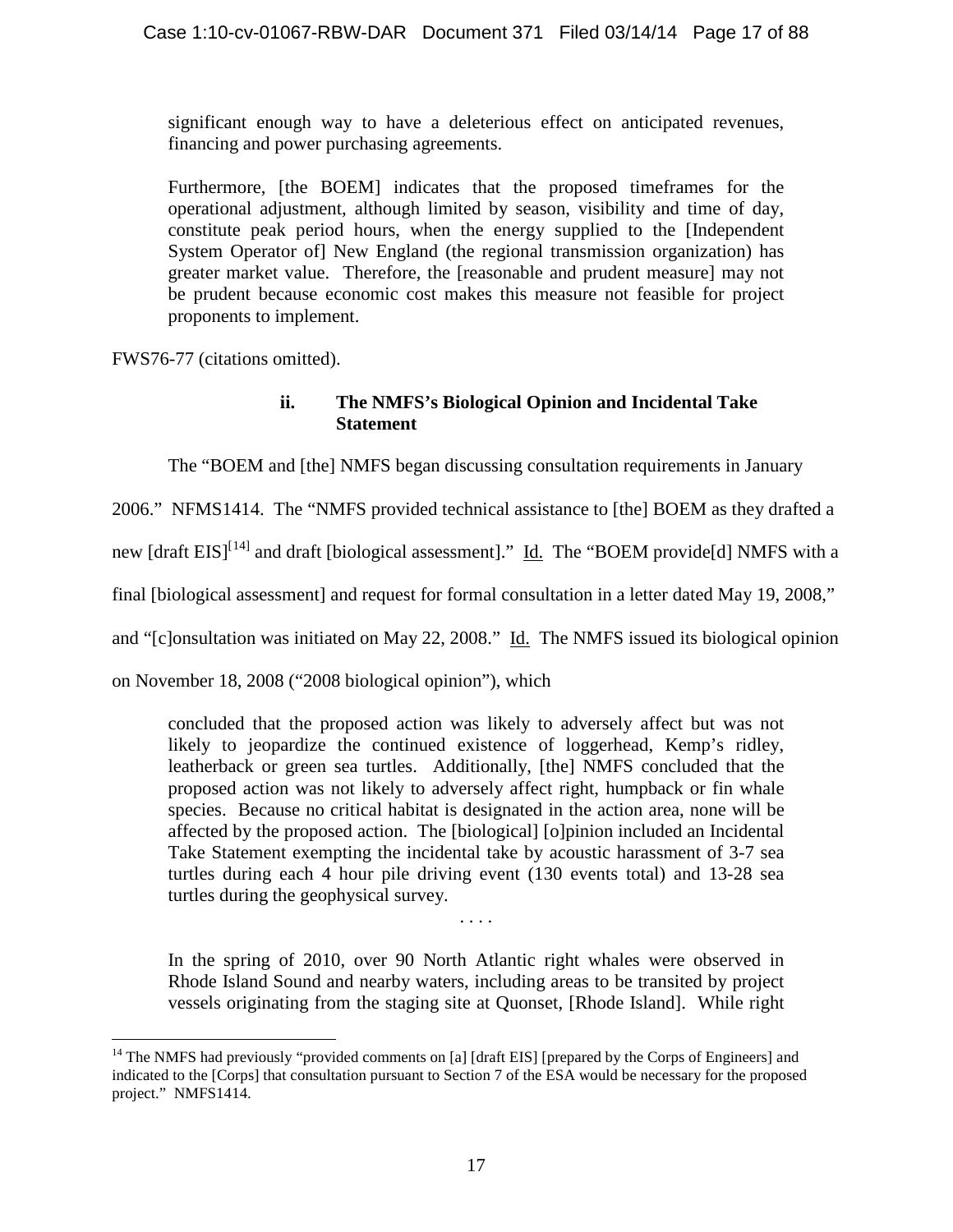> significant enough way to have a deleterious effect on anticipated revenues, financing and power purchasing agreements.
>
> Furthermore, [the BOEM] indicates that the proposed timeframes for the operational adjustment, although limited by season, visibility and time of day, constitute peak period hours, when the energy supplied to the [Independent System Operator of] New England (the regional transmission organization) has greater market value. Therefore, the [reasonable and prudent measure] may not be prudent because economic cost makes this measure not feasible for project proponents to implement.

FWS76-77 (citations omitted).

#### ii. The NMFS's Biological Opinion and Incidental Take Statement

The "BOEM and [the] NMFS began discussing consultation requirements in January 2006." NFMS1414. The "NMFS provided technical assistance to [the] BOEM as they drafted a new [draft EIS][14] and draft [biological assessment]." Id. The "BOEM provide[d] NMFS with a final [biological assessment] and request for formal consultation in a letter dated May 19, 2008," and "[c]onsultation was initiated on May 22, 2008." Id. The NMFS issued its biological opinion on November 18, 2008 ("2008 biological opinion"), which

> concluded that the proposed action was likely to adversely affect but was not likely to jeopardize the continued existence of loggerhead, Kemp's ridley, leatherback or green sea turtles. Additionally, [the] NMFS concluded that the proposed action was not likely to adversely affect right, humpback or fin whale species. Because no critical habitat is designated in the action area, none will be affected by the proposed action. The [biological] [o]pinion included an Incidental Take Statement exempting the incidental take by acoustic harassment of 3-7 sea turtles during each 4 hour pile driving event (130 events total) and 13-28 sea turtles during the geophysical survey.
>
> . . . .
>
> In the spring of 2010, over 90 North Atlantic right whales were observed in Rhode Island Sound and nearby waters, including areas to be transited by project vessels originating from the staging site at Quonset, [Rhode Island]. While right

[14] The NMFS had previously "provided comments on [a] [draft EIS] [prepared by the Corps of Engineers] and indicated to the [Corps] that consultation pursuant to Section 7 of the ESA would be necessary for the proposed project." NMFS1414.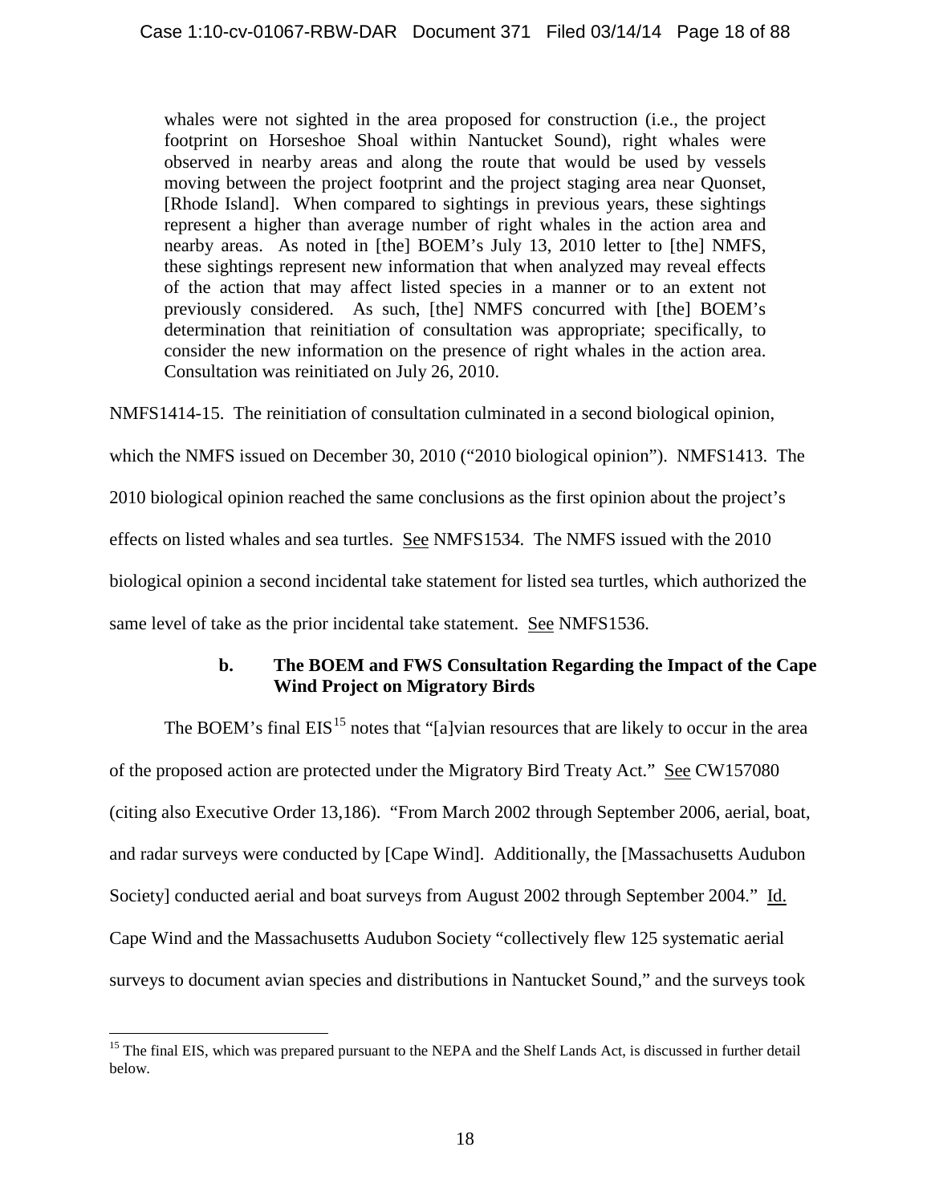> whales were not sighted in the area proposed for construction (i.e., the project footprint on Horseshoe Shoal within Nantucket Sound), right whales were observed in nearby areas and along the route that would be used by vessels moving between the project footprint and the project staging area near Quonset, [Rhode Island]. When compared to sightings in previous years, these sightings represent a higher than average number of right whales in the action area and nearby areas. As noted in [the] BOEM's July 13, 2010 letter to [the] NMFS, these sightings represent new information that when analyzed may reveal effects of the action that may affect listed species in a manner or to an extent not previously considered. As such, [the] NMFS concurred with [the] BOEM's determination that reinitiation of consultation was appropriate; specifically, to consider the new information on the presence of right whales in the action area. Consultation was reinitiated on July 26, 2010.

NMFS1414-15. The reinitiation of consultation culminated in a second biological opinion, which the NMFS issued on December 30, 2010 ("2010 biological opinion"). NMFS1413. The 2010 biological opinion reached the same conclusions as the first opinion about the project's effects on listed whales and sea turtles. See NMFS1534. The NMFS issued with the 2010 biological opinion a second incidental take statement for listed sea turtles, which authorized the same level of take as the prior incidental take statement. See NMFS1536.

#### b. The BOEM and FWS Consultation Regarding the Impact of the Cape Wind Project on Migratory Birds

The BOEM's final EIS[15] notes that "[a]vian resources that are likely to occur in the area of the proposed action are protected under the Migratory Bird Treaty Act." See CW157080 (citing also Executive Order 13,186). "From March 2002 through September 2006, aerial, boat, and radar surveys were conducted by [Cape Wind]. Additionally, the [Massachusetts Audubon Society] conducted aerial and boat surveys from August 2002 through September 2004." Id. Cape Wind and the Massachusetts Audubon Society "collectively flew 125 systematic aerial surveys to document avian species and distributions in Nantucket Sound," and the surveys took

[15] The final EIS, which was prepared pursuant to the NEPA and the Shelf Lands Act, is discussed in further detail below.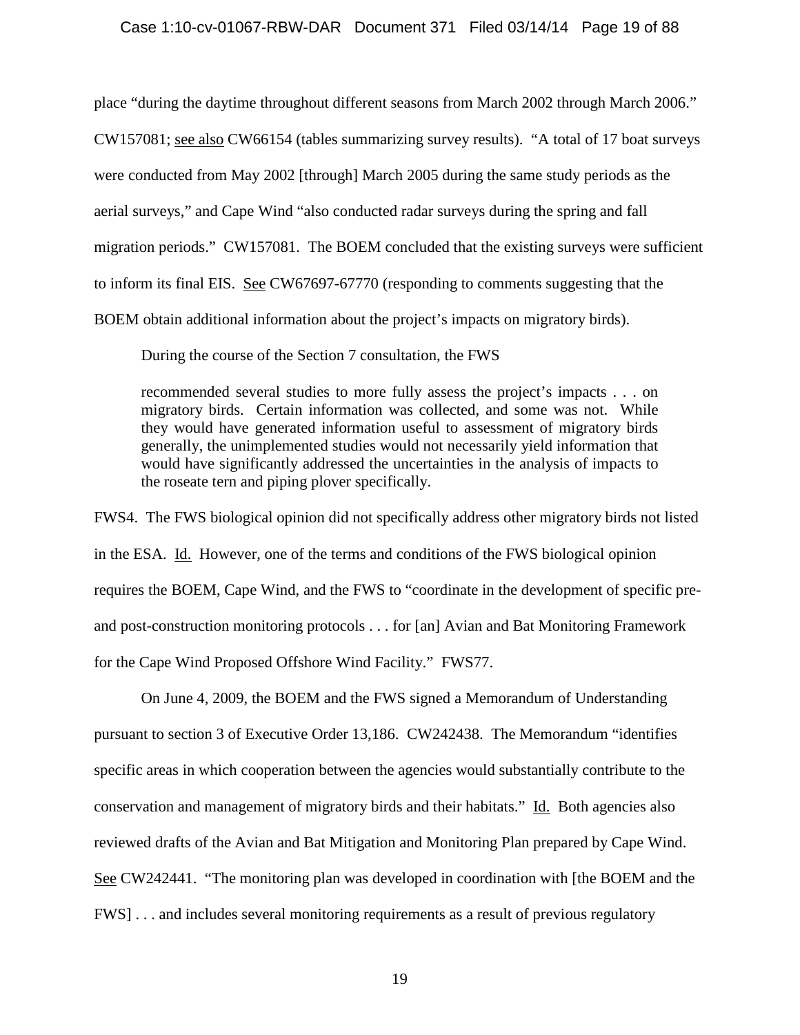place "during the daytime throughout different seasons from March 2002 through March 2006." CW157081; <u>see also</u> CW66154 (tables summarizing survey results). "A total of 17 boat surveys were conducted from May 2002 [through] March 2005 during the same study periods as the aerial surveys," and Cape Wind "also conducted radar surveys during the spring and fall migration periods." CW157081. The BOEM concluded that the existing surveys were sufficient to inform its final EIS. <u>See</u> CW67697-67770 (responding to comments suggesting that the BOEM obtain additional information about the project's impacts on migratory birds).

During the course of the Section 7 consultation, the FWS

> recommended several studies to more fully assess the project's impacts . . . on migratory birds. Certain information was collected, and some was not. While they would have generated information useful to assessment of migratory birds generally, the unimplemented studies would not necessarily yield information that would have significantly addressed the uncertainties in the analysis of impacts to the roseate tern and piping plover specifically.

FWS4. The FWS biological opinion did not specifically address other migratory birds not listed in the ESA. <u>Id.</u> However, one of the terms and conditions of the FWS biological opinion requires the BOEM, Cape Wind, and the FWS to "coordinate in the development of specific pre- and post-construction monitoring protocols . . . for [an] Avian and Bat Monitoring Framework for the Cape Wind Proposed Offshore Wind Facility." FWS77.

On June 4, 2009, the BOEM and the FWS signed a Memorandum of Understanding pursuant to section 3 of Executive Order 13,186. CW242438. The Memorandum "identifies specific areas in which cooperation between the agencies would substantially contribute to the conservation and management of migratory birds and their habitats." <u>Id.</u> Both agencies also reviewed drafts of the Avian and Bat Mitigation and Monitoring Plan prepared by Cape Wind. <u>See</u> CW242441. "The monitoring plan was developed in coordination with [the BOEM and the FWS] . . . and includes several monitoring requirements as a result of previous regulatory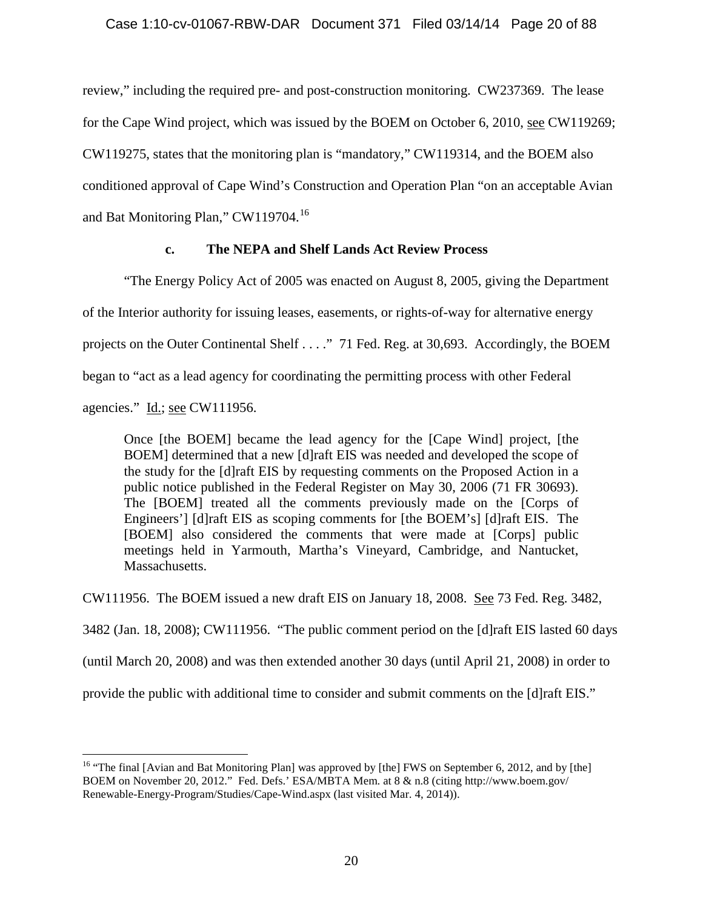review," including the required pre- and post-construction monitoring. CW237369. The lease for the Cape Wind project, which was issued by the BOEM on October 6, 2010, see CW119269; CW119275, states that the monitoring plan is "mandatory," CW119314, and the BOEM also conditioned approval of Cape Wind's Construction and Operation Plan "on an acceptable Avian and Bat Monitoring Plan," CW119704.[16]

**c. The NEPA and Shelf Lands Act Review Process**

"The Energy Policy Act of 2005 was enacted on August 8, 2005, giving the Department of the Interior authority for issuing leases, easements, or rights-of-way for alternative energy projects on the Outer Continental Shelf . . . ." 71 Fed. Reg. at 30,693. Accordingly, the BOEM began to "act as a lead agency for coordinating the permitting process with other Federal agencies." Id.; see CW111956.

> Once [the BOEM] became the lead agency for the [Cape Wind] project, [the BOEM] determined that a new [d]raft EIS was needed and developed the scope of the study for the [d]raft EIS by requesting comments on the Proposed Action in a public notice published in the Federal Register on May 30, 2006 (71 FR 30693). The [BOEM] treated all the comments previously made on the [Corps of Engineers'] [d]raft EIS as scoping comments for [the BOEM's] [d]raft EIS. The [BOEM] also considered the comments that were made at [Corps] public meetings held in Yarmouth, Martha's Vineyard, Cambridge, and Nantucket, Massachusetts.

CW111956. The BOEM issued a new draft EIS on January 18, 2008. See 73 Fed. Reg. 3482, 3482 (Jan. 18, 2008); CW111956. "The public comment period on the [d]raft EIS lasted 60 days (until March 20, 2008) and was then extended another 30 days (until April 21, 2008) in order to provide the public with additional time to consider and submit comments on the [d]raft EIS."

---

[16] "The final [Avian and Bat Monitoring Plan] was approved by [the] FWS on September 6, 2012, and by [the] BOEM on November 20, 2012." Fed. Defs.' ESA/MBTA Mem. at 8 & n.8 (citing http://www.boem.gov/Renewable-Energy-Program/Studies/Cape-Wind.aspx (last visited Mar. 4, 2014)).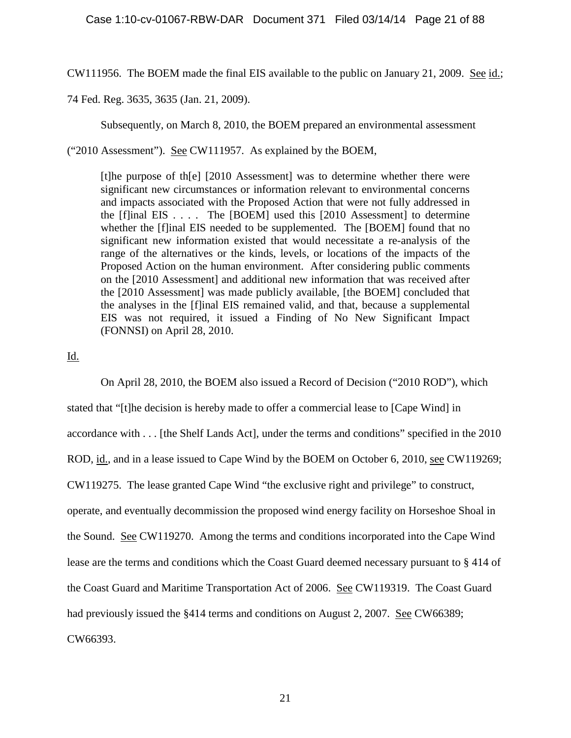CW111956. The BOEM made the final EIS available to the public on January 21, 2009. See id.; 74 Fed. Reg. 3635, 3635 (Jan. 21, 2009).

Subsequently, on March 8, 2010, the BOEM prepared an environmental assessment ("2010 Assessment"). See CW111957. As explained by the BOEM,

> [t]he purpose of th[e] [2010 Assessment] was to determine whether there were significant new circumstances or information relevant to environmental concerns and impacts associated with the Proposed Action that were not fully addressed in the [f]inal EIS . . . . The [BOEM] used this [2010 Assessment] to determine whether the [f]inal EIS needed to be supplemented. The [BOEM] found that no significant new information existed that would necessitate a re-analysis of the range of the alternatives or the kinds, levels, or locations of the impacts of the Proposed Action on the human environment. After considering public comments on the [2010 Assessment] and additional new information that was received after the [2010 Assessment] was made publicly available, [the BOEM] concluded that the analyses in the [f]inal EIS remained valid, and that, because a supplemental EIS was not required, it issued a Finding of No New Significant Impact (FONNSI) on April 28, 2010.

Id.

On April 28, 2010, the BOEM also issued a Record of Decision ("2010 ROD"), which stated that "[t]he decision is hereby made to offer a commercial lease to [Cape Wind] in accordance with . . . [the Shelf Lands Act], under the terms and conditions" specified in the 2010 ROD, id., and in a lease issued to Cape Wind by the BOEM on October 6, 2010, see CW119269; CW119275. The lease granted Cape Wind "the exclusive right and privilege" to construct, operate, and eventually decommission the proposed wind energy facility on Horseshoe Shoal in the Sound. See CW119270. Among the terms and conditions incorporated into the Cape Wind lease are the terms and conditions which the Coast Guard deemed necessary pursuant to § 414 of the Coast Guard and Maritime Transportation Act of 2006. See CW119319. The Coast Guard had previously issued the §414 terms and conditions on August 2, 2007. See CW66389; CW66393.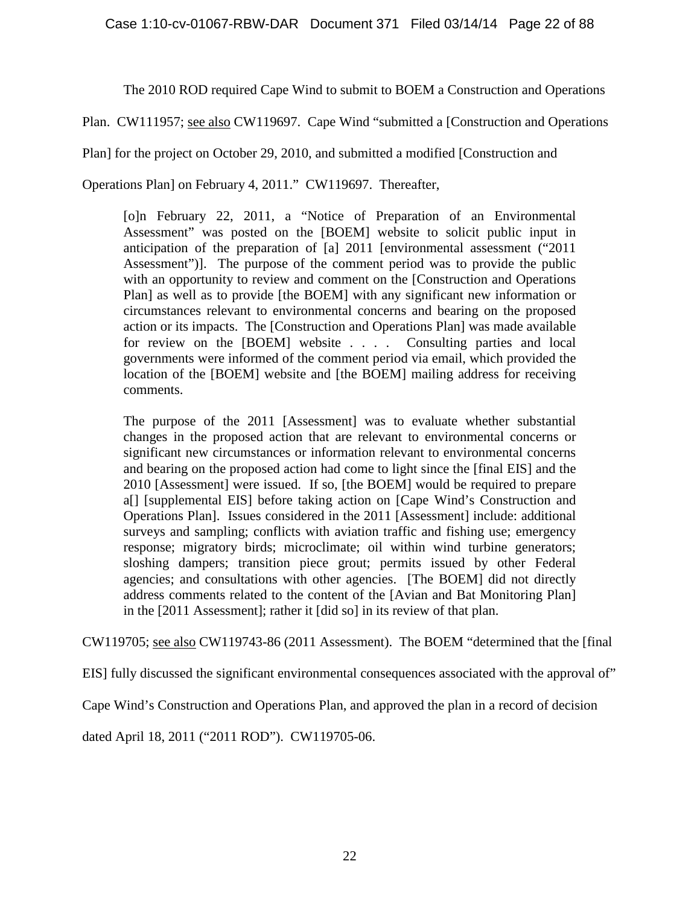The 2010 ROD required Cape Wind to submit to BOEM a Construction and Operations Plan. CW111957; see also CW119697. Cape Wind "submitted a [Construction and Operations Plan] for the project on October 29, 2010, and submitted a modified [Construction and Operations Plan] on February 4, 2011." CW119697. Thereafter,

> [o]n February 22, 2011, a "Notice of Preparation of an Environmental Assessment" was posted on the [BOEM] website to solicit public input in anticipation of the preparation of [a] 2011 [environmental assessment ("2011 Assessment")]. The purpose of the comment period was to provide the public with an opportunity to review and comment on the [Construction and Operations Plan] as well as to provide [the BOEM] with any significant new information or circumstances relevant to environmental concerns and bearing on the proposed action or its impacts. The [Construction and Operations Plan] was made available for review on the [BOEM] website . . . . Consulting parties and local governments were informed of the comment period via email, which provided the location of the [BOEM] website and [the BOEM] mailing address for receiving comments.
>
> The purpose of the 2011 [Assessment] was to evaluate whether substantial changes in the proposed action that are relevant to environmental concerns or significant new circumstances or information relevant to environmental concerns and bearing on the proposed action had come to light since the [final EIS] and the 2010 [Assessment] were issued. If so, [the BOEM] would be required to prepare a[] [supplemental EIS] before taking action on [Cape Wind's Construction and Operations Plan]. Issues considered in the 2011 [Assessment] include: additional surveys and sampling; conflicts with aviation traffic and fishing use; emergency response; migratory birds; microclimate; oil within wind turbine generators; sloshing dampers; transition piece grout; permits issued by other Federal agencies; and consultations with other agencies. [The BOEM] did not directly address comments related to the content of the [Avian and Bat Monitoring Plan] in the [2011 Assessment]; rather it [did so] in its review of that plan.

CW119705; see also CW119743-86 (2011 Assessment). The BOEM "determined that the [final EIS] fully discussed the significant environmental consequences associated with the approval of" Cape Wind's Construction and Operations Plan, and approved the plan in a record of decision dated April 18, 2011 ("2011 ROD"). CW119705-06.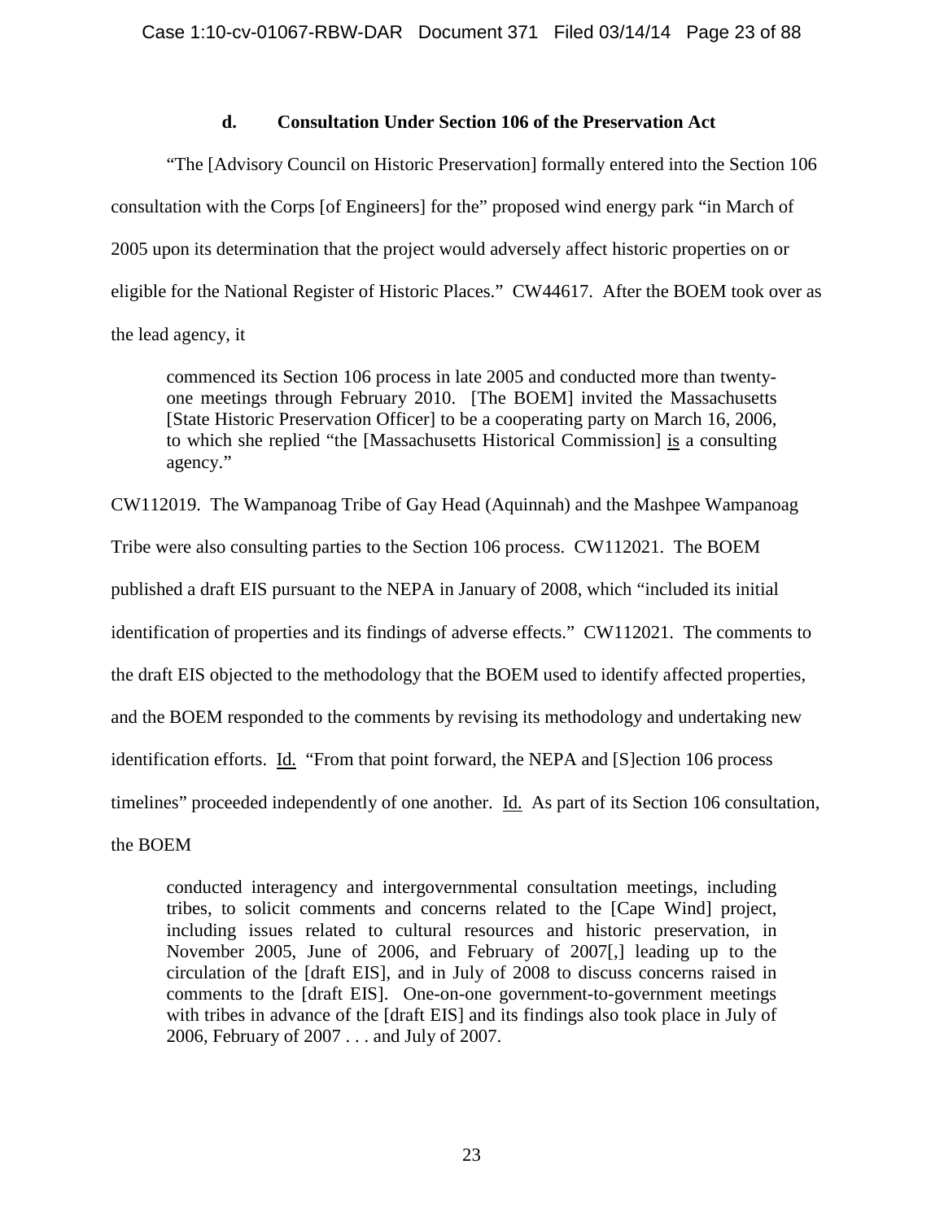#### d. Consultation Under Section 106 of the Preservation Act

"The [Advisory Council on Historic Preservation] formally entered into the Section 106 consultation with the Corps [of Engineers] for the" proposed wind energy park "in March of 2005 upon its determination that the project would adversely affect historic properties on or eligible for the National Register of Historic Places." CW44617. After the BOEM took over as the lead agency, it

> commenced its Section 106 process in late 2005 and conducted more than twenty-one meetings through February 2010. [The BOEM] invited the Massachusetts [State Historic Preservation Officer] to be a cooperating party on March 16, 2006, to which she replied "the [Massachusetts Historical Commission] is a consulting agency."

CW112019. The Wampanoag Tribe of Gay Head (Aquinnah) and the Mashpee Wampanoag Tribe were also consulting parties to the Section 106 process. CW112021. The BOEM published a draft EIS pursuant to the NEPA in January of 2008, which "included its initial identification of properties and its findings of adverse effects." CW112021. The comments to the draft EIS objected to the methodology that the BOEM used to identify affected properties, and the BOEM responded to the comments by revising its methodology and undertaking new identification efforts. Id. "From that point forward, the NEPA and [S]ection 106 process timelines" proceeded independently of one another. Id. As part of its Section 106 consultation, the BOEM

> conducted interagency and intergovernmental consultation meetings, including tribes, to solicit comments and concerns related to the [Cape Wind] project, including issues related to cultural resources and historic preservation, in November 2005, June of 2006, and February of 2007[,] leading up to the circulation of the [draft EIS], and in July of 2008 to discuss concerns raised in comments to the [draft EIS]. One-on-one government-to-government meetings with tribes in advance of the [draft EIS] and its findings also took place in July of 2006, February of 2007 . . . and July of 2007.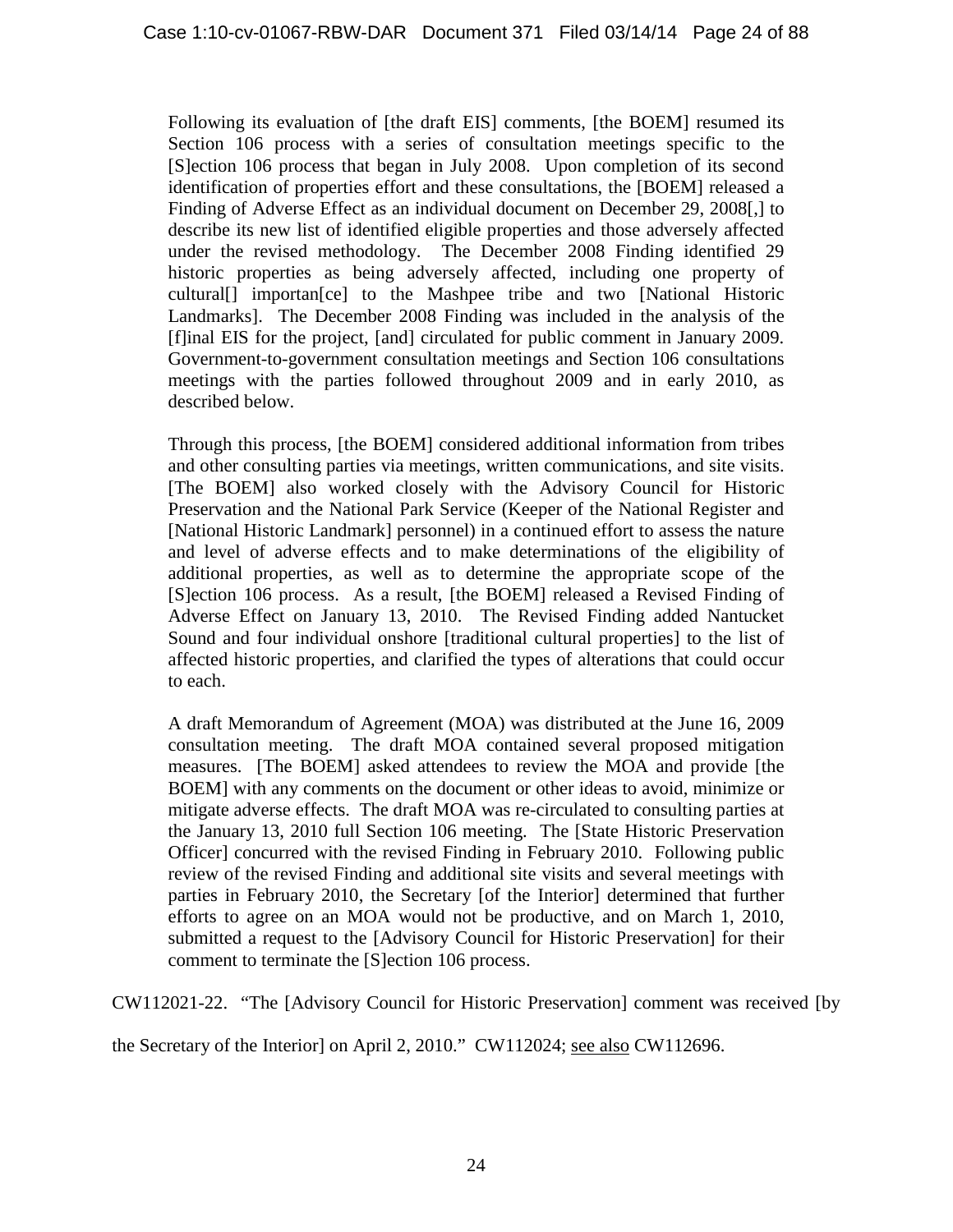> Following its evaluation of [the draft EIS] comments, [the BOEM] resumed its Section 106 process with a series of consultation meetings specific to the [S]ection 106 process that began in July 2008. Upon completion of its second identification of properties effort and these consultations, the [BOEM] released a Finding of Adverse Effect as an individual document on December 29, 2008[,] to describe its new list of identified eligible properties and those adversely affected under the revised methodology. The December 2008 Finding identified 29 historic properties as being adversely affected, including one property of cultural[] importan[ce] to the Mashpee tribe and two [National Historic Landmarks]. The December 2008 Finding was included in the analysis of the [f]inal EIS for the project, [and] circulated for public comment in January 2009. Government-to-government consultation meetings and Section 106 consultations meetings with the parties followed throughout 2009 and in early 2010, as described below.
>
> Through this process, [the BOEM] considered additional information from tribes and other consulting parties via meetings, written communications, and site visits. [The BOEM] also worked closely with the Advisory Council for Historic Preservation and the National Park Service (Keeper of the National Register and [National Historic Landmark] personnel) in a continued effort to assess the nature and level of adverse effects and to make determinations of the eligibility of additional properties, as well as to determine the appropriate scope of the [S]ection 106 process. As a result, [the BOEM] released a Revised Finding of Adverse Effect on January 13, 2010. The Revised Finding added Nantucket Sound and four individual onshore [traditional cultural properties] to the list of affected historic properties, and clarified the types of alterations that could occur to each.
>
> A draft Memorandum of Agreement (MOA) was distributed at the June 16, 2009 consultation meeting. The draft MOA contained several proposed mitigation measures. [The BOEM] asked attendees to review the MOA and provide [the BOEM] with any comments on the document or other ideas to avoid, minimize or mitigate adverse effects. The draft MOA was re-circulated to consulting parties at the January 13, 2010 full Section 106 meeting. The [State Historic Preservation Officer] concurred with the revised Finding in February 2010. Following public review of the revised Finding and additional site visits and several meetings with parties in February 2010, the Secretary [of the Interior] determined that further efforts to agree on an MOA would not be productive, and on March 1, 2010, submitted a request to the [Advisory Council for Historic Preservation] for their comment to terminate the [S]ection 106 process.

CW112021-22. "The [Advisory Council for Historic Preservation] comment was received [by the Secretary of the Interior] on April 2, 2010." CW112024; see also CW112696.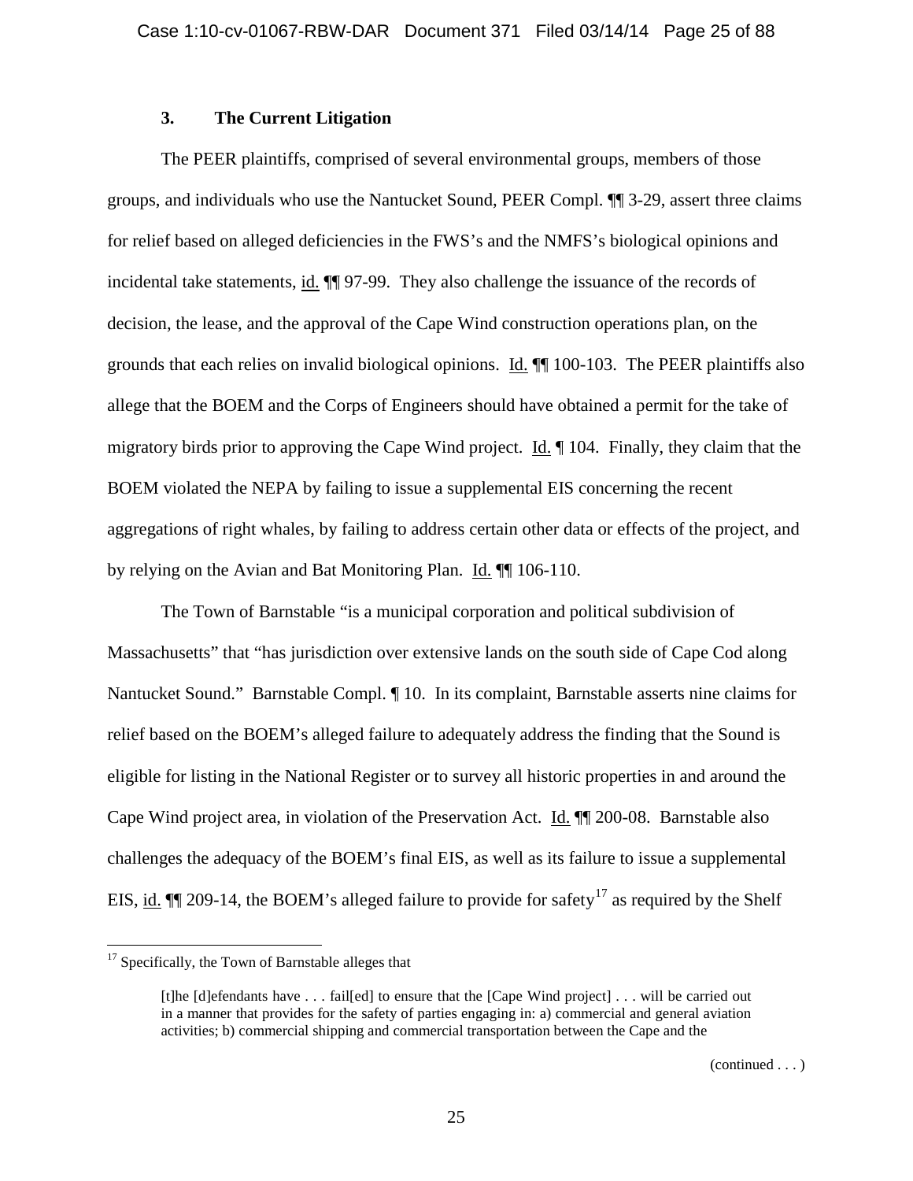### 3. The Current Litigation

The PEER plaintiffs, comprised of several environmental groups, members of those groups, and individuals who use the Nantucket Sound, PEER Compl. ¶¶ 3-29, assert three claims for relief based on alleged deficiencies in the FWS's and the NMFS's biological opinions and incidental take statements, id. ¶¶ 97-99. They also challenge the issuance of the records of decision, the lease, and the approval of the Cape Wind construction operations plan, on the grounds that each relies on invalid biological opinions. Id. ¶¶ 100-103. The PEER plaintiffs also allege that the BOEM and the Corps of Engineers should have obtained a permit for the take of migratory birds prior to approving the Cape Wind project. Id. ¶ 104. Finally, they claim that the BOEM violated the NEPA by failing to issue a supplemental EIS concerning the recent aggregations of right whales, by failing to address certain other data or effects of the project, and by relying on the Avian and Bat Monitoring Plan. Id. ¶¶ 106-110.

The Town of Barnstable "is a municipal corporation and political subdivision of Massachusetts" that "has jurisdiction over extensive lands on the south side of Cape Cod along Nantucket Sound." Barnstable Compl. ¶ 10. In its complaint, Barnstable asserts nine claims for relief based on the BOEM's alleged failure to adequately address the finding that the Sound is eligible for listing in the National Register or to survey all historic properties in and around the Cape Wind project area, in violation of the Preservation Act. Id. ¶¶ 200-08. Barnstable also challenges the adequacy of the BOEM's final EIS, as well as its failure to issue a supplemental EIS, id. ¶¶ 209-14, the BOEM's alleged failure to provide for safety[17] as required by the Shelf

---

[17] Specifically, the Town of Barnstable alleges that

> [t]he [d]efendants have . . . fail[ed] to ensure that the [Cape Wind project] . . . will be carried out in a manner that provides for the safety of parties engaging in: a) commercial and general aviation activities; b) commercial shipping and commercial transportation between the Cape and the

(continued . . . )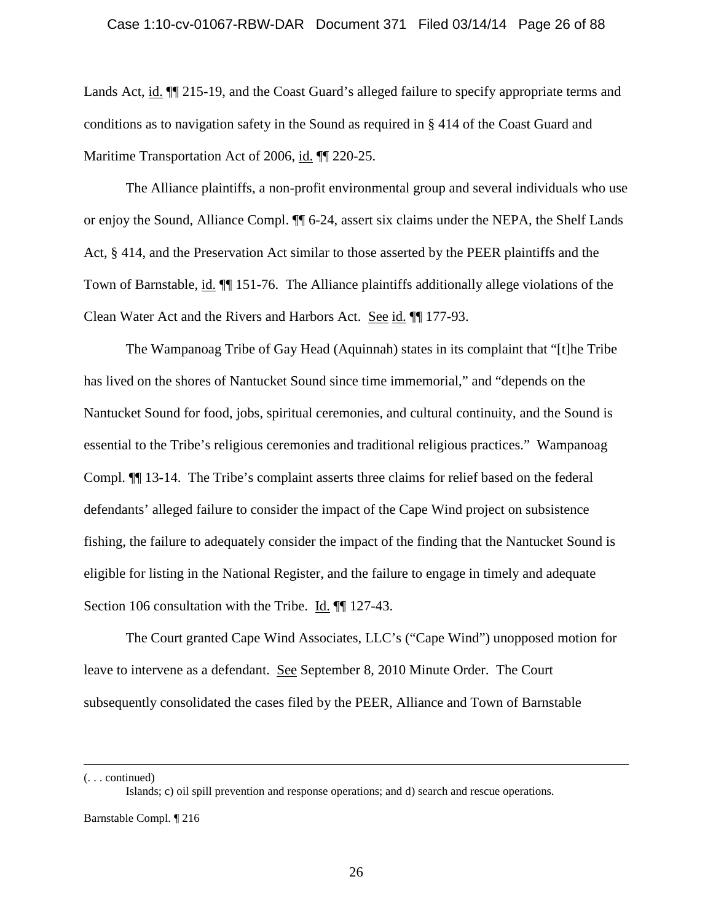Lands Act, id. ¶¶ 215-19, and the Coast Guard's alleged failure to specify appropriate terms and conditions as to navigation safety in the Sound as required in § 414 of the Coast Guard and Maritime Transportation Act of 2006, id. ¶¶ 220-25.

The Alliance plaintiffs, a non-profit environmental group and several individuals who use or enjoy the Sound, Alliance Compl. ¶¶ 6-24, assert six claims under the NEPA, the Shelf Lands Act, § 414, and the Preservation Act similar to those asserted by the PEER plaintiffs and the Town of Barnstable, id. ¶¶ 151-76. The Alliance plaintiffs additionally allege violations of the Clean Water Act and the Rivers and Harbors Act. See id. ¶¶ 177-93.

The Wampanoag Tribe of Gay Head (Aquinnah) states in its complaint that "[t]he Tribe has lived on the shores of Nantucket Sound since time immemorial," and "depends on the Nantucket Sound for food, jobs, spiritual ceremonies, and cultural continuity, and the Sound is essential to the Tribe's religious ceremonies and traditional religious practices." Wampanoag Compl. ¶¶ 13-14. The Tribe's complaint asserts three claims for relief based on the federal defendants' alleged failure to consider the impact of the Cape Wind project on subsistence fishing, the failure to adequately consider the impact of the finding that the Nantucket Sound is eligible for listing in the National Register, and the failure to engage in timely and adequate Section 106 consultation with the Tribe. Id. ¶¶ 127-43.

The Court granted Cape Wind Associates, LLC's ("Cape Wind") unopposed motion for leave to intervene as a defendant. See September 8, 2010 Minute Order. The Court subsequently consolidated the cases filed by the PEER, Alliance and Town of Barnstable

---

(. . . continued)

Islands; c) oil spill prevention and response operations; and d) search and rescue operations.

Barnstable Compl. ¶ 216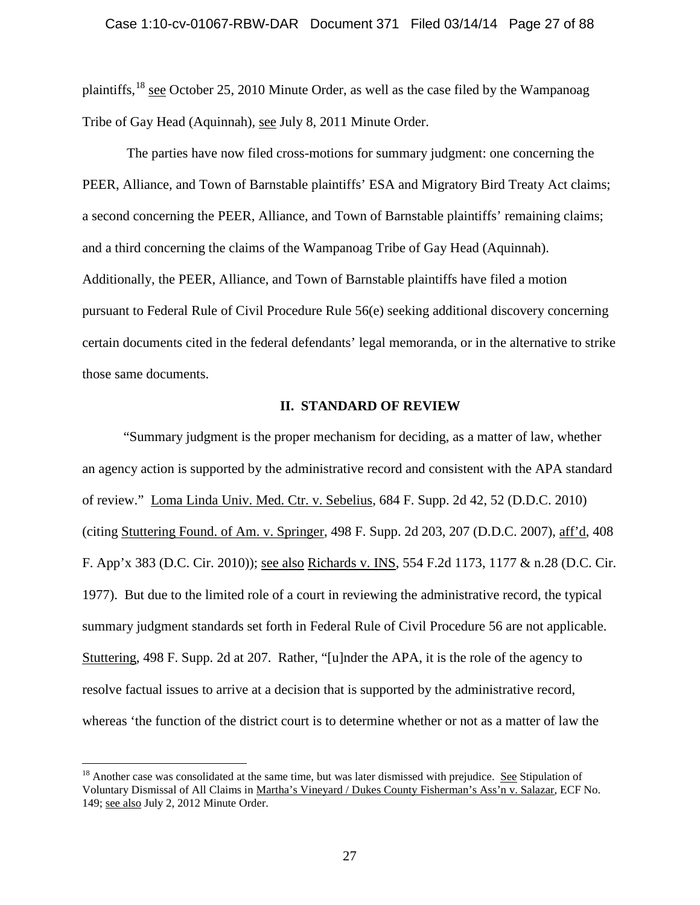plaintiffs,[18] see October 25, 2010 Minute Order, as well as the case filed by the Wampanoag Tribe of Gay Head (Aquinnah), see July 8, 2011 Minute Order.

The parties have now filed cross-motions for summary judgment: one concerning the PEER, Alliance, and Town of Barnstable plaintiffs' ESA and Migratory Bird Treaty Act claims; a second concerning the PEER, Alliance, and Town of Barnstable plaintiffs' remaining claims; and a third concerning the claims of the Wampanoag Tribe of Gay Head (Aquinnah). Additionally, the PEER, Alliance, and Town of Barnstable plaintiffs have filed a motion pursuant to Federal Rule of Civil Procedure Rule 56(e) seeking additional discovery concerning certain documents cited in the federal defendants' legal memoranda, or in the alternative to strike those same documents.

## II. STANDARD OF REVIEW

"Summary judgment is the proper mechanism for deciding, as a matter of law, whether an agency action is supported by the administrative record and consistent with the APA standard of review." Loma Linda Univ. Med. Ctr. v. Sebelius, 684 F. Supp. 2d 42, 52 (D.D.C. 2010) (citing Stuttering Found. of Am. v. Springer, 498 F. Supp. 2d 203, 207 (D.D.C. 2007), aff'd, 408 F. App'x 383 (D.C. Cir. 2010)); see also Richards v. INS, 554 F.2d 1173, 1177 & n.28 (D.C. Cir. 1977). But due to the limited role of a court in reviewing the administrative record, the typical summary judgment standards set forth in Federal Rule of Civil Procedure 56 are not applicable. Stuttering, 498 F. Supp. 2d at 207. Rather, "[u]nder the APA, it is the role of the agency to resolve factual issues to arrive at a decision that is supported by the administrative record, whereas 'the function of the district court is to determine whether or not as a matter of law the

[18] Another case was consolidated at the same time, but was later dismissed with prejudice. See Stipulation of Voluntary Dismissal of All Claims in Martha's Vineyard / Dukes County Fisherman's Ass'n v. Salazar, ECF No. 149; see also July 2, 2012 Minute Order.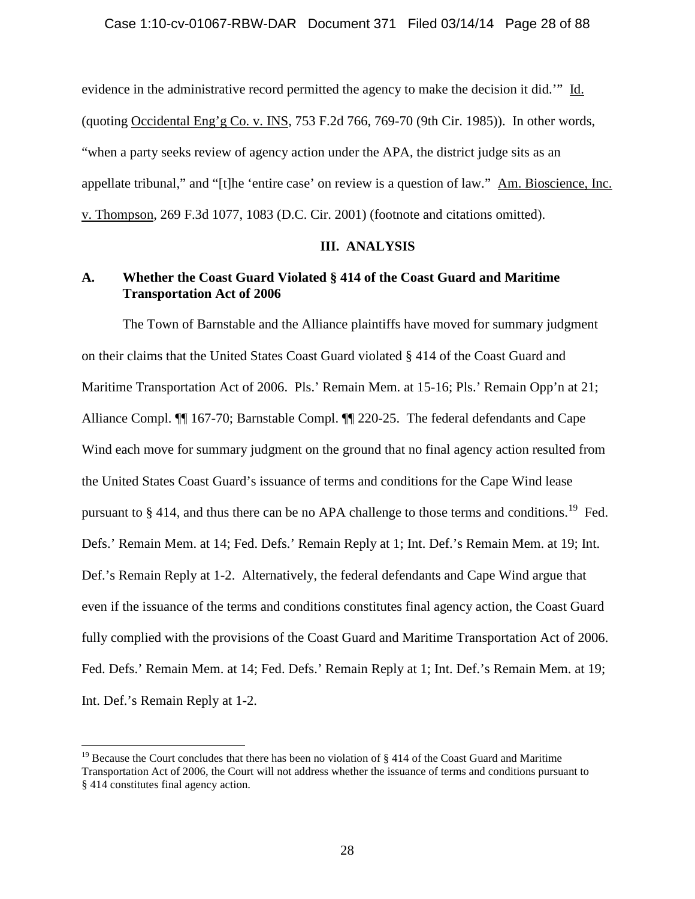evidence in the administrative record permitted the agency to make the decision it did.'" Id. (quoting Occidental Eng'g Co. v. INS, 753 F.2d 766, 769-70 (9th Cir. 1985)). In other words, "when a party seeks review of agency action under the APA, the district judge sits as an appellate tribunal," and "[t]he 'entire case' on review is a question of law." Am. Bioscience, Inc. v. Thompson, 269 F.3d 1077, 1083 (D.C. Cir. 2001) (footnote and citations omitted).

## III. ANALYSIS

### A. Whether the Coast Guard Violated § 414 of the Coast Guard and Maritime Transportation Act of 2006

The Town of Barnstable and the Alliance plaintiffs have moved for summary judgment on their claims that the United States Coast Guard violated § 414 of the Coast Guard and Maritime Transportation Act of 2006. Pls.' Remain Mem. at 15-16; Pls.' Remain Opp'n at 21; Alliance Compl. ¶¶ 167-70; Barnstable Compl. ¶¶ 220-25. The federal defendants and Cape Wind each move for summary judgment on the ground that no final agency action resulted from the United States Coast Guard's issuance of terms and conditions for the Cape Wind lease pursuant to § 414, and thus there can be no APA challenge to those terms and conditions.[19] Fed. Defs.' Remain Mem. at 14; Fed. Defs.' Remain Reply at 1; Int. Def.'s Remain Mem. at 19; Int. Def.'s Remain Reply at 1-2. Alternatively, the federal defendants and Cape Wind argue that even if the issuance of the terms and conditions constitutes final agency action, the Coast Guard fully complied with the provisions of the Coast Guard and Maritime Transportation Act of 2006. Fed. Defs.' Remain Mem. at 14; Fed. Defs.' Remain Reply at 1; Int. Def.'s Remain Mem. at 19; Int. Def.'s Remain Reply at 1-2.

---

[19] Because the Court concludes that there has been no violation of § 414 of the Coast Guard and Maritime Transportation Act of 2006, the Court will not address whether the issuance of terms and conditions pursuant to § 414 constitutes final agency action.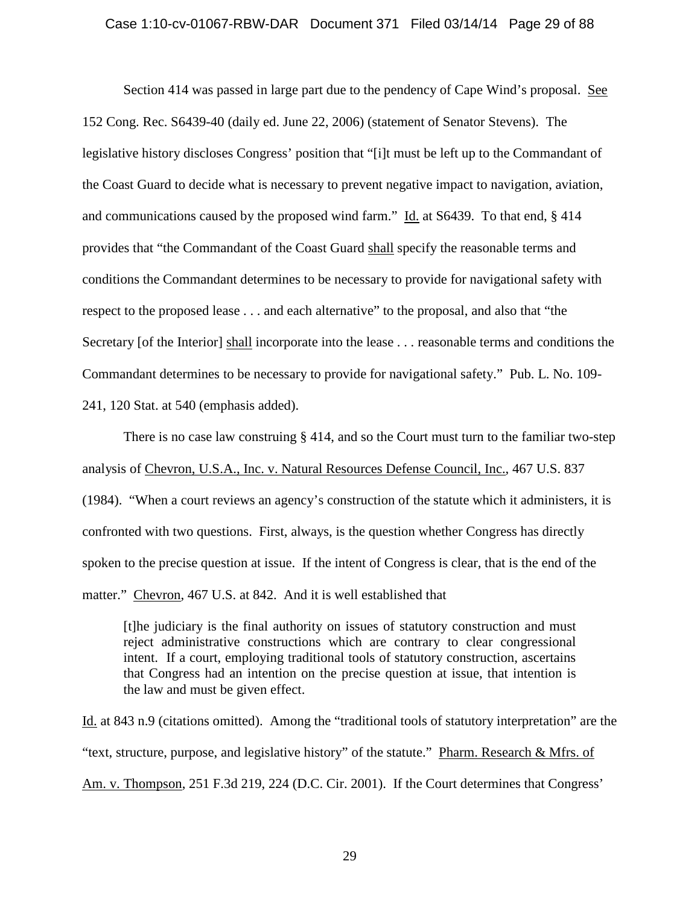Section 414 was passed in large part due to the pendency of Cape Wind's proposal. See 152 Cong. Rec. S6439-40 (daily ed. June 22, 2006) (statement of Senator Stevens). The legislative history discloses Congress' position that "[i]t must be left up to the Commandant of the Coast Guard to decide what is necessary to prevent negative impact to navigation, aviation, and communications caused by the proposed wind farm." Id. at S6439. To that end, § 414 provides that "the Commandant of the Coast Guard shall specify the reasonable terms and conditions the Commandant determines to be necessary to provide for navigational safety with respect to the proposed lease . . . and each alternative" to the proposal, and also that "the Secretary [of the Interior] shall incorporate into the lease . . . reasonable terms and conditions the Commandant determines to be necessary to provide for navigational safety." Pub. L. No. 109-241, 120 Stat. at 540 (emphasis added).

There is no case law construing § 414, and so the Court must turn to the familiar two-step analysis of Chevron, U.S.A., Inc. v. Natural Resources Defense Council, Inc., 467 U.S. 837 (1984). "When a court reviews an agency's construction of the statute which it administers, it is confronted with two questions. First, always, is the question whether Congress has directly spoken to the precise question at issue. If the intent of Congress is clear, that is the end of the matter." Chevron, 467 U.S. at 842. And it is well established that

> [t]he judiciary is the final authority on issues of statutory construction and must reject administrative constructions which are contrary to clear congressional intent. If a court, employing traditional tools of statutory construction, ascertains that Congress had an intention on the precise question at issue, that intention is the law and must be given effect.

Id. at 843 n.9 (citations omitted). Among the "traditional tools of statutory interpretation" are the "text, structure, purpose, and legislative history" of the statute." Pharm. Research & Mfrs. of Am. v. Thompson, 251 F.3d 219, 224 (D.C. Cir. 2001). If the Court determines that Congress'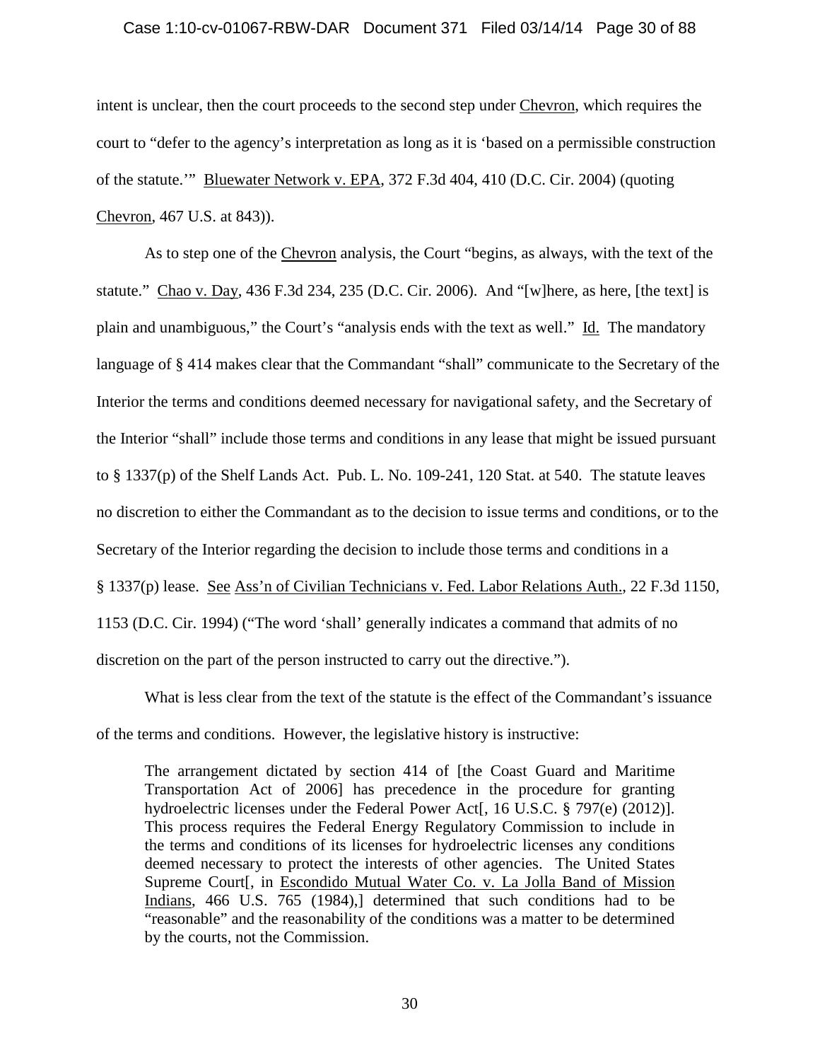intent is unclear, then the court proceeds to the second step under Chevron, which requires the court to "defer to the agency's interpretation as long as it is 'based on a permissible construction of the statute.'" Bluewater Network v. EPA, 372 F.3d 404, 410 (D.C. Cir. 2004) (quoting Chevron, 467 U.S. at 843)).

As to step one of the Chevron analysis, the Court "begins, as always, with the text of the statute." Chao v. Day, 436 F.3d 234, 235 (D.C. Cir. 2006). And "[w]here, as here, [the text] is plain and unambiguous," the Court's "analysis ends with the text as well." Id. The mandatory language of § 414 makes clear that the Commandant "shall" communicate to the Secretary of the Interior the terms and conditions deemed necessary for navigational safety, and the Secretary of the Interior "shall" include those terms and conditions in any lease that might be issued pursuant to § 1337(p) of the Shelf Lands Act. Pub. L. No. 109-241, 120 Stat. at 540. The statute leaves no discretion to either the Commandant as to the decision to issue terms and conditions, or to the Secretary of the Interior regarding the decision to include those terms and conditions in a § 1337(p) lease. See Ass'n of Civilian Technicians v. Fed. Labor Relations Auth., 22 F.3d 1150, 1153 (D.C. Cir. 1994) ("The word 'shall' generally indicates a command that admits of no discretion on the part of the person instructed to carry out the directive.").

What is less clear from the text of the statute is the effect of the Commandant's issuance of the terms and conditions. However, the legislative history is instructive:

> The arrangement dictated by section 414 of [the Coast Guard and Maritime Transportation Act of 2006] has precedence in the procedure for granting hydroelectric licenses under the Federal Power Act[, 16 U.S.C. § 797(e) (2012)]. This process requires the Federal Energy Regulatory Commission to include in the terms and conditions of its licenses for hydroelectric licenses any conditions deemed necessary to protect the interests of other agencies. The United States Supreme Court[, in Escondido Mutual Water Co. v. La Jolla Band of Mission Indians, 466 U.S. 765 (1984),] determined that such conditions had to be "reasonable" and the reasonability of the conditions was a matter to be determined by the courts, not the Commission.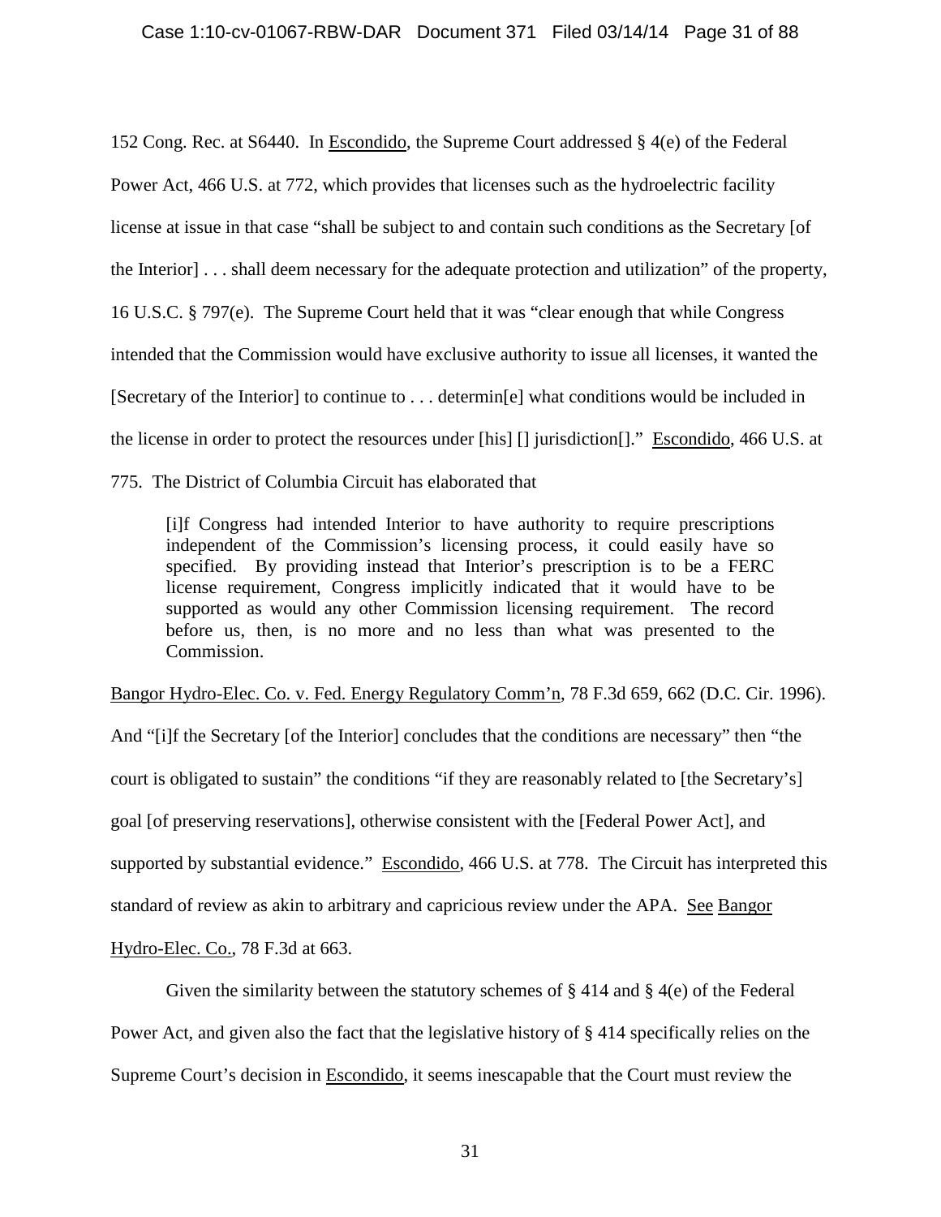152 Cong. Rec. at S6440. In Escondido, the Supreme Court addressed § 4(e) of the Federal Power Act, 466 U.S. at 772, which provides that licenses such as the hydroelectric facility license at issue in that case "shall be subject to and contain such conditions as the Secretary [of the Interior] . . . shall deem necessary for the adequate protection and utilization" of the property, 16 U.S.C. § 797(e). The Supreme Court held that it was "clear enough that while Congress intended that the Commission would have exclusive authority to issue all licenses, it wanted the [Secretary of the Interior] to continue to . . . determin[e] what conditions would be included in the license in order to protect the resources under [his] [] jurisdiction[]." Escondido, 466 U.S. at 775. The District of Columbia Circuit has elaborated that

> [i]f Congress had intended Interior to have authority to require prescriptions independent of the Commission's licensing process, it could easily have so specified. By providing instead that Interior's prescription is to be a FERC license requirement, Congress implicitly indicated that it would have to be supported as would any other Commission licensing requirement. The record before us, then, is no more and no less than what was presented to the Commission.

Bangor Hydro-Elec. Co. v. Fed. Energy Regulatory Comm'n, 78 F.3d 659, 662 (D.C. Cir. 1996). And "[i]f the Secretary [of the Interior] concludes that the conditions are necessary" then "the court is obligated to sustain" the conditions "if they are reasonably related to [the Secretary's] goal [of preserving reservations], otherwise consistent with the [Federal Power Act], and supported by substantial evidence." Escondido, 466 U.S. at 778. The Circuit has interpreted this standard of review as akin to arbitrary and capricious review under the APA. See Bangor Hydro-Elec. Co., 78 F.3d at 663.

Given the similarity between the statutory schemes of § 414 and § 4(e) of the Federal Power Act, and given also the fact that the legislative history of § 414 specifically relies on the Supreme Court's decision in Escondido, it seems inescapable that the Court must review the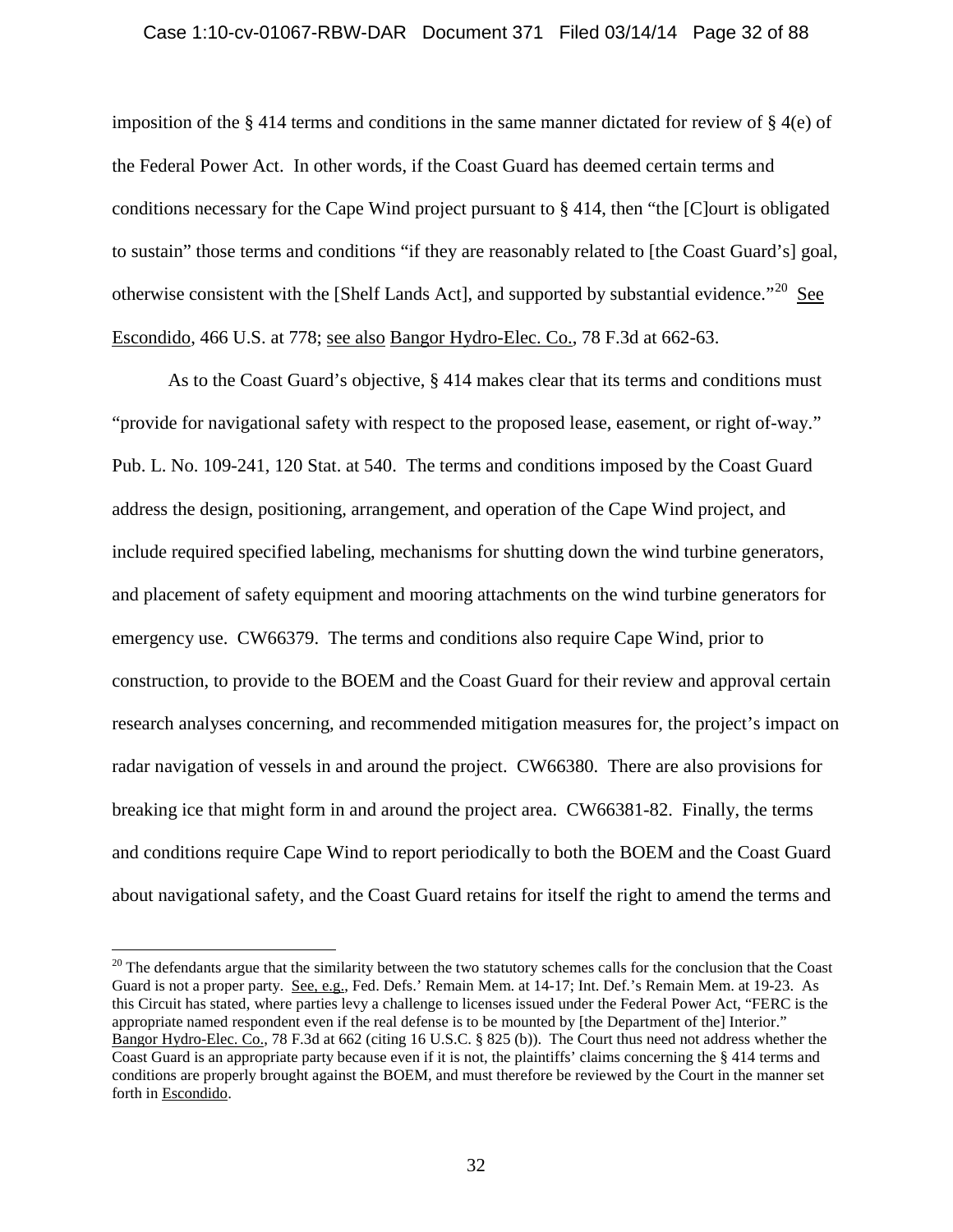imposition of the § 414 terms and conditions in the same manner dictated for review of § 4(e) of the Federal Power Act. In other words, if the Coast Guard has deemed certain terms and conditions necessary for the Cape Wind project pursuant to § 414, then "the [C]ourt is obligated to sustain" those terms and conditions "if they are reasonably related to [the Coast Guard's] goal, otherwise consistent with the [Shelf Lands Act], and supported by substantial evidence."[20] See Escondido, 466 U.S. at 778; see also Bangor Hydro-Elec. Co., 78 F.3d at 662-63.

As to the Coast Guard's objective, § 414 makes clear that its terms and conditions must "provide for navigational safety with respect to the proposed lease, easement, or right of-way." Pub. L. No. 109-241, 120 Stat. at 540. The terms and conditions imposed by the Coast Guard address the design, positioning, arrangement, and operation of the Cape Wind project, and include required specified labeling, mechanisms for shutting down the wind turbine generators, and placement of safety equipment and mooring attachments on the wind turbine generators for emergency use. CW66379. The terms and conditions also require Cape Wind, prior to construction, to provide to the BOEM and the Coast Guard for their review and approval certain research analyses concerning, and recommended mitigation measures for, the project's impact on radar navigation of vessels in and around the project. CW66380. There are also provisions for breaking ice that might form in and around the project area. CW66381-82. Finally, the terms and conditions require Cape Wind to report periodically to both the BOEM and the Coast Guard about navigational safety, and the Coast Guard retains for itself the right to amend the terms and

[20] The defendants argue that the similarity between the two statutory schemes calls for the conclusion that the Coast Guard is not a proper party. See, e.g., Fed. Defs.' Remain Mem. at 14-17; Int. Def.'s Remain Mem. at 19-23. As this Circuit has stated, where parties levy a challenge to licenses issued under the Federal Power Act, "FERC is the appropriate named respondent even if the real defense is to be mounted by [the Department of the] Interior." Bangor Hydro-Elec. Co., 78 F.3d at 662 (citing 16 U.S.C. § 825 (b)). The Court thus need not address whether the Coast Guard is an appropriate party because even if it is not, the plaintiffs' claims concerning the § 414 terms and conditions are properly brought against the BOEM, and must therefore be reviewed by the Court in the manner set forth in Escondido.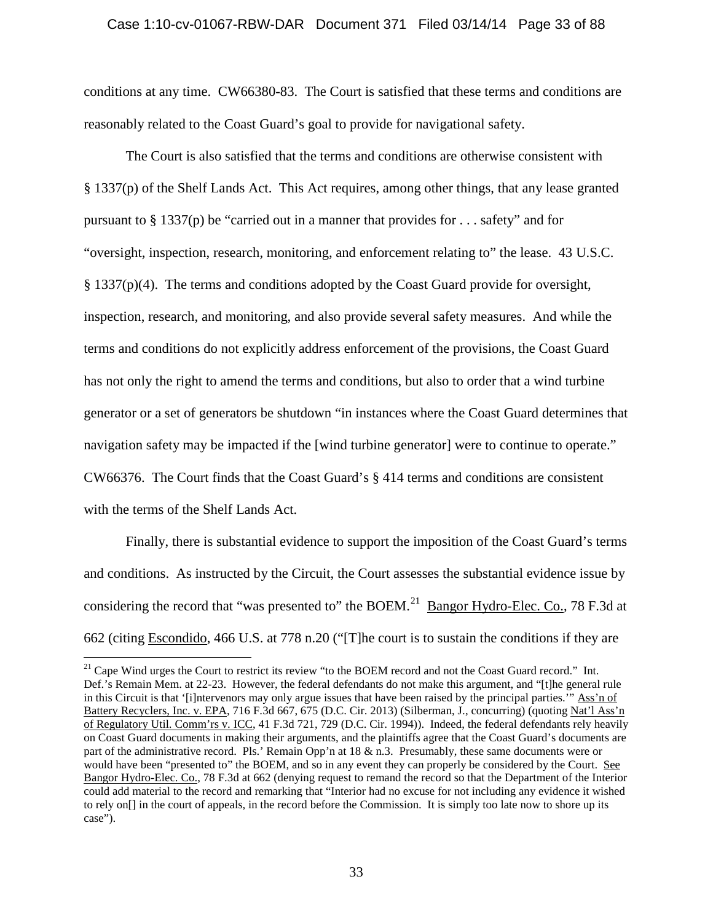conditions at any time. CW66380-83. The Court is satisfied that these terms and conditions are reasonably related to the Coast Guard's goal to provide for navigational safety.

The Court is also satisfied that the terms and conditions are otherwise consistent with § 1337(p) of the Shelf Lands Act. This Act requires, among other things, that any lease granted pursuant to § 1337(p) be "carried out in a manner that provides for . . . safety" and for "oversight, inspection, research, monitoring, and enforcement relating to" the lease. 43 U.S.C. § 1337(p)(4). The terms and conditions adopted by the Coast Guard provide for oversight, inspection, research, and monitoring, and also provide several safety measures. And while the terms and conditions do not explicitly address enforcement of the provisions, the Coast Guard has not only the right to amend the terms and conditions, but also to order that a wind turbine generator or a set of generators be shutdown "in instances where the Coast Guard determines that navigation safety may be impacted if the [wind turbine generator] were to continue to operate." CW66376. The Court finds that the Coast Guard's § 414 terms and conditions are consistent with the terms of the Shelf Lands Act.

Finally, there is substantial evidence to support the imposition of the Coast Guard's terms and conditions. As instructed by the Circuit, the Court assesses the substantial evidence issue by considering the record that "was presented to" the BOEM.[21] Bangor Hydro-Elec. Co., 78 F.3d at 662 (citing Escondido, 466 U.S. at 778 n.20 ("[T]he court is to sustain the conditions if they are

[21] Cape Wind urges the Court to restrict its review "to the BOEM record and not the Coast Guard record." Int. Def.'s Remain Mem. at 22-23. However, the federal defendants do not make this argument, and "[t]he general rule in this Circuit is that '[i]ntervenors may only argue issues that have been raised by the principal parties.'" Ass'n of Battery Recyclers, Inc. v. EPA, 716 F.3d 667, 675 (D.C. Cir. 2013) (Silberman, J., concurring) (quoting Nat'l Ass'n of Regulatory Util. Comm'rs v. ICC, 41 F.3d 721, 729 (D.C. Cir. 1994)). Indeed, the federal defendants rely heavily on Coast Guard documents in making their arguments, and the plaintiffs agree that the Coast Guard's documents are part of the administrative record. Pls.' Remain Opp'n at 18 & n.3. Presumably, these same documents were or would have been "presented to" the BOEM, and so in any event they can properly be considered by the Court. See Bangor Hydro-Elec. Co., 78 F.3d at 662 (denying request to remand the record so that the Department of the Interior could add material to the record and remarking that "Interior had no excuse for not including any evidence it wished to rely on[] in the court of appeals, in the record before the Commission. It is simply too late now to shore up its case").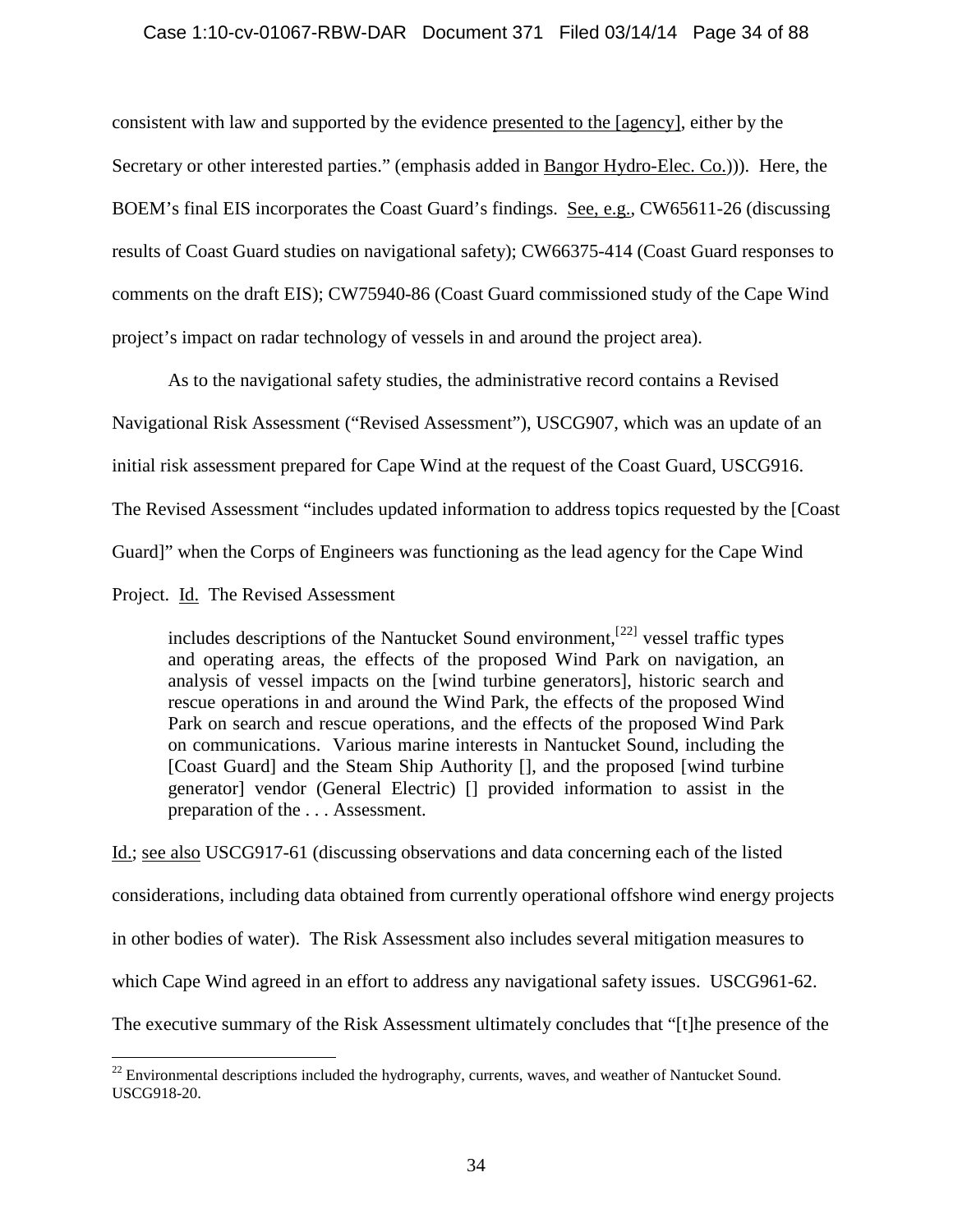consistent with law and supported by the evidence presented to the [agency], either by the Secretary or other interested parties." (emphasis added in Bangor Hydro-Elec. Co.))). Here, the BOEM's final EIS incorporates the Coast Guard's findings. See, e.g., CW65611-26 (discussing results of Coast Guard studies on navigational safety); CW66375-414 (Coast Guard responses to comments on the draft EIS); CW75940-86 (Coast Guard commissioned study of the Cape Wind project's impact on radar technology of vessels in and around the project area).

As to the navigational safety studies, the administrative record contains a Revised Navigational Risk Assessment ("Revised Assessment"), USCG907, which was an update of an initial risk assessment prepared for Cape Wind at the request of the Coast Guard, USCG916. The Revised Assessment "includes updated information to address topics requested by the [Coast Guard]" when the Corps of Engineers was functioning as the lead agency for the Cape Wind Project. Id. The Revised Assessment

> includes descriptions of the Nantucket Sound environment,[22] vessel traffic types and operating areas, the effects of the proposed Wind Park on navigation, an analysis of vessel impacts on the [wind turbine generators], historic search and rescue operations in and around the Wind Park, the effects of the proposed Wind Park on search and rescue operations, and the effects of the proposed Wind Park on communications. Various marine interests in Nantucket Sound, including the [Coast Guard] and the Steam Ship Authority [], and the proposed [wind turbine generator] vendor (General Electric) [] provided information to assist in the preparation of the . . . Assessment.

Id.; see also USCG917-61 (discussing observations and data concerning each of the listed considerations, including data obtained from currently operational offshore wind energy projects in other bodies of water). The Risk Assessment also includes several mitigation measures to which Cape Wind agreed in an effort to address any navigational safety issues. USCG961-62. The executive summary of the Risk Assessment ultimately concludes that "[t]he presence of the

---

[22] Environmental descriptions included the hydrography, currents, waves, and weather of Nantucket Sound. USCG918-20.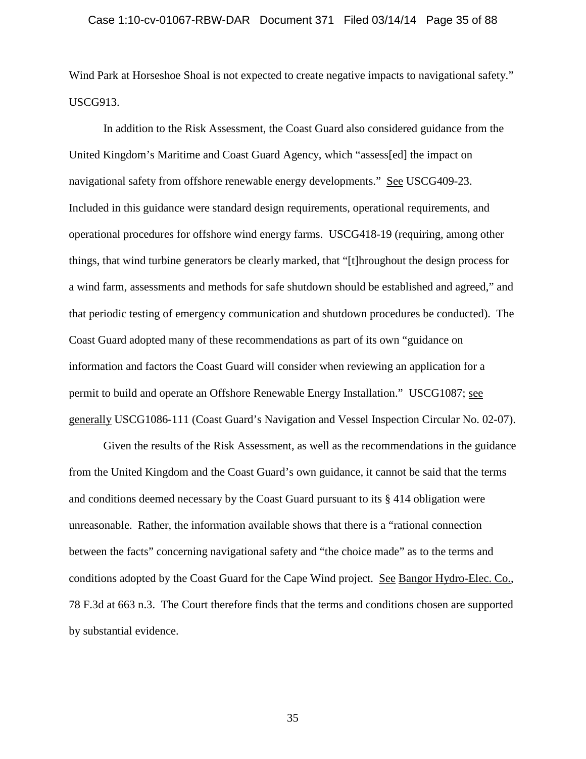Wind Park at Horseshoe Shoal is not expected to create negative impacts to navigational safety." USCG913.

In addition to the Risk Assessment, the Coast Guard also considered guidance from the United Kingdom's Maritime and Coast Guard Agency, which "assess[ed] the impact on navigational safety from offshore renewable energy developments." See USCG409-23. Included in this guidance were standard design requirements, operational requirements, and operational procedures for offshore wind energy farms. USCG418-19 (requiring, among other things, that wind turbine generators be clearly marked, that "[t]hroughout the design process for a wind farm, assessments and methods for safe shutdown should be established and agreed," and that periodic testing of emergency communication and shutdown procedures be conducted). The Coast Guard adopted many of these recommendations as part of its own "guidance on information and factors the Coast Guard will consider when reviewing an application for a permit to build and operate an Offshore Renewable Energy Installation." USCG1087; see generally USCG1086-111 (Coast Guard's Navigation and Vessel Inspection Circular No. 02-07).

Given the results of the Risk Assessment, as well as the recommendations in the guidance from the United Kingdom and the Coast Guard's own guidance, it cannot be said that the terms and conditions deemed necessary by the Coast Guard pursuant to its § 414 obligation were unreasonable. Rather, the information available shows that there is a "rational connection between the facts" concerning navigational safety and "the choice made" as to the terms and conditions adopted by the Coast Guard for the Cape Wind project. See Bangor Hydro-Elec. Co., 78 F.3d at 663 n.3. The Court therefore finds that the terms and conditions chosen are supported by substantial evidence.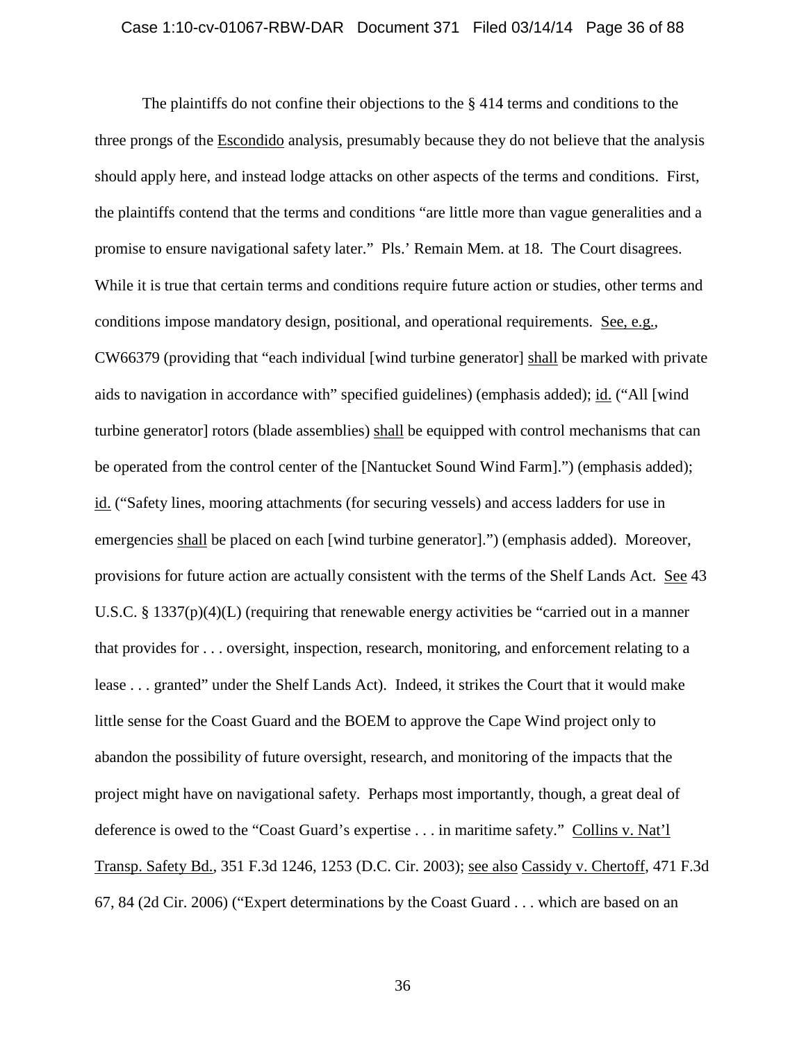The plaintiffs do not confine their objections to the § 414 terms and conditions to the three prongs of the Escondido analysis, presumably because they do not believe that the analysis should apply here, and instead lodge attacks on other aspects of the terms and conditions. First, the plaintiffs contend that the terms and conditions "are little more than vague generalities and a promise to ensure navigational safety later." Pls.' Remain Mem. at 18. The Court disagrees. While it is true that certain terms and conditions require future action or studies, other terms and conditions impose mandatory design, positional, and operational requirements. See, e.g., CW66379 (providing that "each individual [wind turbine generator] shall be marked with private aids to navigation in accordance with" specified guidelines) (emphasis added); id. ("All [wind turbine generator] rotors (blade assemblies) shall be equipped with control mechanisms that can be operated from the control center of the [Nantucket Sound Wind Farm].") (emphasis added); id. ("Safety lines, mooring attachments (for securing vessels) and access ladders for use in emergencies shall be placed on each [wind turbine generator].") (emphasis added). Moreover, provisions for future action are actually consistent with the terms of the Shelf Lands Act. See 43 U.S.C. § 1337(p)(4)(L) (requiring that renewable energy activities be "carried out in a manner that provides for . . . oversight, inspection, research, monitoring, and enforcement relating to a lease . . . granted" under the Shelf Lands Act). Indeed, it strikes the Court that it would make little sense for the Coast Guard and the BOEM to approve the Cape Wind project only to abandon the possibility of future oversight, research, and monitoring of the impacts that the project might have on navigational safety. Perhaps most importantly, though, a great deal of deference is owed to the "Coast Guard's expertise . . . in maritime safety." Collins v. Nat'l Transp. Safety Bd., 351 F.3d 1246, 1253 (D.C. Cir. 2003); see also Cassidy v. Chertoff, 471 F.3d 67, 84 (2d Cir. 2006) ("Expert determinations by the Coast Guard . . . which are based on an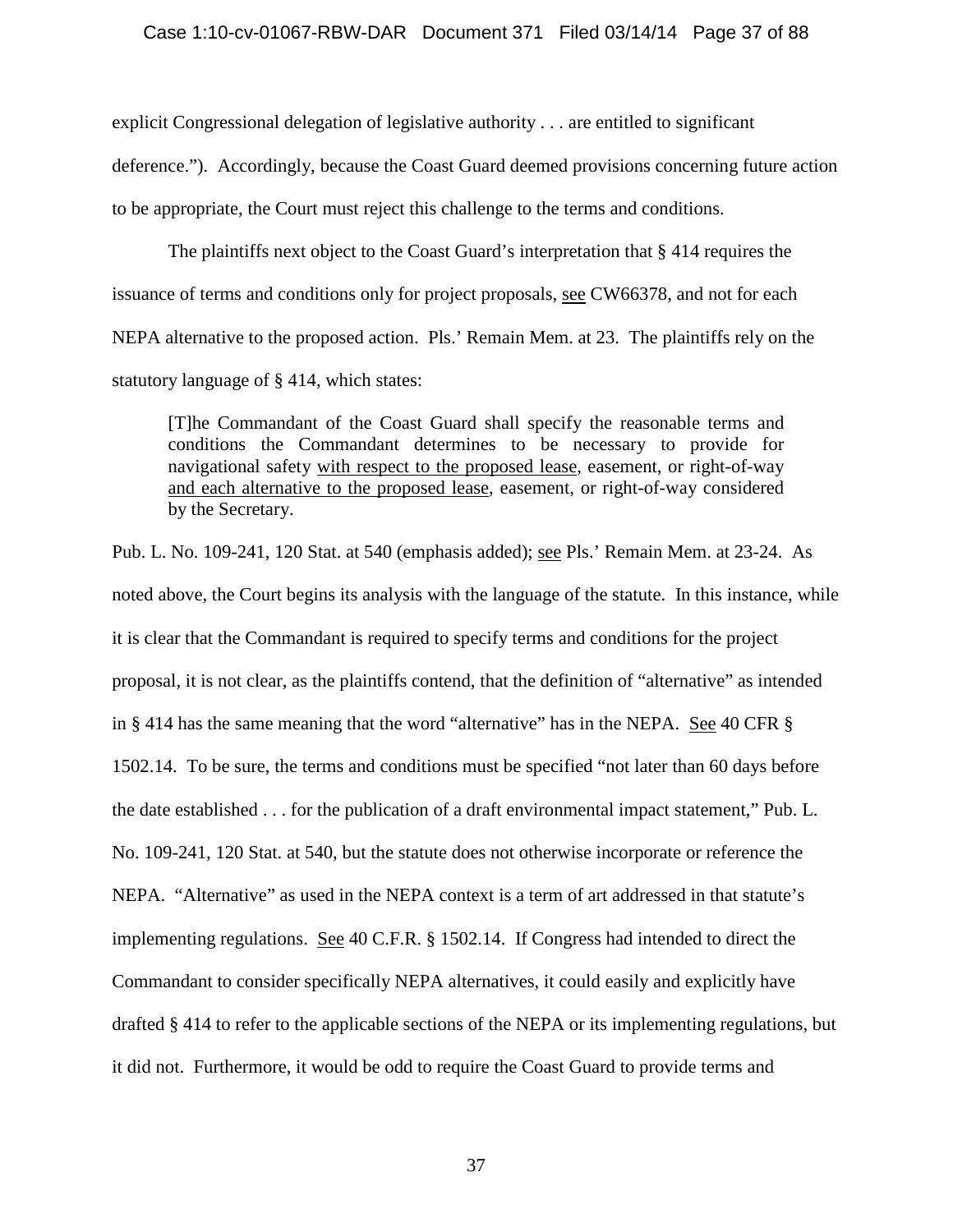explicit Congressional delegation of legislative authority . . . are entitled to significant deference."). Accordingly, because the Coast Guard deemed provisions concerning future action to be appropriate, the Court must reject this challenge to the terms and conditions.

The plaintiffs next object to the Coast Guard's interpretation that § 414 requires the issuance of terms and conditions only for project proposals, see CW66378, and not for each NEPA alternative to the proposed action. Pls.' Remain Mem. at 23. The plaintiffs rely on the statutory language of § 414, which states:

> [T]he Commandant of the Coast Guard shall specify the reasonable terms and conditions the Commandant determines to be necessary to provide for navigational safety with respect to the proposed lease, easement, or right-of-way and each alternative to the proposed lease, easement, or right-of-way considered by the Secretary.

Pub. L. No. 109-241, 120 Stat. at 540 (emphasis added); see Pls.' Remain Mem. at 23-24. As noted above, the Court begins its analysis with the language of the statute. In this instance, while it is clear that the Commandant is required to specify terms and conditions for the project proposal, it is not clear, as the plaintiffs contend, that the definition of "alternative" as intended in § 414 has the same meaning that the word "alternative" has in the NEPA. See 40 CFR § 1502.14. To be sure, the terms and conditions must be specified "not later than 60 days before the date established . . . for the publication of a draft environmental impact statement," Pub. L. No. 109-241, 120 Stat. at 540, but the statute does not otherwise incorporate or reference the NEPA. "Alternative" as used in the NEPA context is a term of art addressed in that statute's implementing regulations. See 40 C.F.R. § 1502.14. If Congress had intended to direct the Commandant to consider specifically NEPA alternatives, it could easily and explicitly have drafted § 414 to refer to the applicable sections of the NEPA or its implementing regulations, but it did not. Furthermore, it would be odd to require the Coast Guard to provide terms and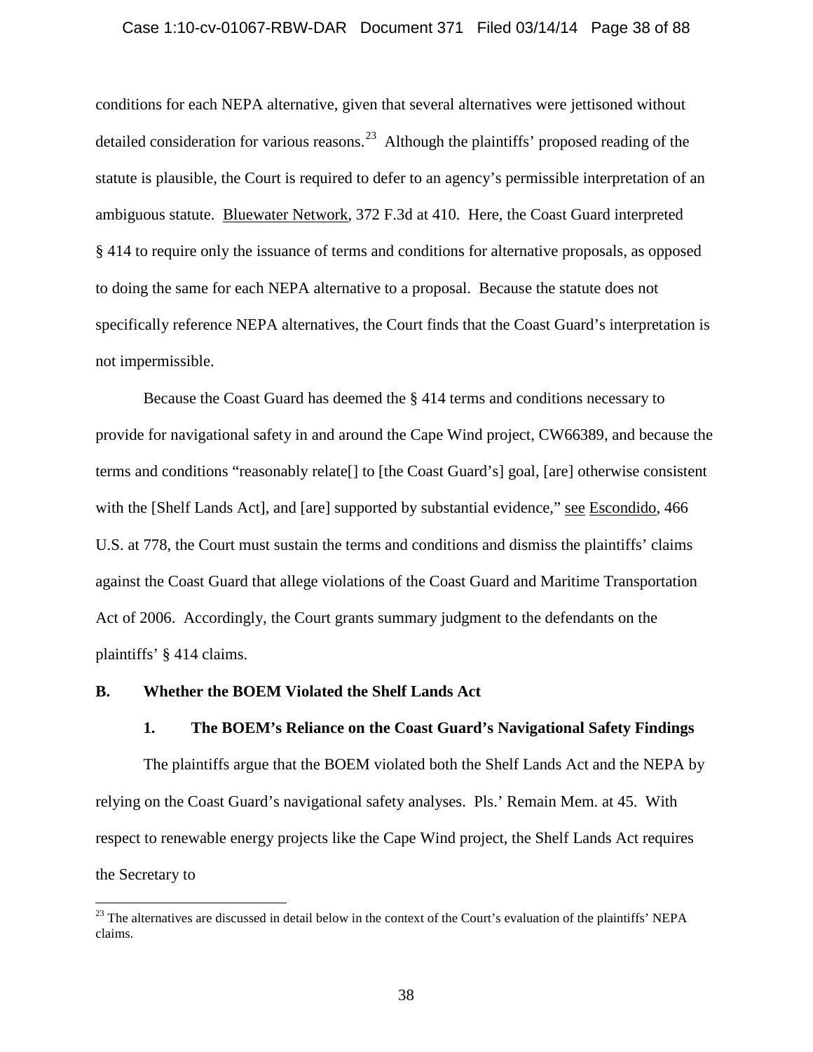conditions for each NEPA alternative, given that several alternatives were jettisoned without detailed consideration for various reasons.[23] Although the plaintiffs' proposed reading of the statute is plausible, the Court is required to defer to an agency's permissible interpretation of an ambiguous statute. Bluewater Network, 372 F.3d at 410. Here, the Coast Guard interpreted § 414 to require only the issuance of terms and conditions for alternative proposals, as opposed to doing the same for each NEPA alternative to a proposal. Because the statute does not specifically reference NEPA alternatives, the Court finds that the Coast Guard's interpretation is not impermissible.

Because the Coast Guard has deemed the § 414 terms and conditions necessary to provide for navigational safety in and around the Cape Wind project, CW66389, and because the terms and conditions "reasonably relate[] to [the Coast Guard's] goal, [are] otherwise consistent with the [Shelf Lands Act], and [are] supported by substantial evidence," see Escondido, 466 U.S. at 778, the Court must sustain the terms and conditions and dismiss the plaintiffs' claims against the Coast Guard that allege violations of the Coast Guard and Maritime Transportation Act of 2006. Accordingly, the Court grants summary judgment to the defendants on the plaintiffs' § 414 claims.

### B. Whether the BOEM Violated the Shelf Lands Act

#### 1. The BOEM's Reliance on the Coast Guard's Navigational Safety Findings

The plaintiffs argue that the BOEM violated both the Shelf Lands Act and the NEPA by relying on the Coast Guard's navigational safety analyses. Pls.' Remain Mem. at 45. With respect to renewable energy projects like the Cape Wind project, the Shelf Lands Act requires the Secretary to

---

[23] The alternatives are discussed in detail below in the context of the Court's evaluation of the plaintiffs' NEPA claims.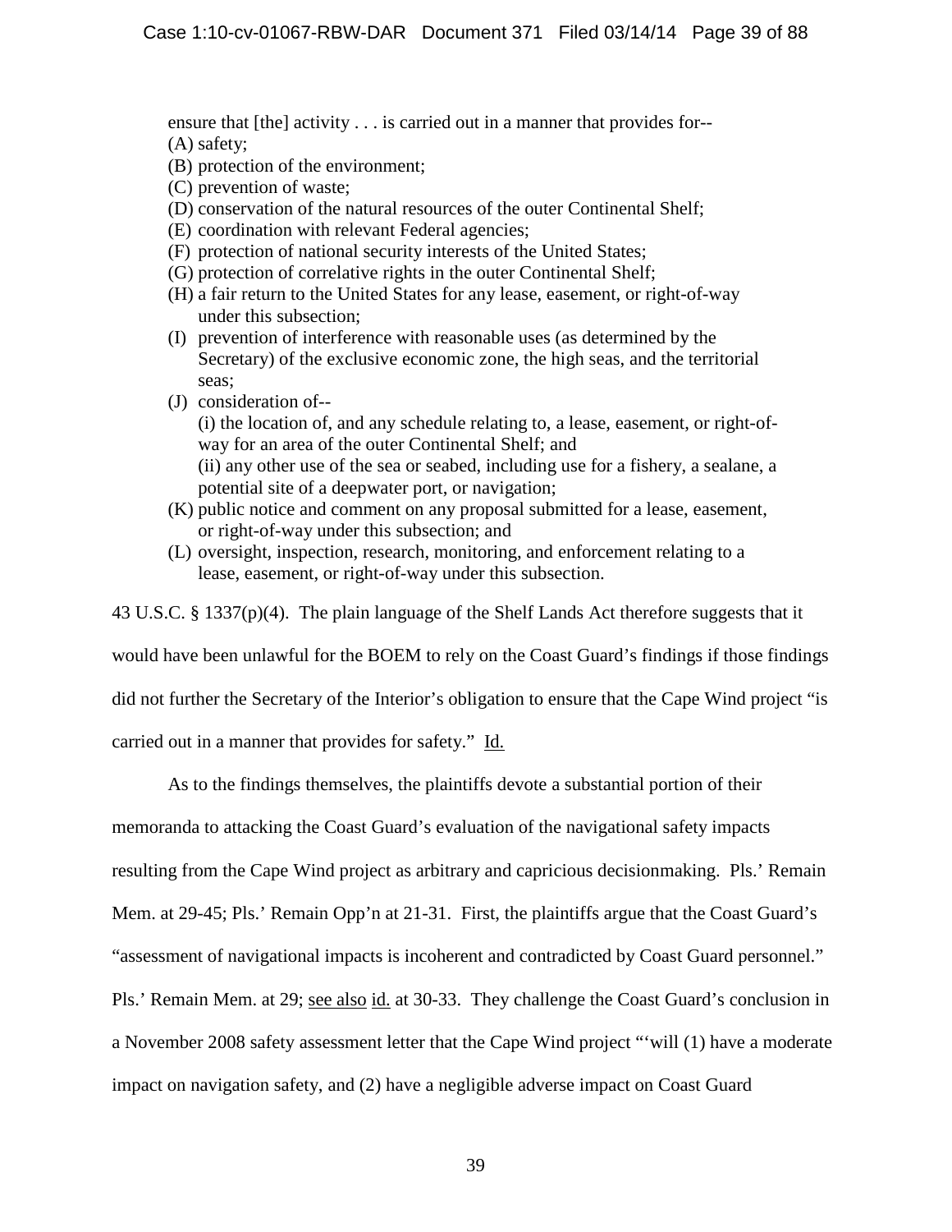> ensure that [the] activity . . . is carried out in a manner that provides for--
> (A) safety;
> (B) protection of the environment;
> (C) prevention of waste;
> (D) conservation of the natural resources of the outer Continental Shelf;
> (E) coordination with relevant Federal agencies;
> (F) protection of national security interests of the United States;
> (G) protection of correlative rights in the outer Continental Shelf;
> (H) a fair return to the United States for any lease, easement, or right-of-way under this subsection;
> (I) prevention of interference with reasonable uses (as determined by the Secretary) of the exclusive economic zone, the high seas, and the territorial seas;
> (J) consideration of--
> (i) the location of, and any schedule relating to, a lease, easement, or right-of-way for an area of the outer Continental Shelf; and
> (ii) any other use of the sea or seabed, including use for a fishery, a sealane, a potential site of a deepwater port, or navigation;
> (K) public notice and comment on any proposal submitted for a lease, easement, or right-of-way under this subsection; and
> (L) oversight, inspection, research, monitoring, and enforcement relating to a lease, easement, or right-of-way under this subsection.

43 U.S.C. § 1337(p)(4). The plain language of the Shelf Lands Act therefore suggests that it would have been unlawful for the BOEM to rely on the Coast Guard's findings if those findings did not further the Secretary of the Interior's obligation to ensure that the Cape Wind project "is carried out in a manner that provides for safety." Id.

As to the findings themselves, the plaintiffs devote a substantial portion of their memoranda to attacking the Coast Guard's evaluation of the navigational safety impacts resulting from the Cape Wind project as arbitrary and capricious decisionmaking. Pls.' Remain Mem. at 29-45; Pls.' Remain Opp'n at 21-31. First, the plaintiffs argue that the Coast Guard's "assessment of navigational impacts is incoherent and contradicted by Coast Guard personnel." Pls.' Remain Mem. at 29; see also id. at 30-33. They challenge the Coast Guard's conclusion in a November 2008 safety assessment letter that the Cape Wind project "'will (1) have a moderate impact on navigation safety, and (2) have a negligible adverse impact on Coast Guard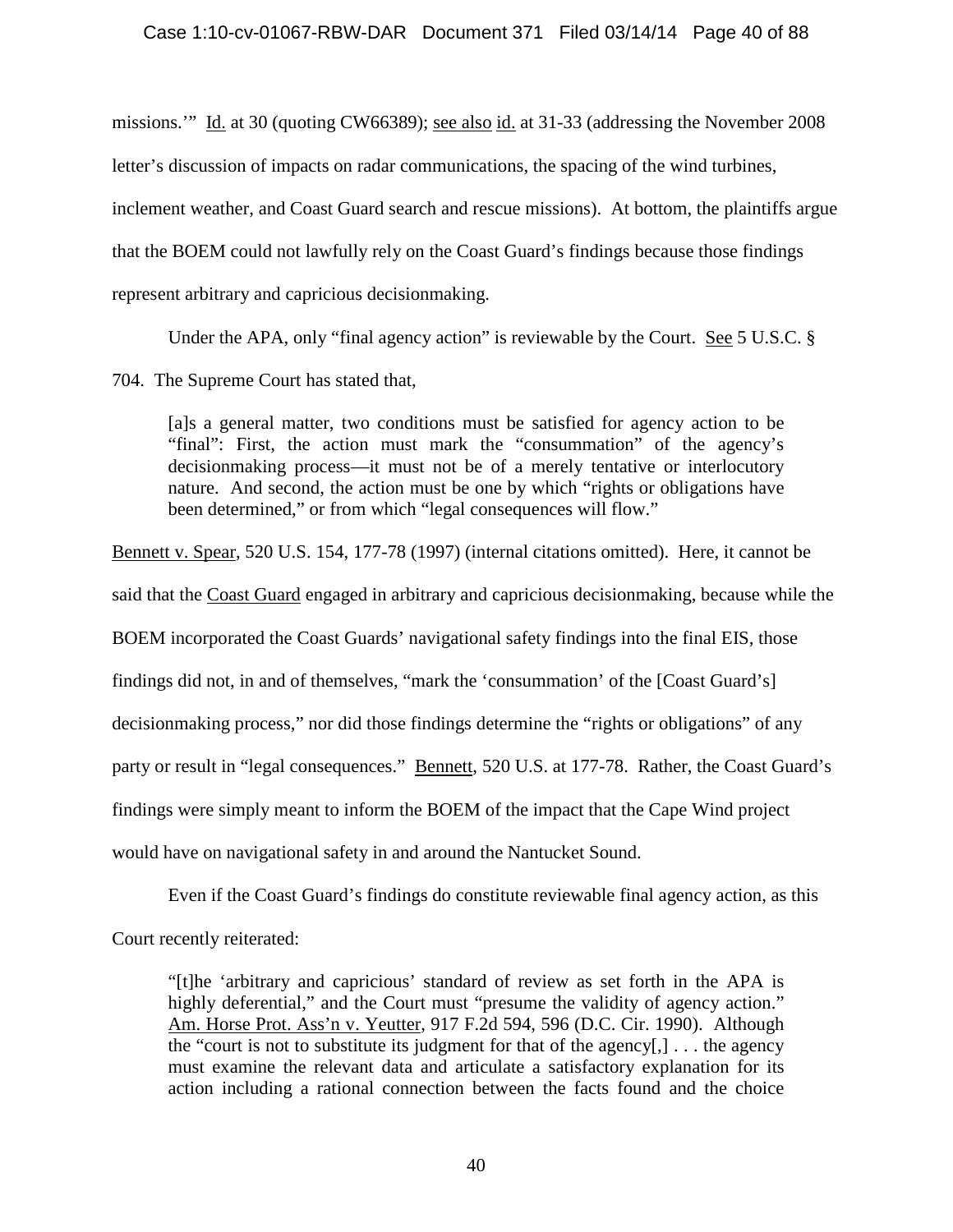missions.'" Id. at 30 (quoting CW66389); see also id. at 31-33 (addressing the November 2008 letter's discussion of impacts on radar communications, the spacing of the wind turbines, inclement weather, and Coast Guard search and rescue missions). At bottom, the plaintiffs argue that the BOEM could not lawfully rely on the Coast Guard's findings because those findings represent arbitrary and capricious decisionmaking.

Under the APA, only "final agency action" is reviewable by the Court. See 5 U.S.C. § 704. The Supreme Court has stated that,

> [a]s a general matter, two conditions must be satisfied for agency action to be "final": First, the action must mark the "consummation" of the agency's decisionmaking process—it must not be of a merely tentative or interlocutory nature. And second, the action must be one by which "rights or obligations have been determined," or from which "legal consequences will flow."

Bennett v. Spear, 520 U.S. 154, 177-78 (1997) (internal citations omitted). Here, it cannot be said that the Coast Guard engaged in arbitrary and capricious decisionmaking, because while the BOEM incorporated the Coast Guards' navigational safety findings into the final EIS, those findings did not, in and of themselves, "mark the 'consummation' of the [Coast Guard's] decisionmaking process," nor did those findings determine the "rights or obligations" of any party or result in "legal consequences." Bennett, 520 U.S. at 177-78. Rather, the Coast Guard's findings were simply meant to inform the BOEM of the impact that the Cape Wind project would have on navigational safety in and around the Nantucket Sound.

Even if the Coast Guard's findings do constitute reviewable final agency action, as this Court recently reiterated:

> "[t]he 'arbitrary and capricious' standard of review as set forth in the APA is highly deferential," and the Court must "presume the validity of agency action." Am. Horse Prot. Ass'n v. Yeutter, 917 F.2d 594, 596 (D.C. Cir. 1990). Although the "court is not to substitute its judgment for that of the agency[,] . . . the agency must examine the relevant data and articulate a satisfactory explanation for its action including a rational connection between the facts found and the choice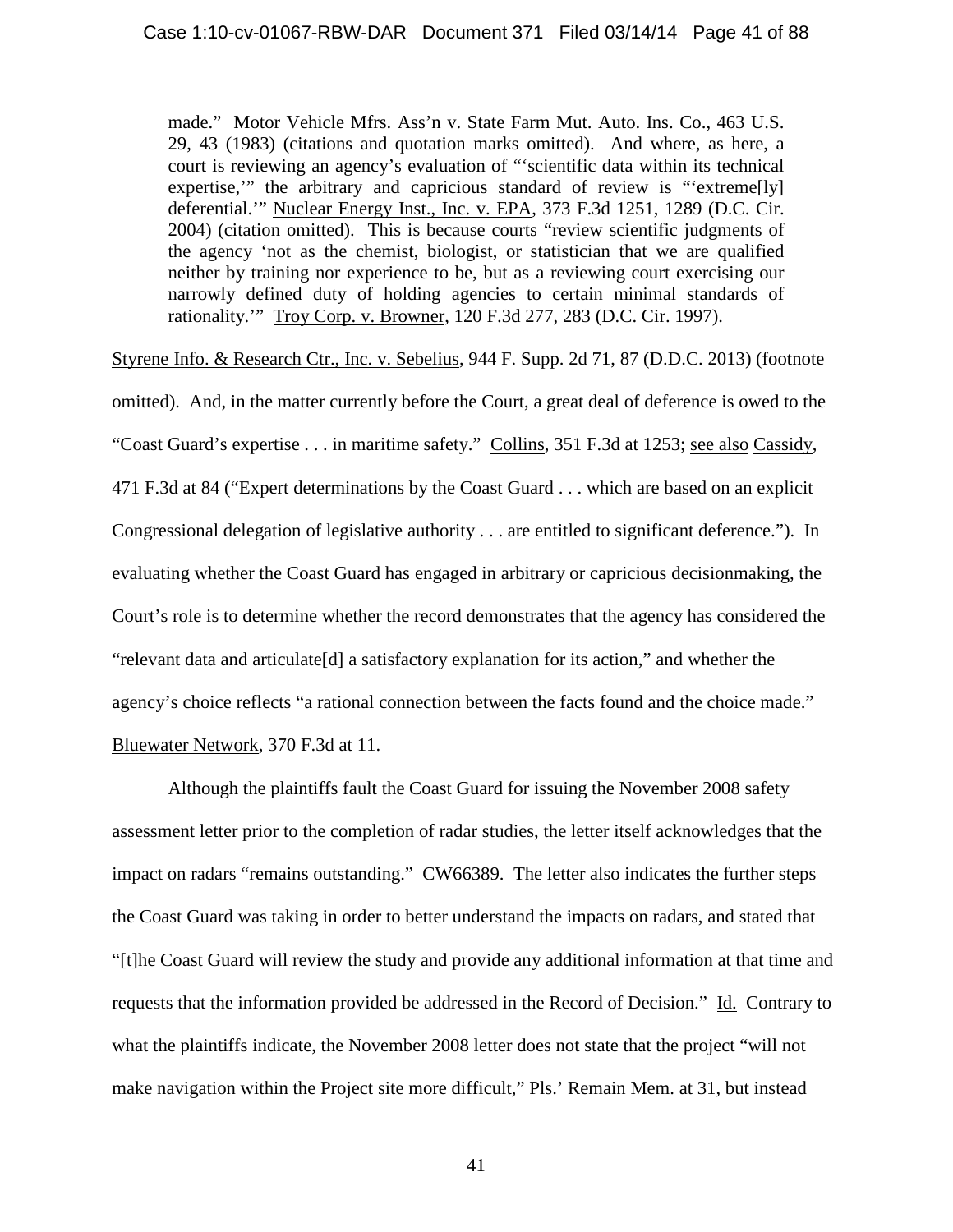> made." Motor Vehicle Mfrs. Ass'n v. State Farm Mut. Auto. Ins. Co., 463 U.S. 29, 43 (1983) (citations and quotation marks omitted). And where, as here, a court is reviewing an agency's evaluation of "'scientific data within its technical expertise,'" the arbitrary and capricious standard of review is "'extreme[ly] deferential.'" Nuclear Energy Inst., Inc. v. EPA, 373 F.3d 1251, 1289 (D.C. Cir. 2004) (citation omitted). This is because courts "review scientific judgments of the agency 'not as the chemist, biologist, or statistician that we are qualified neither by training nor experience to be, but as a reviewing court exercising our narrowly defined duty of holding agencies to certain minimal standards of rationality.'" Troy Corp. v. Browner, 120 F.3d 277, 283 (D.C. Cir. 1997).

Styrene Info. & Research Ctr., Inc. v. Sebelius, 944 F. Supp. 2d 71, 87 (D.D.C. 2013) (footnote omitted). And, in the matter currently before the Court, a great deal of deference is owed to the "Coast Guard's expertise . . . in maritime safety." Collins, 351 F.3d at 1253; see also Cassidy, 471 F.3d at 84 ("Expert determinations by the Coast Guard . . . which are based on an explicit Congressional delegation of legislative authority . . . are entitled to significant deference."). In evaluating whether the Coast Guard has engaged in arbitrary or capricious decisionmaking, the Court's role is to determine whether the record demonstrates that the agency has considered the "relevant data and articulate[d] a satisfactory explanation for its action," and whether the agency's choice reflects "a rational connection between the facts found and the choice made." Bluewater Network, 370 F.3d at 11.

Although the plaintiffs fault the Coast Guard for issuing the November 2008 safety assessment letter prior to the completion of radar studies, the letter itself acknowledges that the impact on radars "remains outstanding." CW66389. The letter also indicates the further steps the Coast Guard was taking in order to better understand the impacts on radars, and stated that "[t]he Coast Guard will review the study and provide any additional information at that time and requests that the information provided be addressed in the Record of Decision." Id. Contrary to what the plaintiffs indicate, the November 2008 letter does not state that the project "will not make navigation within the Project site more difficult," Pls.' Remain Mem. at 31, but instead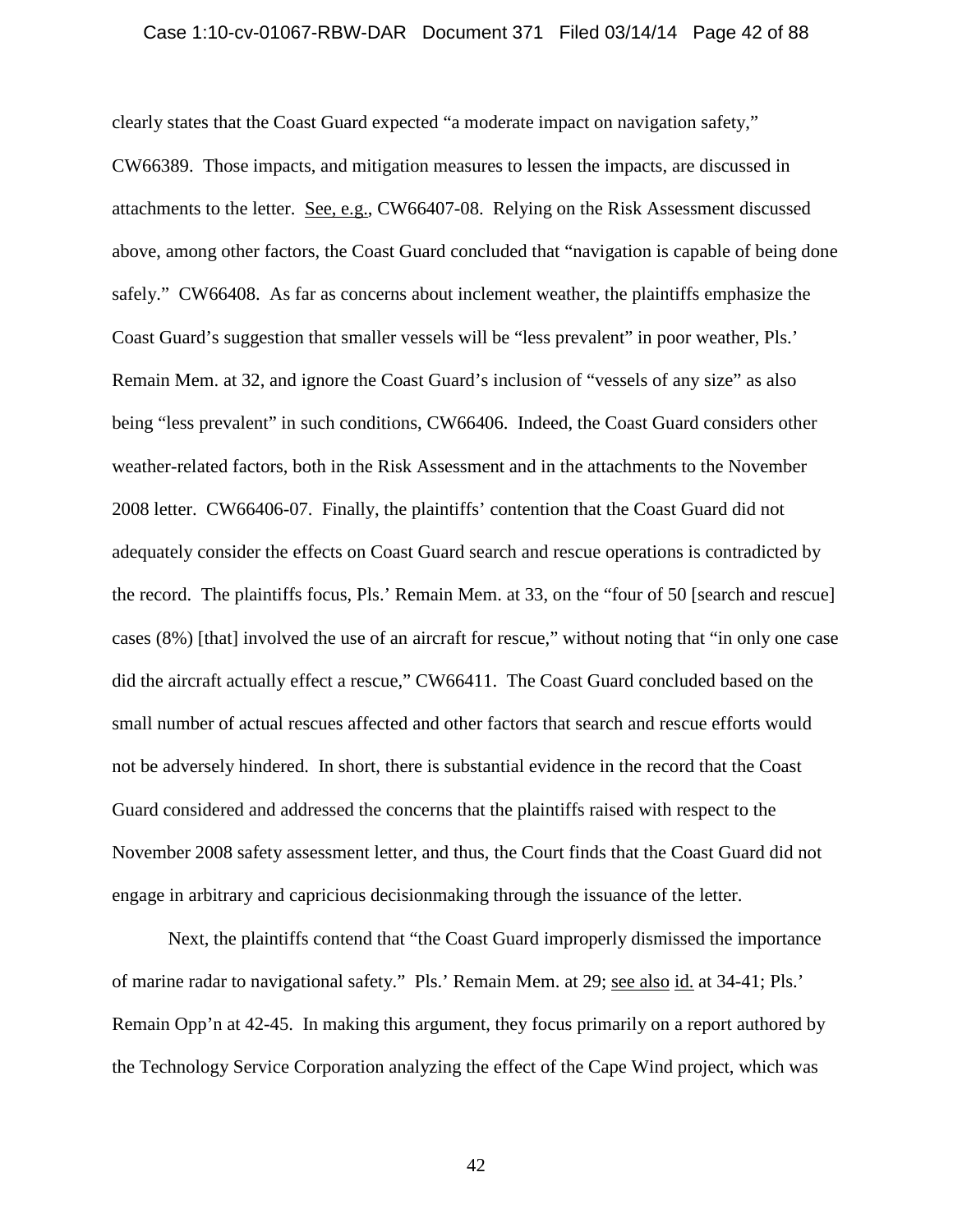clearly states that the Coast Guard expected "a moderate impact on navigation safety," CW66389. Those impacts, and mitigation measures to lessen the impacts, are discussed in attachments to the letter. See, e.g., CW66407-08. Relying on the Risk Assessment discussed above, among other factors, the Coast Guard concluded that "navigation is capable of being done safely." CW66408. As far as concerns about inclement weather, the plaintiffs emphasize the Coast Guard's suggestion that smaller vessels will be "less prevalent" in poor weather, Pls.' Remain Mem. at 32, and ignore the Coast Guard's inclusion of "vessels of any size" as also being "less prevalent" in such conditions, CW66406. Indeed, the Coast Guard considers other weather-related factors, both in the Risk Assessment and in the attachments to the November 2008 letter. CW66406-07. Finally, the plaintiffs' contention that the Coast Guard did not adequately consider the effects on Coast Guard search and rescue operations is contradicted by the record. The plaintiffs focus, Pls.' Remain Mem. at 33, on the "four of 50 [search and rescue] cases (8%) [that] involved the use of an aircraft for rescue," without noting that "in only one case did the aircraft actually effect a rescue," CW66411. The Coast Guard concluded based on the small number of actual rescues affected and other factors that search and rescue efforts would not be adversely hindered. In short, there is substantial evidence in the record that the Coast Guard considered and addressed the concerns that the plaintiffs raised with respect to the November 2008 safety assessment letter, and thus, the Court finds that the Coast Guard did not engage in arbitrary and capricious decisionmaking through the issuance of the letter.

Next, the plaintiffs contend that "the Coast Guard improperly dismissed the importance of marine radar to navigational safety." Pls.' Remain Mem. at 29; see also id. at 34-41; Pls.' Remain Opp'n at 42-45. In making this argument, they focus primarily on a report authored by the Technology Service Corporation analyzing the effect of the Cape Wind project, which was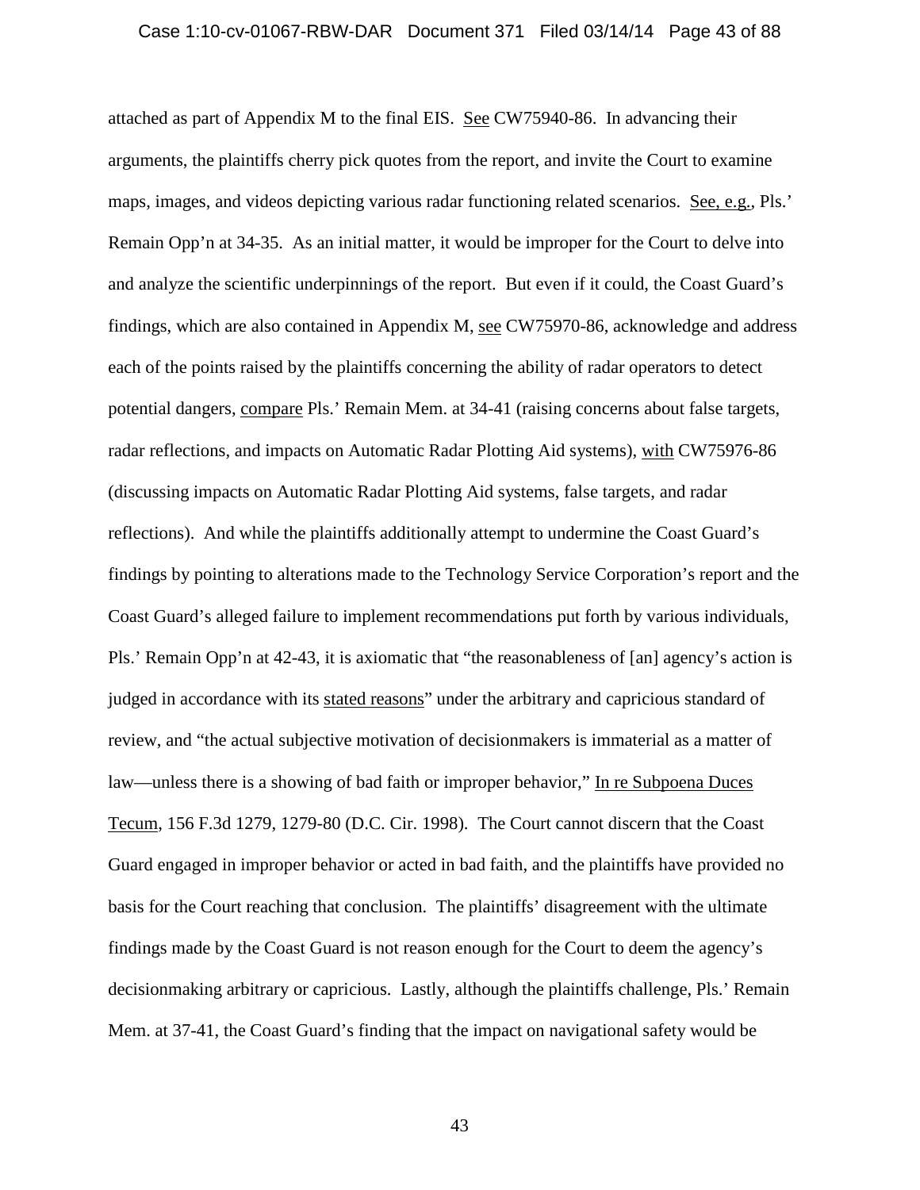attached as part of Appendix M to the final EIS. See CW75940-86. In advancing their arguments, the plaintiffs cherry pick quotes from the report, and invite the Court to examine maps, images, and videos depicting various radar functioning related scenarios. See, e.g., Pls.' Remain Opp'n at 34-35. As an initial matter, it would be improper for the Court to delve into and analyze the scientific underpinnings of the report. But even if it could, the Coast Guard's findings, which are also contained in Appendix M, see CW75970-86, acknowledge and address each of the points raised by the plaintiffs concerning the ability of radar operators to detect potential dangers, compare Pls.' Remain Mem. at 34-41 (raising concerns about false targets, radar reflections, and impacts on Automatic Radar Plotting Aid systems), with CW75976-86 (discussing impacts on Automatic Radar Plotting Aid systems, false targets, and radar reflections). And while the plaintiffs additionally attempt to undermine the Coast Guard's findings by pointing to alterations made to the Technology Service Corporation's report and the Coast Guard's alleged failure to implement recommendations put forth by various individuals, Pls.' Remain Opp'n at 42-43, it is axiomatic that "the reasonableness of [an] agency's action is judged in accordance with its stated reasons" under the arbitrary and capricious standard of review, and "the actual subjective motivation of decisionmakers is immaterial as a matter of law—unless there is a showing of bad faith or improper behavior," In re Subpoena Duces Tecum, 156 F.3d 1279, 1279-80 (D.C. Cir. 1998). The Court cannot discern that the Coast Guard engaged in improper behavior or acted in bad faith, and the plaintiffs have provided no basis for the Court reaching that conclusion. The plaintiffs' disagreement with the ultimate findings made by the Coast Guard is not reason enough for the Court to deem the agency's decisionmaking arbitrary or capricious. Lastly, although the plaintiffs challenge, Pls.' Remain Mem. at 37-41, the Coast Guard's finding that the impact on navigational safety would be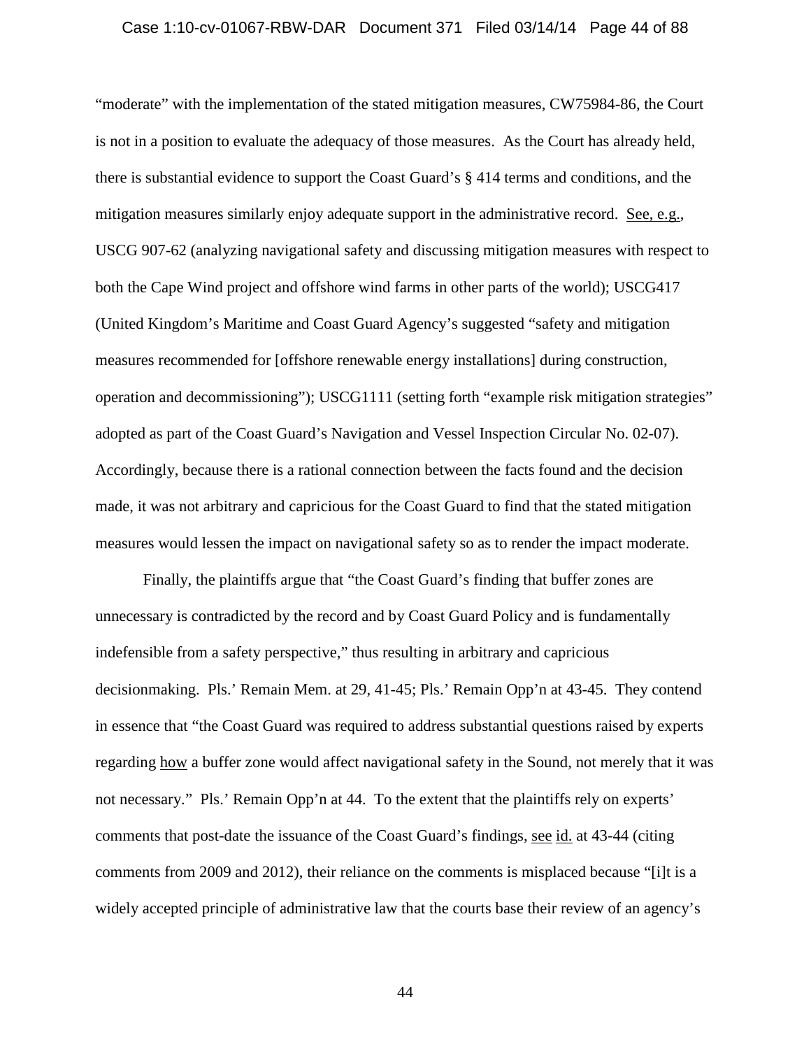"moderate" with the implementation of the stated mitigation measures, CW75984-86, the Court is not in a position to evaluate the adequacy of those measures. As the Court has already held, there is substantial evidence to support the Coast Guard's § 414 terms and conditions, and the mitigation measures similarly enjoy adequate support in the administrative record. See, e.g., USCG 907-62 (analyzing navigational safety and discussing mitigation measures with respect to both the Cape Wind project and offshore wind farms in other parts of the world); USCG417 (United Kingdom's Maritime and Coast Guard Agency's suggested "safety and mitigation measures recommended for [offshore renewable energy installations] during construction, operation and decommissioning"); USCG1111 (setting forth "example risk mitigation strategies" adopted as part of the Coast Guard's Navigation and Vessel Inspection Circular No. 02-07). Accordingly, because there is a rational connection between the facts found and the decision made, it was not arbitrary and capricious for the Coast Guard to find that the stated mitigation measures would lessen the impact on navigational safety so as to render the impact moderate.

Finally, the plaintiffs argue that "the Coast Guard's finding that buffer zones are unnecessary is contradicted by the record and by Coast Guard Policy and is fundamentally indefensible from a safety perspective," thus resulting in arbitrary and capricious decisionmaking. Pls.' Remain Mem. at 29, 41-45; Pls.' Remain Opp'n at 43-45. They contend in essence that "the Coast Guard was required to address substantial questions raised by experts regarding how a buffer zone would affect navigational safety in the Sound, not merely that it was not necessary." Pls.' Remain Opp'n at 44. To the extent that the plaintiffs rely on experts' comments that post-date the issuance of the Coast Guard's findings, see id. at 43-44 (citing comments from 2009 and 2012), their reliance on the comments is misplaced because "[i]t is a widely accepted principle of administrative law that the courts base their review of an agency's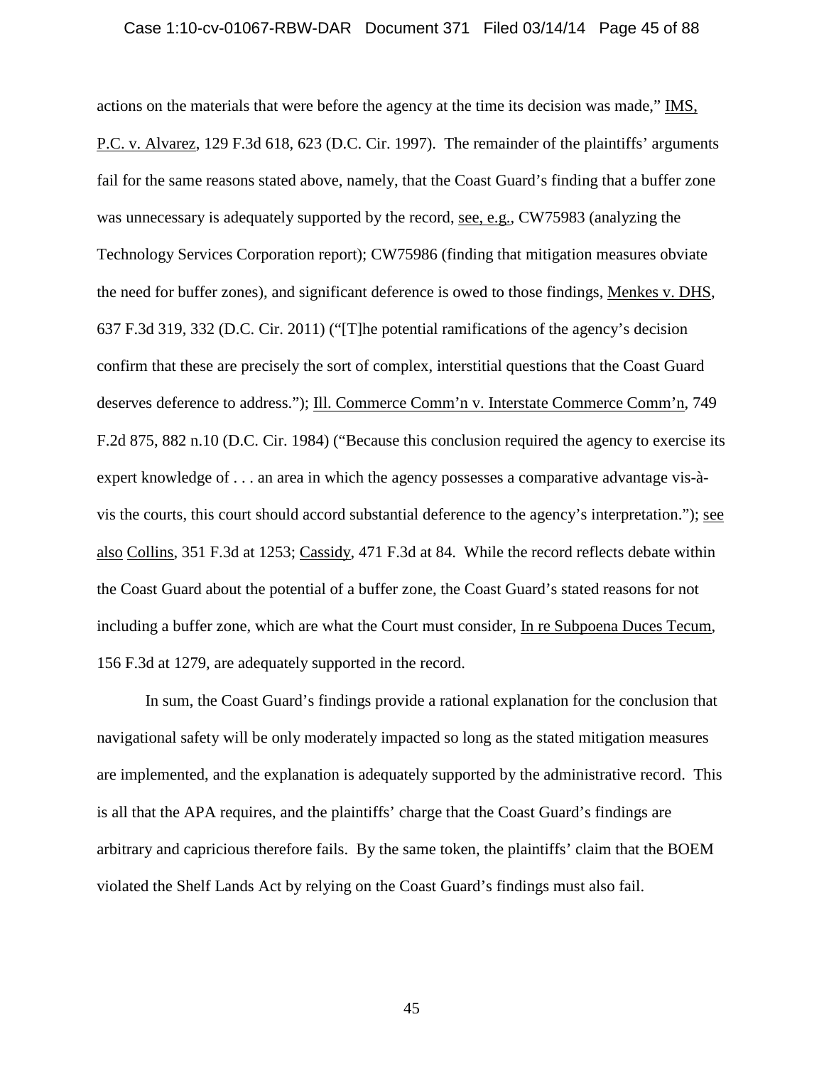actions on the materials that were before the agency at the time its decision was made," IMS, P.C. v. Alvarez, 129 F.3d 618, 623 (D.C. Cir. 1997). The remainder of the plaintiffs' arguments fail for the same reasons stated above, namely, that the Coast Guard's finding that a buffer zone was unnecessary is adequately supported by the record, see, e.g., CW75983 (analyzing the Technology Services Corporation report); CW75986 (finding that mitigation measures obviate the need for buffer zones), and significant deference is owed to those findings, Menkes v. DHS, 637 F.3d 319, 332 (D.C. Cir. 2011) ("[T]he potential ramifications of the agency's decision confirm that these are precisely the sort of complex, interstitial questions that the Coast Guard deserves deference to address."); Ill. Commerce Comm'n v. Interstate Commerce Comm'n, 749 F.2d 875, 882 n.10 (D.C. Cir. 1984) ("Because this conclusion required the agency to exercise its expert knowledge of . . . an area in which the agency possesses a comparative advantage vis-à-vis the courts, this court should accord substantial deference to the agency's interpretation."); see also Collins, 351 F.3d at 1253; Cassidy, 471 F.3d at 84. While the record reflects debate within the Coast Guard about the potential of a buffer zone, the Coast Guard's stated reasons for not including a buffer zone, which are what the Court must consider, In re Subpoena Duces Tecum, 156 F.3d at 1279, are adequately supported in the record.

In sum, the Coast Guard's findings provide a rational explanation for the conclusion that navigational safety will be only moderately impacted so long as the stated mitigation measures are implemented, and the explanation is adequately supported by the administrative record. This is all that the APA requires, and the plaintiffs' charge that the Coast Guard's findings are arbitrary and capricious therefore fails. By the same token, the plaintiffs' claim that the BOEM violated the Shelf Lands Act by relying on the Coast Guard's findings must also fail.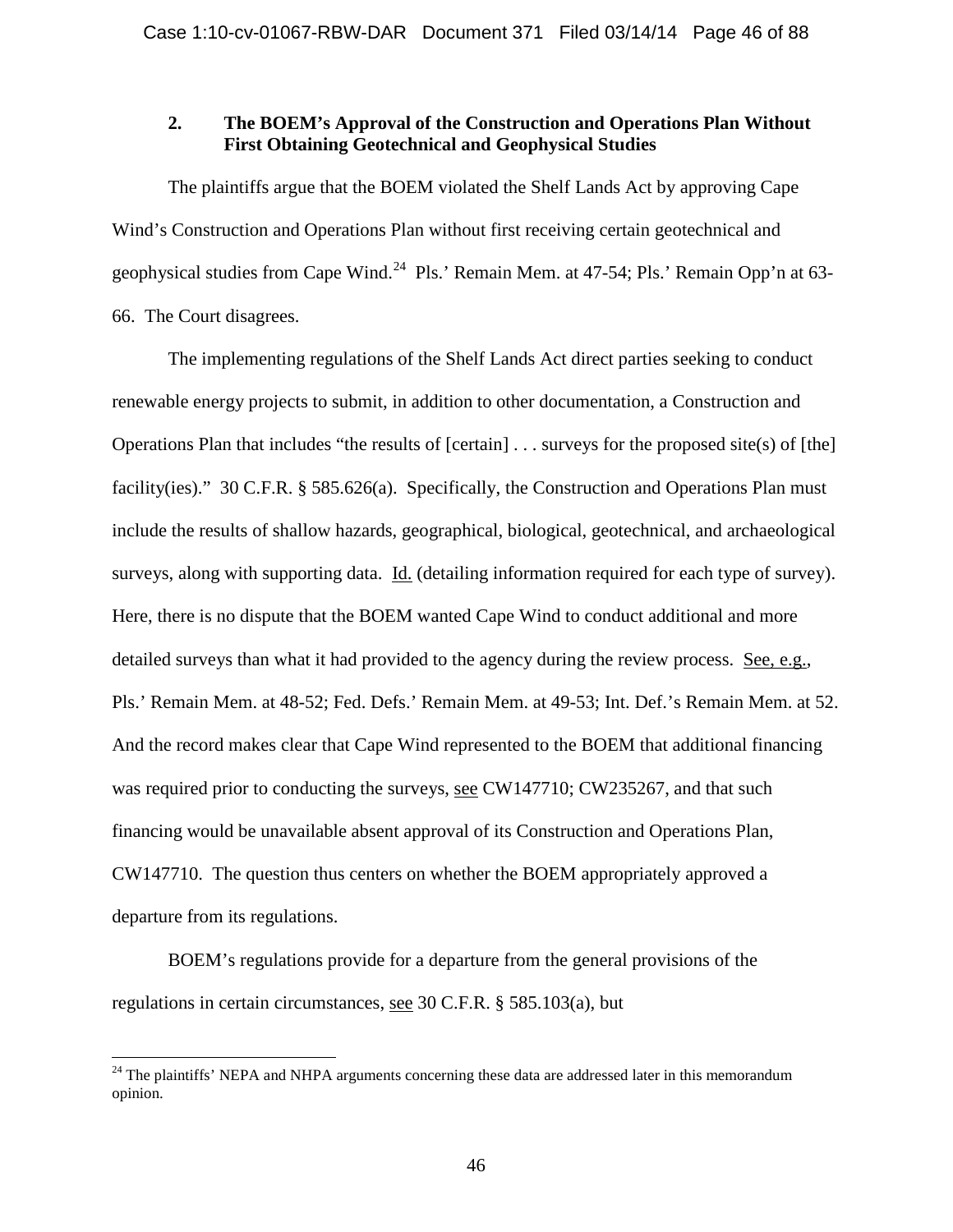### 2. The BOEM's Approval of the Construction and Operations Plan Without First Obtaining Geotechnical and Geophysical Studies

The plaintiffs argue that the BOEM violated the Shelf Lands Act by approving Cape Wind's Construction and Operations Plan without first receiving certain geotechnical and geophysical studies from Cape Wind.[24] Pls.' Remain Mem. at 47-54; Pls.' Remain Opp'n at 63-66. The Court disagrees.

The implementing regulations of the Shelf Lands Act direct parties seeking to conduct renewable energy projects to submit, in addition to other documentation, a Construction and Operations Plan that includes "the results of [certain] . . . surveys for the proposed site(s) of [the] facility(ies)." 30 C.F.R. § 585.626(a). Specifically, the Construction and Operations Plan must include the results of shallow hazards, geographical, biological, geotechnical, and archaeological surveys, along with supporting data. Id. (detailing information required for each type of survey). Here, there is no dispute that the BOEM wanted Cape Wind to conduct additional and more detailed surveys than what it had provided to the agency during the review process. See, e.g., Pls.' Remain Mem. at 48-52; Fed. Defs.' Remain Mem. at 49-53; Int. Def.'s Remain Mem. at 52. And the record makes clear that Cape Wind represented to the BOEM that additional financing was required prior to conducting the surveys, see CW147710; CW235267, and that such financing would be unavailable absent approval of its Construction and Operations Plan, CW147710. The question thus centers on whether the BOEM appropriately approved a departure from its regulations.

BOEM's regulations provide for a departure from the general provisions of the regulations in certain circumstances, see 30 C.F.R. § 585.103(a), but

[24] The plaintiffs' NEPA and NHPA arguments concerning these data are addressed later in this memorandum opinion.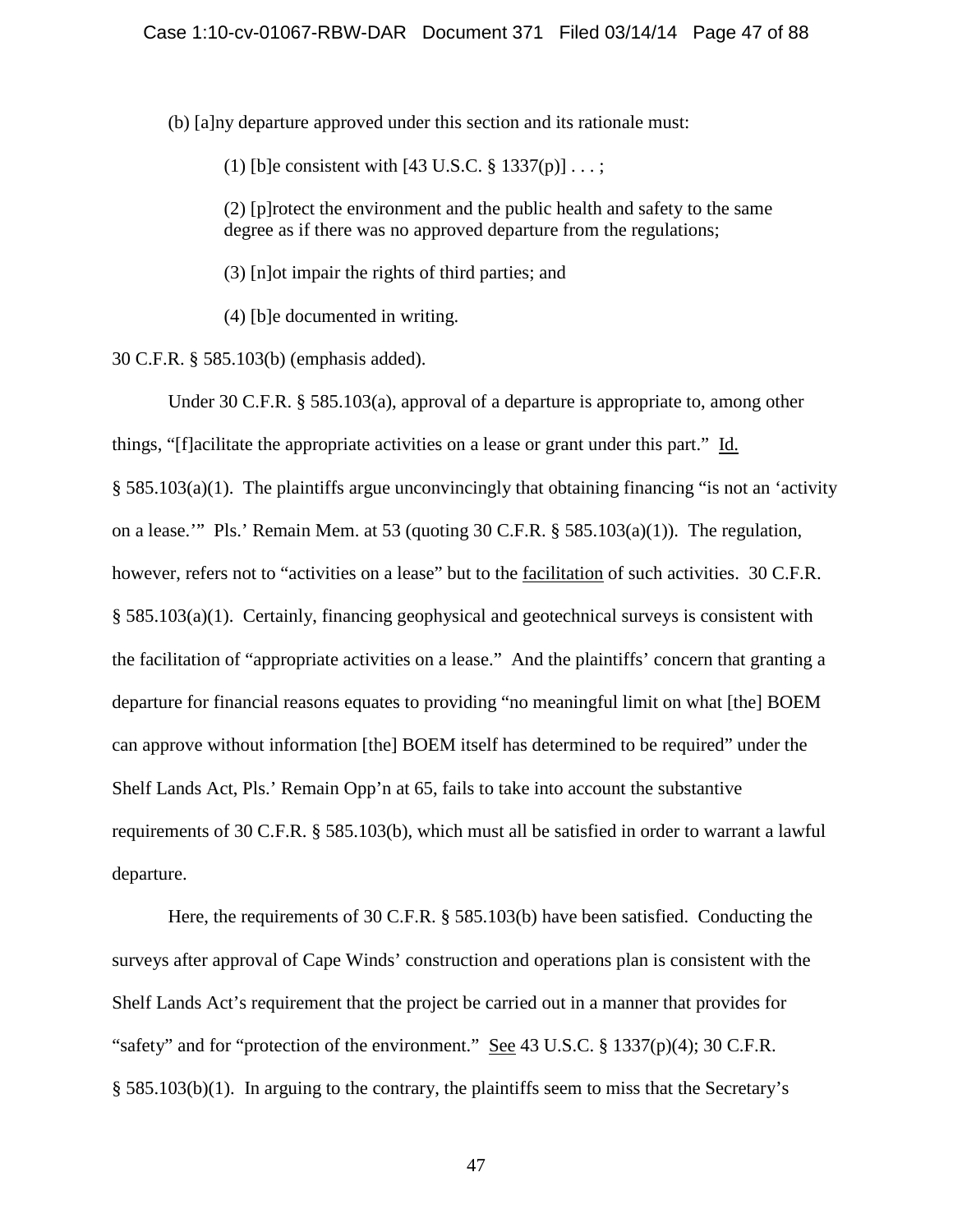(b) [a]ny departure approved under this section and its rationale must:

> (1) [b]e consistent with [43 U.S.C. § 1337(p)] . . . ;
>
> (2) [p]rotect the environment and the public health and safety to the same degree as if there was no approved departure from the regulations;
>
> (3) [n]ot impair the rights of third parties; and
>
> (4) [b]e documented in writing.

30 C.F.R. § 585.103(b) (emphasis added).

Under 30 C.F.R. § 585.103(a), approval of a departure is appropriate to, among other things, "[f]acilitate the appropriate activities on a lease or grant under this part." Id. § 585.103(a)(1). The plaintiffs argue unconvincingly that obtaining financing "is not an 'activity on a lease.'" Pls.' Remain Mem. at 53 (quoting 30 C.F.R. § 585.103(a)(1)). The regulation, however, refers not to "activities on a lease" but to the facilitation of such activities. 30 C.F.R. § 585.103(a)(1). Certainly, financing geophysical and geotechnical surveys is consistent with the facilitation of "appropriate activities on a lease." And the plaintiffs' concern that granting a departure for financial reasons equates to providing "no meaningful limit on what [the] BOEM can approve without information [the] BOEM itself has determined to be required" under the Shelf Lands Act, Pls.' Remain Opp'n at 65, fails to take into account the substantive requirements of 30 C.F.R. § 585.103(b), which must all be satisfied in order to warrant a lawful departure.

Here, the requirements of 30 C.F.R. § 585.103(b) have been satisfied. Conducting the surveys after approval of Cape Winds' construction and operations plan is consistent with the Shelf Lands Act's requirement that the project be carried out in a manner that provides for "safety" and for "protection of the environment." See 43 U.S.C. § 1337(p)(4); 30 C.F.R. § 585.103(b)(1). In arguing to the contrary, the plaintiffs seem to miss that the Secretary's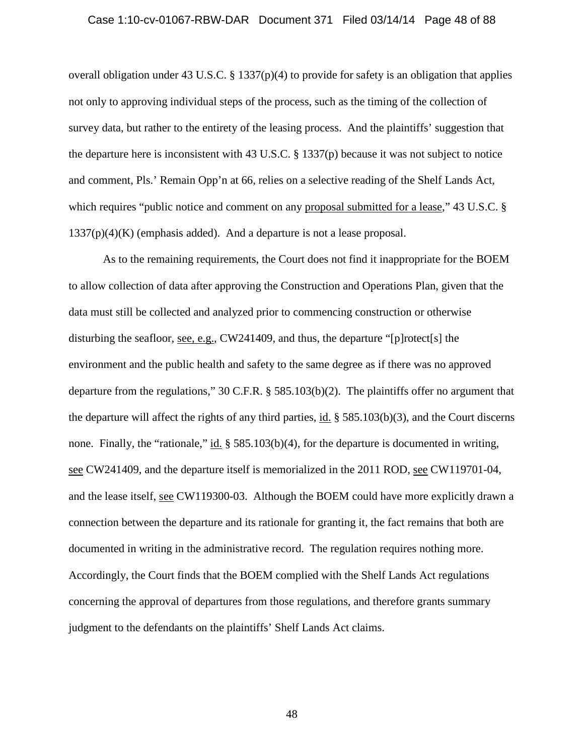overall obligation under 43 U.S.C. § 1337(p)(4) to provide for safety is an obligation that applies not only to approving individual steps of the process, such as the timing of the collection of survey data, but rather to the entirety of the leasing process. And the plaintiffs' suggestion that the departure here is inconsistent with 43 U.S.C. § 1337(p) because it was not subject to notice and comment, Pls.' Remain Opp'n at 66, relies on a selective reading of the Shelf Lands Act, which requires "public notice and comment on any <u>proposal submitted for a lease</u>," 43 U.S.C. § 1337(p)(4)(K) (emphasis added). And a departure is not a lease proposal.

As to the remaining requirements, the Court does not find it inappropriate for the BOEM to allow collection of data after approving the Construction and Operations Plan, given that the data must still be collected and analyzed prior to commencing construction or otherwise disturbing the seafloor, <u>see, e.g.</u>, CW241409, and thus, the departure "[p]rotect[s] the environment and the public health and safety to the same degree as if there was no approved departure from the regulations," 30 C.F.R. § 585.103(b)(2). The plaintiffs offer no argument that the departure will affect the rights of any third parties, <u>id.</u> § 585.103(b)(3), and the Court discerns none. Finally, the "rationale," <u>id.</u> § 585.103(b)(4), for the departure is documented in writing, <u>see</u> CW241409, and the departure itself is memorialized in the 2011 ROD, <u>see</u> CW119701-04, and the lease itself, <u>see</u> CW119300-03. Although the BOEM could have more explicitly drawn a connection between the departure and its rationale for granting it, the fact remains that both are documented in writing in the administrative record. The regulation requires nothing more. Accordingly, the Court finds that the BOEM complied with the Shelf Lands Act regulations concerning the approval of departures from those regulations, and therefore grants summary judgment to the defendants on the plaintiffs' Shelf Lands Act claims.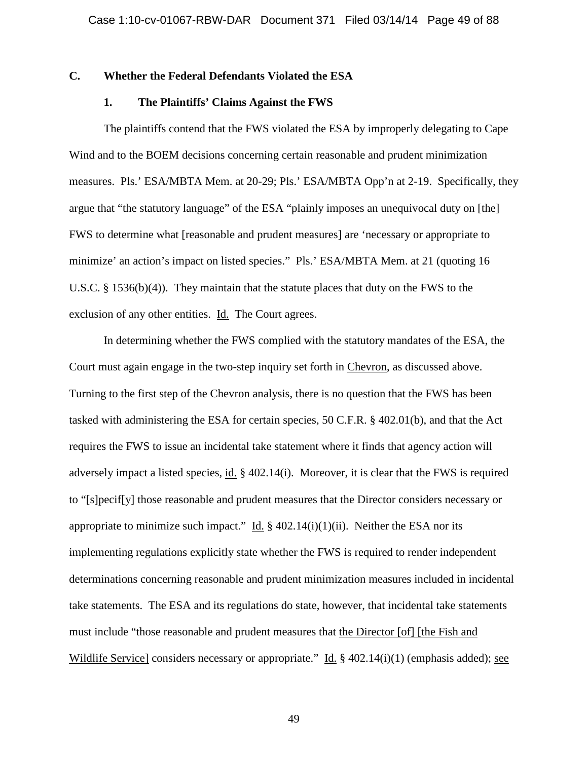### C. Whether the Federal Defendants Violated the ESA

#### 1. The Plaintiffs' Claims Against the FWS

The plaintiffs contend that the FWS violated the ESA by improperly delegating to Cape Wind and to the BOEM decisions concerning certain reasonable and prudent minimization measures. Pls.' ESA/MBTA Mem. at 20-29; Pls.' ESA/MBTA Opp'n at 2-19. Specifically, they argue that "the statutory language" of the ESA "plainly imposes an unequivocal duty on [the] FWS to determine what [reasonable and prudent measures] are 'necessary or appropriate to minimize' an action's impact on listed species." Pls.' ESA/MBTA Mem. at 21 (quoting 16 U.S.C. § 1536(b)(4)). They maintain that the statute places that duty on the FWS to the exclusion of any other entities. Id. The Court agrees.

In determining whether the FWS complied with the statutory mandates of the ESA, the Court must again engage in the two-step inquiry set forth in Chevron, as discussed above. Turning to the first step of the Chevron analysis, there is no question that the FWS has been tasked with administering the ESA for certain species, 50 C.F.R. § 402.01(b), and that the Act requires the FWS to issue an incidental take statement where it finds that agency action will adversely impact a listed species, id. § 402.14(i). Moreover, it is clear that the FWS is required to "[s]pecif[y] those reasonable and prudent measures that the Director considers necessary or appropriate to minimize such impact." Id. § 402.14(i)(1)(ii). Neither the ESA nor its implementing regulations explicitly state whether the FWS is required to render independent determinations concerning reasonable and prudent minimization measures included in incidental take statements. The ESA and its regulations do state, however, that incidental take statements must include "those reasonable and prudent measures that the Director [of] [the Fish and Wildlife Service] considers necessary or appropriate." Id. § 402.14(i)(1) (emphasis added); see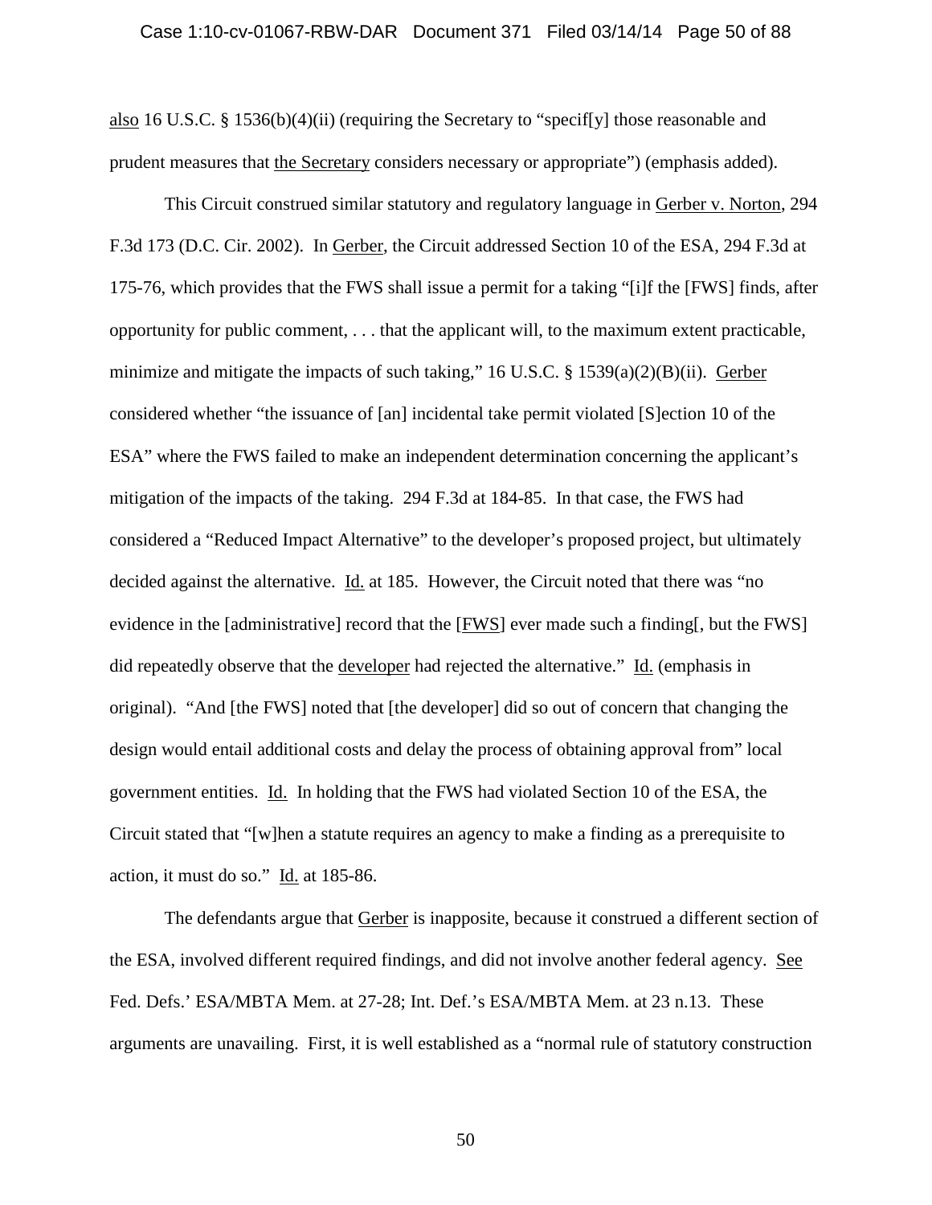also 16 U.S.C. § 1536(b)(4)(ii) (requiring the Secretary to "specif[y] those reasonable and prudent measures that the Secretary considers necessary or appropriate") (emphasis added).

This Circuit construed similar statutory and regulatory language in Gerber v. Norton, 294 F.3d 173 (D.C. Cir. 2002). In Gerber, the Circuit addressed Section 10 of the ESA, 294 F.3d at 175-76, which provides that the FWS shall issue a permit for a taking "[i]f the [FWS] finds, after opportunity for public comment, . . . that the applicant will, to the maximum extent practicable, minimize and mitigate the impacts of such taking," 16 U.S.C. § 1539(a)(2)(B)(ii). Gerber considered whether "the issuance of [an] incidental take permit violated [S]ection 10 of the ESA" where the FWS failed to make an independent determination concerning the applicant's mitigation of the impacts of the taking. 294 F.3d at 184-85. In that case, the FWS had considered a "Reduced Impact Alternative" to the developer's proposed project, but ultimately decided against the alternative. Id. at 185. However, the Circuit noted that there was "no evidence in the [administrative] record that the [FWS] ever made such a finding[, but the FWS] did repeatedly observe that the developer had rejected the alternative." Id. (emphasis in original). "And [the FWS] noted that [the developer] did so out of concern that changing the design would entail additional costs and delay the process of obtaining approval from" local government entities. Id. In holding that the FWS had violated Section 10 of the ESA, the Circuit stated that "[w]hen a statute requires an agency to make a finding as a prerequisite to action, it must do so." Id. at 185-86.

The defendants argue that Gerber is inapposite, because it construed a different section of the ESA, involved different required findings, and did not involve another federal agency. See Fed. Defs.' ESA/MBTA Mem. at 27-28; Int. Def.'s ESA/MBTA Mem. at 23 n.13. These arguments are unavailing. First, it is well established as a "normal rule of statutory construction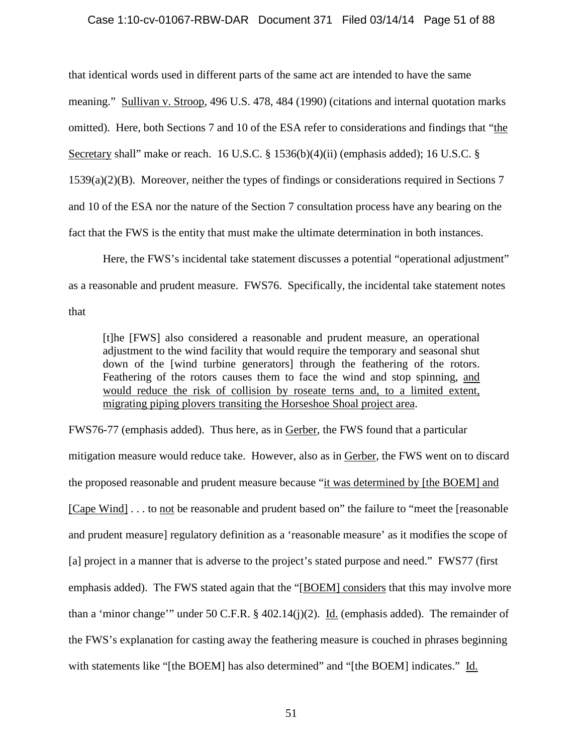that identical words used in different parts of the same act are intended to have the same meaning." Sullivan v. Stroop, 496 U.S. 478, 484 (1990) (citations and internal quotation marks omitted). Here, both Sections 7 and 10 of the ESA refer to considerations and findings that "the Secretary shall" make or reach. 16 U.S.C. § 1536(b)(4)(ii) (emphasis added); 16 U.S.C. § 1539(a)(2)(B). Moreover, neither the types of findings or considerations required in Sections 7 and 10 of the ESA nor the nature of the Section 7 consultation process have any bearing on the fact that the FWS is the entity that must make the ultimate determination in both instances.

Here, the FWS's incidental take statement discusses a potential "operational adjustment" as a reasonable and prudent measure. FWS76. Specifically, the incidental take statement notes that

> [t]he [FWS] also considered a reasonable and prudent measure, an operational adjustment to the wind facility that would require the temporary and seasonal shut down of the [wind turbine generators] through the feathering of the rotors. Feathering of the rotors causes them to face the wind and stop spinning, and would reduce the risk of collision by roseate terns and, to a limited extent, migrating piping plovers transiting the Horseshoe Shoal project area.

FWS76-77 (emphasis added). Thus here, as in Gerber, the FWS found that a particular mitigation measure would reduce take. However, also as in Gerber, the FWS went on to discard the proposed reasonable and prudent measure because "it was determined by [the BOEM] and [Cape Wind] . . . to not be reasonable and prudent based on" the failure to "meet the [reasonable and prudent measure] regulatory definition as a 'reasonable measure' as it modifies the scope of [a] project in a manner that is adverse to the project's stated purpose and need." FWS77 (first emphasis added). The FWS stated again that the "[BOEM] considers that this may involve more than a 'minor change'" under 50 C.F.R. § 402.14(j)(2). Id. (emphasis added). The remainder of the FWS's explanation for casting away the feathering measure is couched in phrases beginning with statements like "[the BOEM] has also determined" and "[the BOEM] indicates." Id.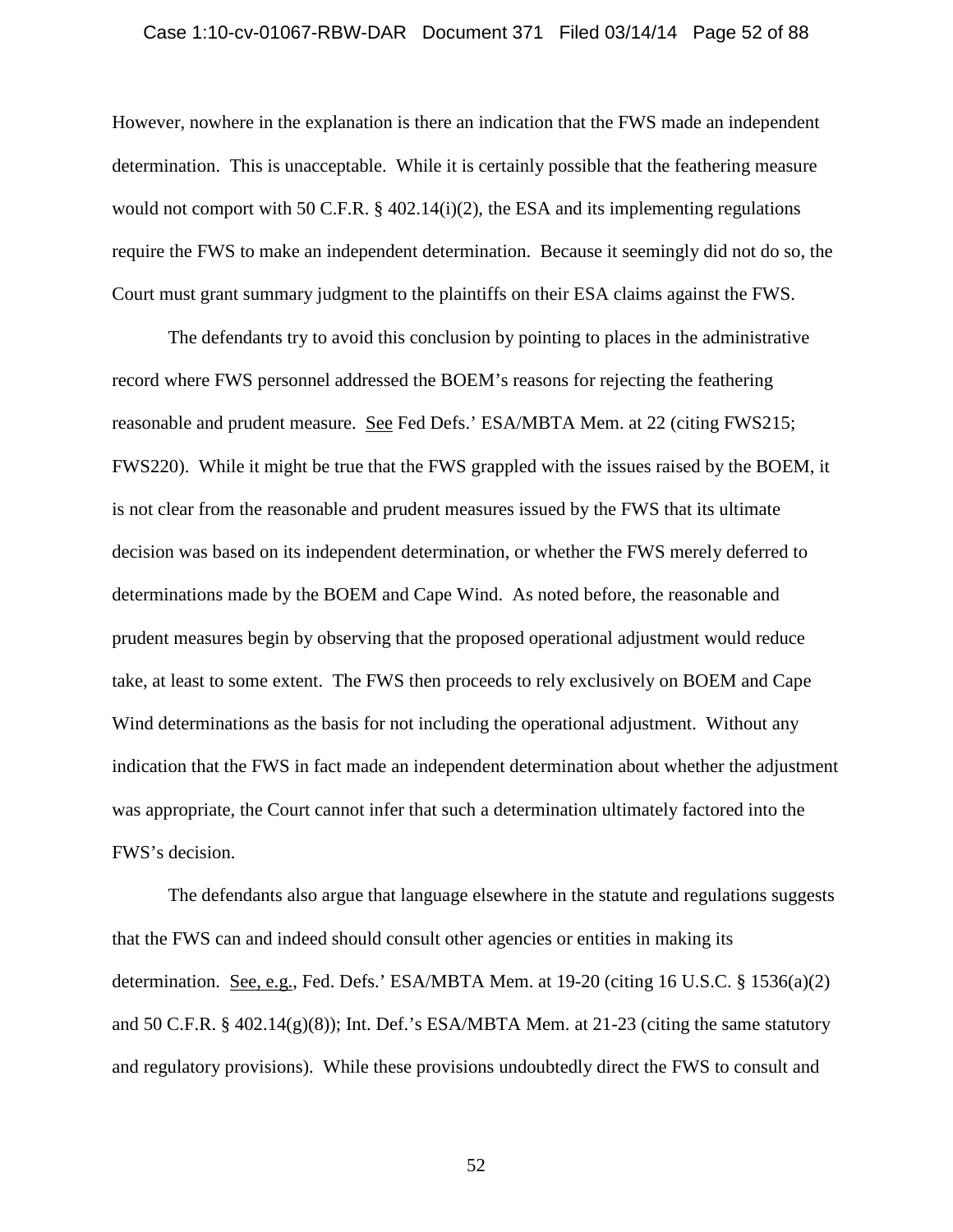However, nowhere in the explanation is there an indication that the FWS made an independent determination. This is unacceptable. While it is certainly possible that the feathering measure would not comport with 50 C.F.R. § 402.14(i)(2), the ESA and its implementing regulations require the FWS to make an independent determination. Because it seemingly did not do so, the Court must grant summary judgment to the plaintiffs on their ESA claims against the FWS.

The defendants try to avoid this conclusion by pointing to places in the administrative record where FWS personnel addressed the BOEM's reasons for rejecting the feathering reasonable and prudent measure. See Fed Defs.' ESA/MBTA Mem. at 22 (citing FWS215; FWS220). While it might be true that the FWS grappled with the issues raised by the BOEM, it is not clear from the reasonable and prudent measures issued by the FWS that its ultimate decision was based on its independent determination, or whether the FWS merely deferred to determinations made by the BOEM and Cape Wind. As noted before, the reasonable and prudent measures begin by observing that the proposed operational adjustment would reduce take, at least to some extent. The FWS then proceeds to rely exclusively on BOEM and Cape Wind determinations as the basis for not including the operational adjustment. Without any indication that the FWS in fact made an independent determination about whether the adjustment was appropriate, the Court cannot infer that such a determination ultimately factored into the FWS's decision.

The defendants also argue that language elsewhere in the statute and regulations suggests that the FWS can and indeed should consult other agencies or entities in making its determination. See, e.g., Fed. Defs.' ESA/MBTA Mem. at 19-20 (citing 16 U.S.C. § 1536(a)(2) and 50 C.F.R. § 402.14(g)(8)); Int. Def.'s ESA/MBTA Mem. at 21-23 (citing the same statutory and regulatory provisions). While these provisions undoubtedly direct the FWS to consult and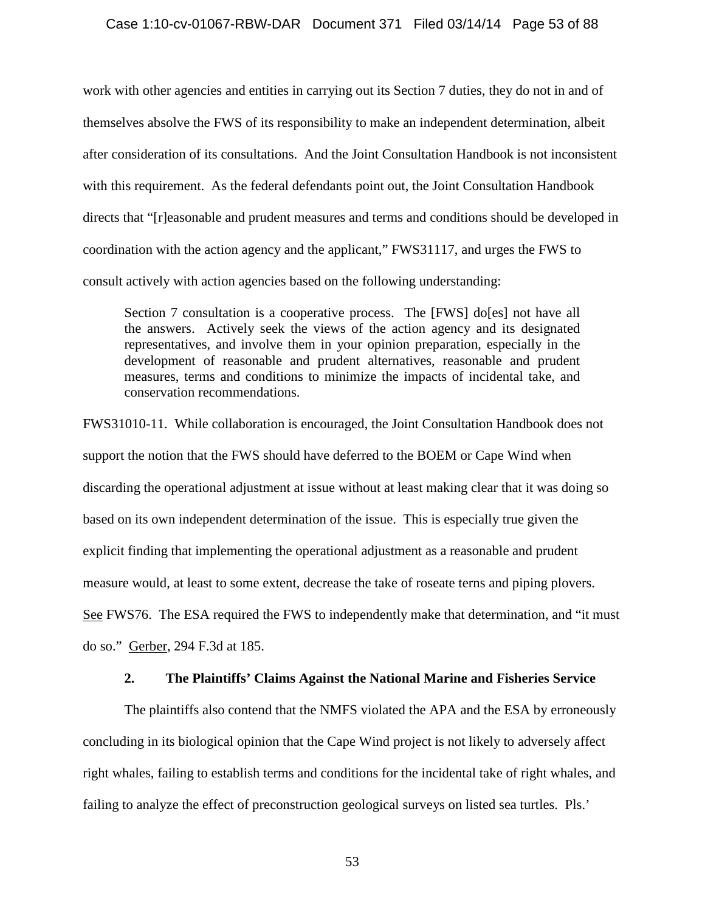work with other agencies and entities in carrying out its Section 7 duties, they do not in and of themselves absolve the FWS of its responsibility to make an independent determination, albeit after consideration of its consultations. And the Joint Consultation Handbook is not inconsistent with this requirement. As the federal defendants point out, the Joint Consultation Handbook directs that "[r]easonable and prudent measures and terms and conditions should be developed in coordination with the action agency and the applicant," FWS31117, and urges the FWS to consult actively with action agencies based on the following understanding:

> Section 7 consultation is a cooperative process. The [FWS] do[es] not have all the answers. Actively seek the views of the action agency and its designated representatives, and involve them in your opinion preparation, especially in the development of reasonable and prudent alternatives, reasonable and prudent measures, terms and conditions to minimize the impacts of incidental take, and conservation recommendations.

FWS31010-11. While collaboration is encouraged, the Joint Consultation Handbook does not support the notion that the FWS should have deferred to the BOEM or Cape Wind when discarding the operational adjustment at issue without at least making clear that it was doing so based on its own independent determination of the issue. This is especially true given the explicit finding that implementing the operational adjustment as a reasonable and prudent measure would, at least to some extent, decrease the take of roseate terns and piping plovers. See FWS76. The ESA required the FWS to independently make that determination, and "it must do so." Gerber, 294 F.3d at 185.

### 2. The Plaintiffs' Claims Against the National Marine and Fisheries Service

The plaintiffs also contend that the NMFS violated the APA and the ESA by erroneously concluding in its biological opinion that the Cape Wind project is not likely to adversely affect right whales, failing to establish terms and conditions for the incidental take of right whales, and failing to analyze the effect of preconstruction geological surveys on listed sea turtles. Pls.'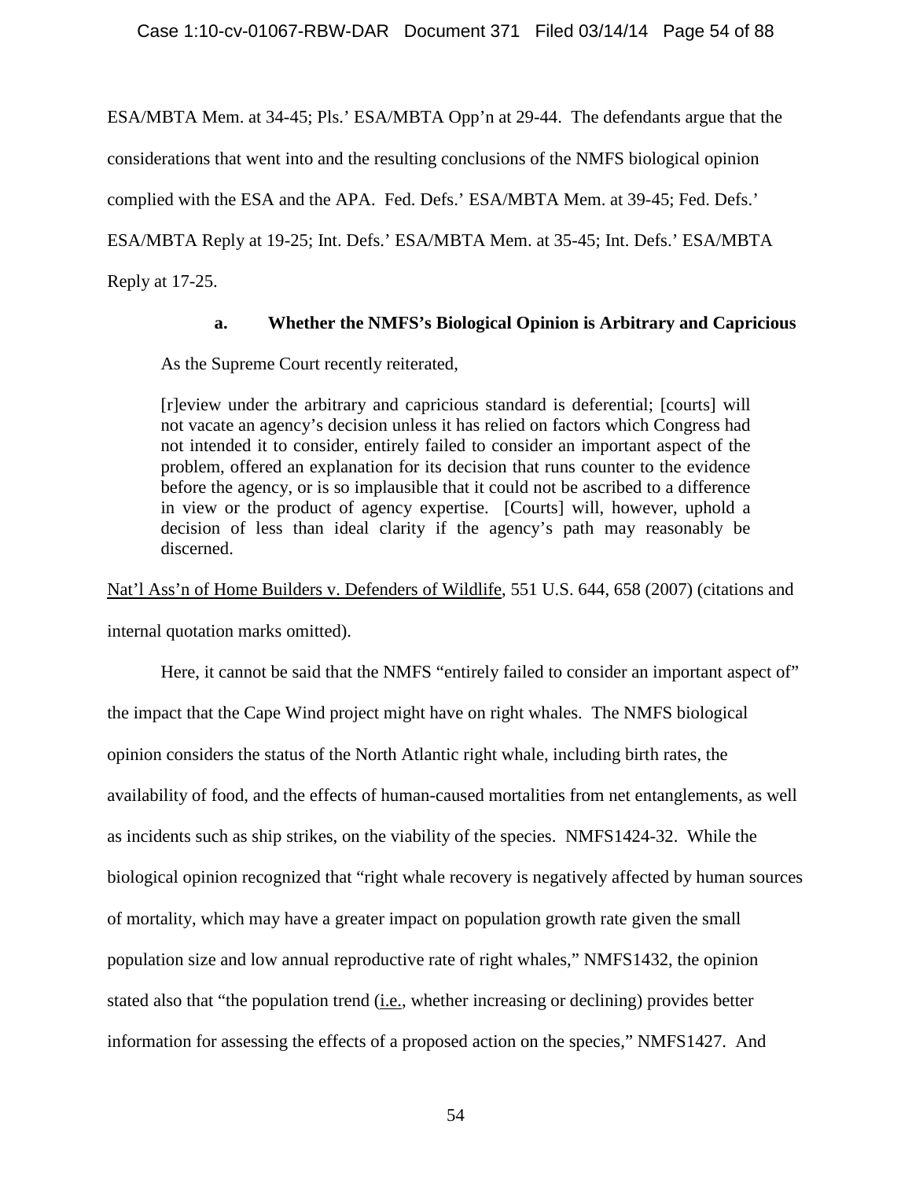ESA/MBTA Mem. at 34-45; Pls.' ESA/MBTA Opp'n at 29-44. The defendants argue that the considerations that went into and the resulting conclusions of the NMFS biological opinion complied with the ESA and the APA. Fed. Defs.' ESA/MBTA Mem. at 39-45; Fed. Defs.' ESA/MBTA Reply at 19-25; Int. Defs.' ESA/MBTA Mem. at 35-45; Int. Defs.' ESA/MBTA Reply at 17-25.

#### a. Whether the NMFS's Biological Opinion is Arbitrary and Capricious

As the Supreme Court recently reiterated,

> [r]eview under the arbitrary and capricious standard is deferential; [courts] will not vacate an agency's decision unless it has relied on factors which Congress had not intended it to consider, entirely failed to consider an important aspect of the problem, offered an explanation for its decision that runs counter to the evidence before the agency, or is so implausible that it could not be ascribed to a difference in view or the product of agency expertise. [Courts] will, however, uphold a decision of less than ideal clarity if the agency's path may reasonably be discerned.

Nat'l Ass'n of Home Builders v. Defenders of Wildlife, 551 U.S. 644, 658 (2007) (citations and internal quotation marks omitted).

Here, it cannot be said that the NMFS "entirely failed to consider an important aspect of" the impact that the Cape Wind project might have on right whales. The NMFS biological opinion considers the status of the North Atlantic right whale, including birth rates, the availability of food, and the effects of human-caused mortalities from net entanglements, as well as incidents such as ship strikes, on the viability of the species. NMFS1424-32. While the biological opinion recognized that "right whale recovery is negatively affected by human sources of mortality, which may have a greater impact on population growth rate given the small population size and low annual reproductive rate of right whales," NMFS1432, the opinion stated also that "the population trend (i.e., whether increasing or declining) provides better information for assessing the effects of a proposed action on the species," NMFS1427. And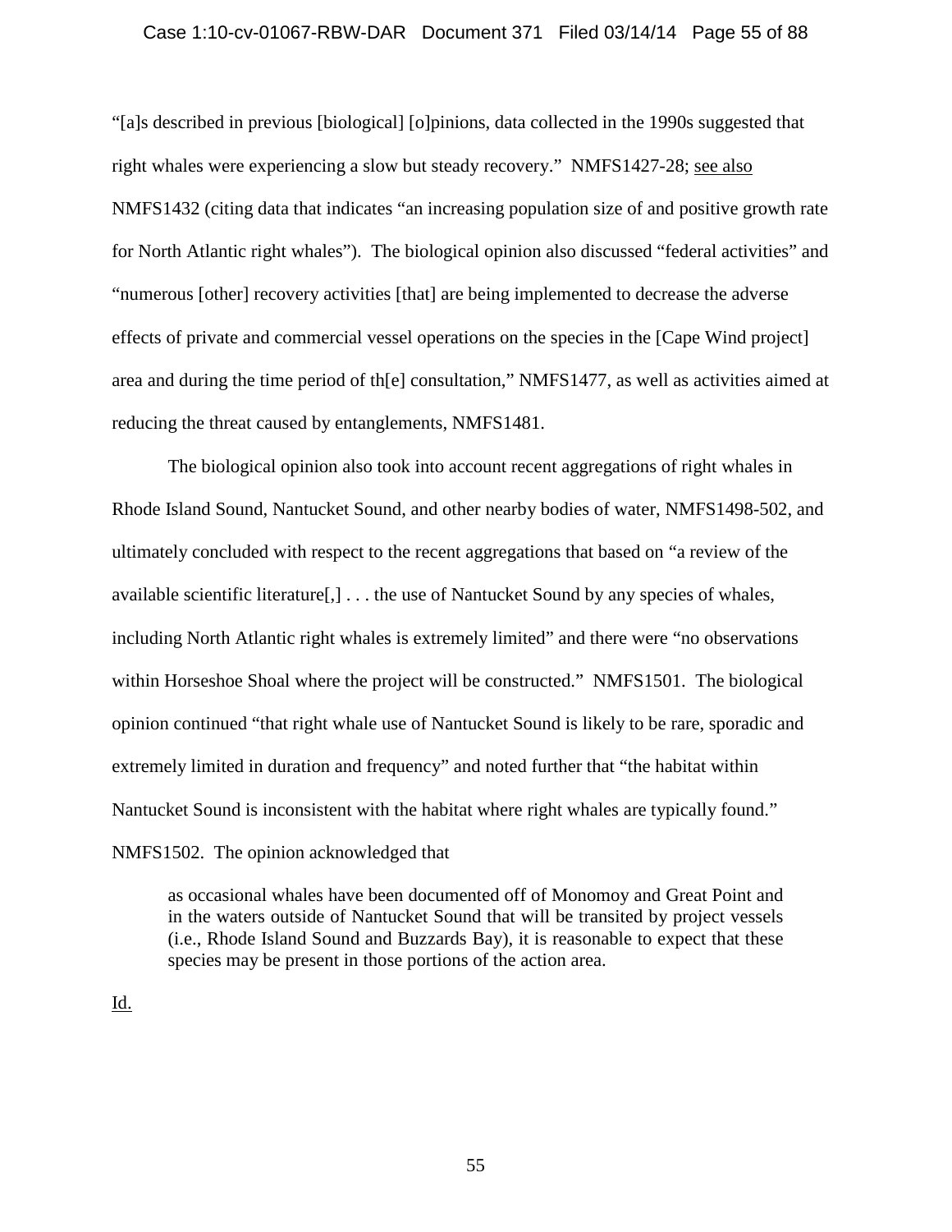"[a]s described in previous [biological] [o]pinions, data collected in the 1990s suggested that right whales were experiencing a slow but steady recovery." NMFS1427-28; see also NMFS1432 (citing data that indicates "an increasing population size of and positive growth rate for North Atlantic right whales"). The biological opinion also discussed "federal activities" and "numerous [other] recovery activities [that] are being implemented to decrease the adverse effects of private and commercial vessel operations on the species in the [Cape Wind project] area and during the time period of th[e] consultation," NMFS1477, as well as activities aimed at reducing the threat caused by entanglements, NMFS1481.

The biological opinion also took into account recent aggregations of right whales in Rhode Island Sound, Nantucket Sound, and other nearby bodies of water, NMFS1498-502, and ultimately concluded with respect to the recent aggregations that based on "a review of the available scientific literature[,] . . . the use of Nantucket Sound by any species of whales, including North Atlantic right whales is extremely limited" and there were "no observations within Horseshoe Shoal where the project will be constructed." NMFS1501. The biological opinion continued "that right whale use of Nantucket Sound is likely to be rare, sporadic and extremely limited in duration and frequency" and noted further that "the habitat within Nantucket Sound is inconsistent with the habitat where right whales are typically found." NMFS1502. The opinion acknowledged that

> as occasional whales have been documented off of Monomoy and Great Point and in the waters outside of Nantucket Sound that will be transited by project vessels (i.e., Rhode Island Sound and Buzzards Bay), it is reasonable to expect that these species may be present in those portions of the action area.

Id.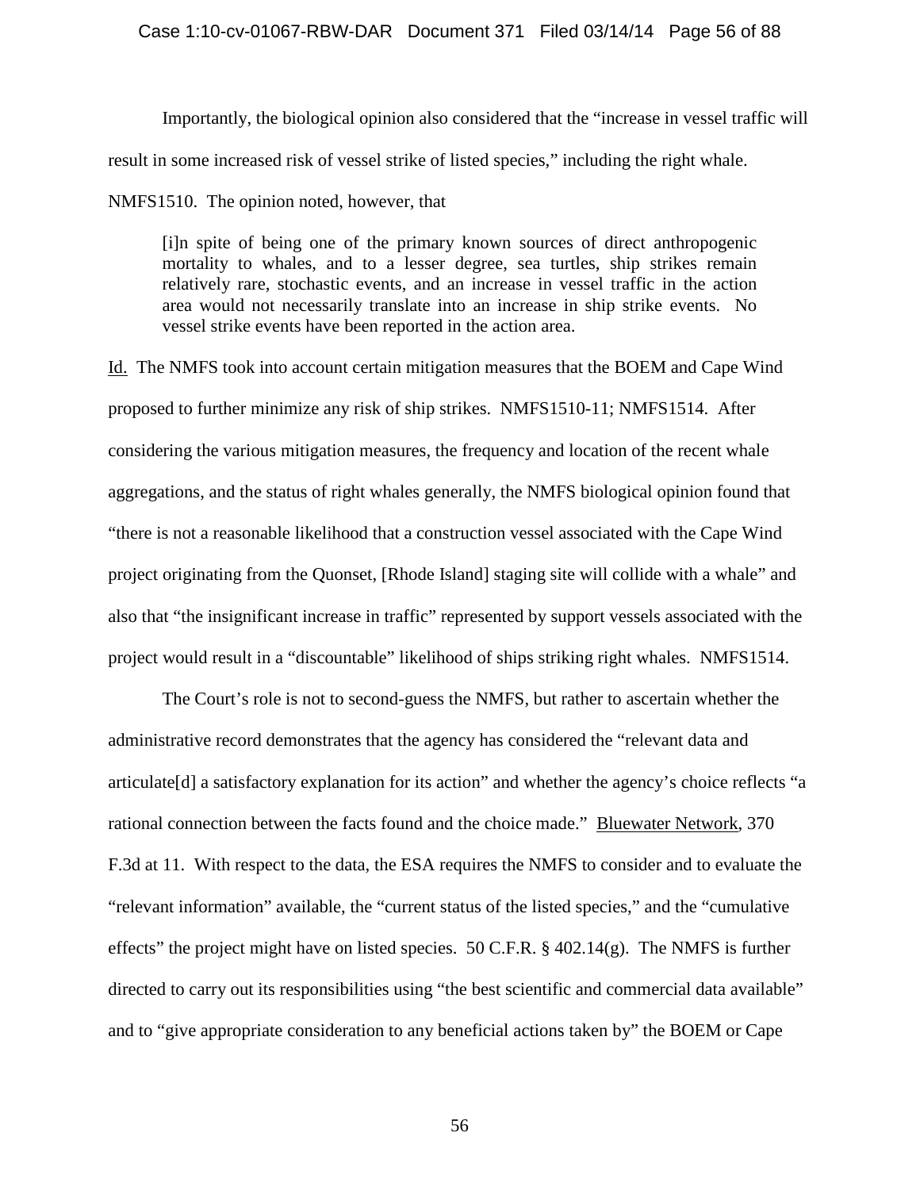Importantly, the biological opinion also considered that the "increase in vessel traffic will result in some increased risk of vessel strike of listed species," including the right whale. NMFS1510. The opinion noted, however, that

> [i]n spite of being one of the primary known sources of direct anthropogenic mortality to whales, and to a lesser degree, sea turtles, ship strikes remain relatively rare, stochastic events, and an increase in vessel traffic in the action area would not necessarily translate into an increase in ship strike events. No vessel strike events have been reported in the action area.

Id. The NMFS took into account certain mitigation measures that the BOEM and Cape Wind proposed to further minimize any risk of ship strikes. NMFS1510-11; NMFS1514. After considering the various mitigation measures, the frequency and location of the recent whale aggregations, and the status of right whales generally, the NMFS biological opinion found that "there is not a reasonable likelihood that a construction vessel associated with the Cape Wind project originating from the Quonset, [Rhode Island] staging site will collide with a whale" and also that "the insignificant increase in traffic" represented by support vessels associated with the project would result in a "discountable" likelihood of ships striking right whales. NMFS1514.

The Court's role is not to second-guess the NMFS, but rather to ascertain whether the administrative record demonstrates that the agency has considered the "relevant data and articulate[d] a satisfactory explanation for its action" and whether the agency's choice reflects "a rational connection between the facts found and the choice made." Bluewater Network, 370 F.3d at 11. With respect to the data, the ESA requires the NMFS to consider and to evaluate the "relevant information" available, the "current status of the listed species," and the "cumulative effects" the project might have on listed species. 50 C.F.R. § 402.14(g). The NMFS is further directed to carry out its responsibilities using "the best scientific and commercial data available" and to "give appropriate consideration to any beneficial actions taken by" the BOEM or Cape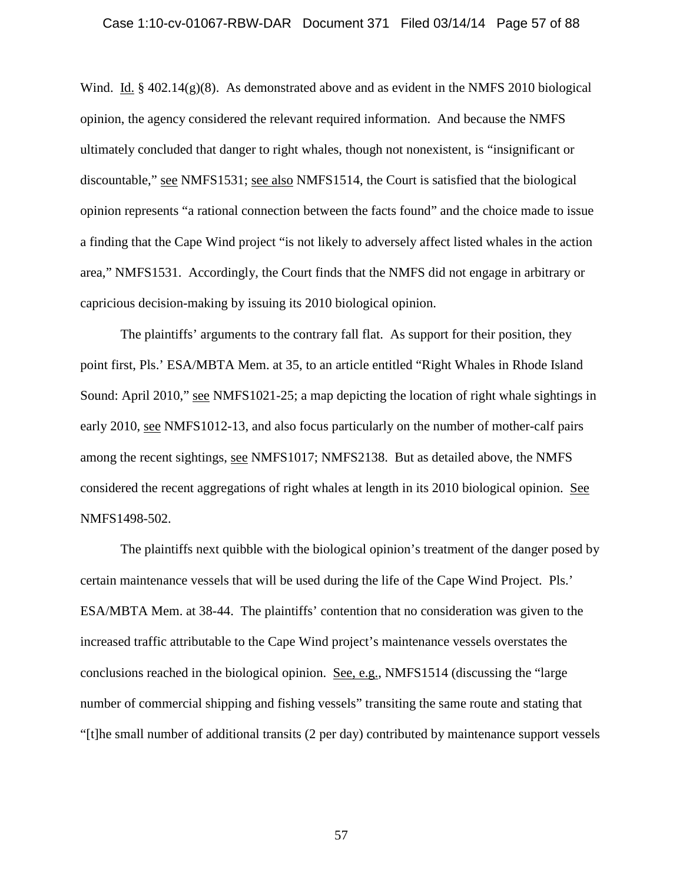Wind. Id. § 402.14(g)(8). As demonstrated above and as evident in the NMFS 2010 biological opinion, the agency considered the relevant required information. And because the NMFS ultimately concluded that danger to right whales, though not nonexistent, is "insignificant or discountable," see NMFS1531; see also NMFS1514, the Court is satisfied that the biological opinion represents "a rational connection between the facts found" and the choice made to issue a finding that the Cape Wind project "is not likely to adversely affect listed whales in the action area," NMFS1531. Accordingly, the Court finds that the NMFS did not engage in arbitrary or capricious decision-making by issuing its 2010 biological opinion.

The plaintiffs' arguments to the contrary fall flat. As support for their position, they point first, Pls.' ESA/MBTA Mem. at 35, to an article entitled "Right Whales in Rhode Island Sound: April 2010," see NMFS1021-25; a map depicting the location of right whale sightings in early 2010, see NMFS1012-13, and also focus particularly on the number of mother-calf pairs among the recent sightings, see NMFS1017; NMFS2138. But as detailed above, the NMFS considered the recent aggregations of right whales at length in its 2010 biological opinion. See NMFS1498-502.

The plaintiffs next quibble with the biological opinion's treatment of the danger posed by certain maintenance vessels that will be used during the life of the Cape Wind Project. Pls.' ESA/MBTA Mem. at 38-44. The plaintiffs' contention that no consideration was given to the increased traffic attributable to the Cape Wind project's maintenance vessels overstates the conclusions reached in the biological opinion. See, e.g., NMFS1514 (discussing the "large number of commercial shipping and fishing vessels" transiting the same route and stating that "[t]he small number of additional transits (2 per day) contributed by maintenance support vessels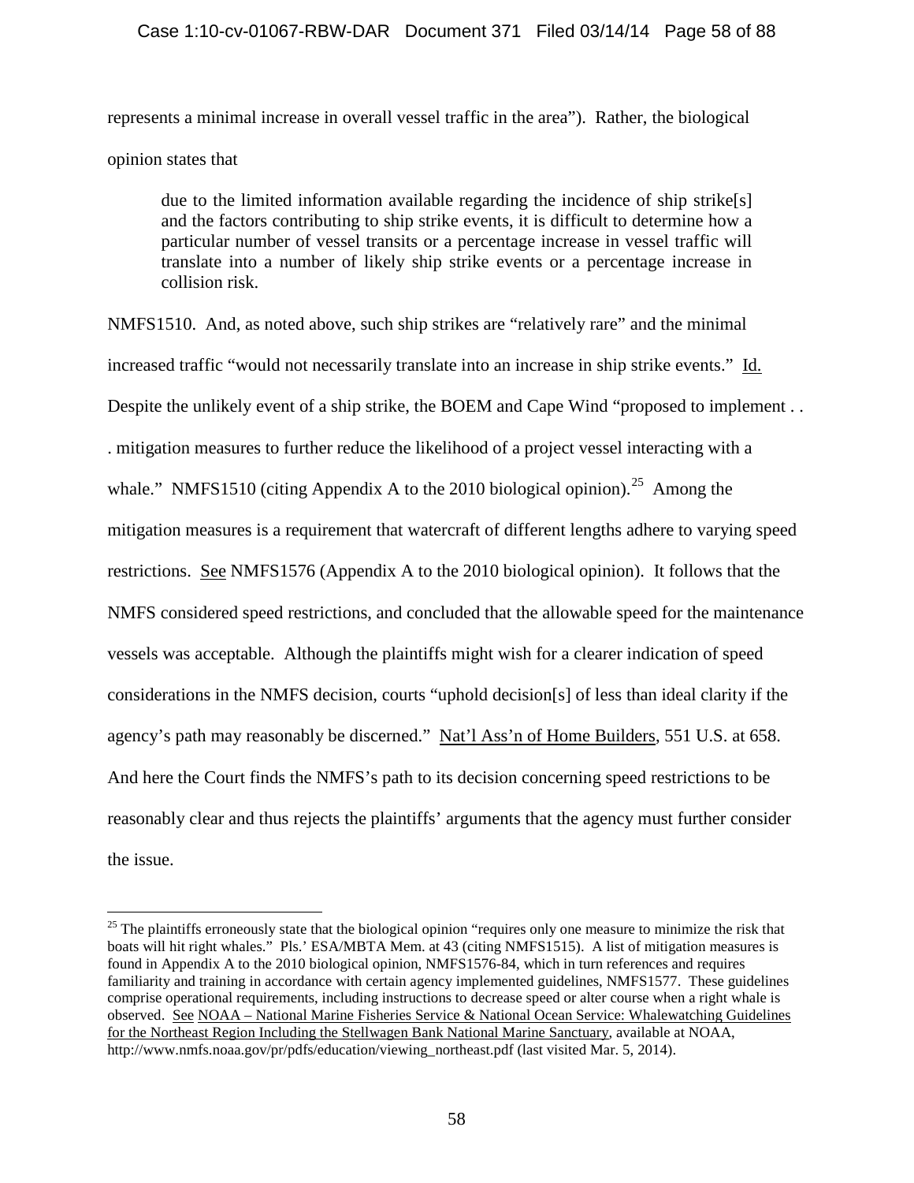represents a minimal increase in overall vessel traffic in the area"). Rather, the biological opinion states that

> due to the limited information available regarding the incidence of ship strike[s] and the factors contributing to ship strike events, it is difficult to determine how a particular number of vessel transits or a percentage increase in vessel traffic will translate into a number of likely ship strike events or a percentage increase in collision risk.

NMFS1510. And, as noted above, such ship strikes are "relatively rare" and the minimal increased traffic "would not necessarily translate into an increase in ship strike events." Id. Despite the unlikely event of a ship strike, the BOEM and Cape Wind "proposed to implement . . . mitigation measures to further reduce the likelihood of a project vessel interacting with a whale." NMFS1510 (citing Appendix A to the 2010 biological opinion).[25] Among the mitigation measures is a requirement that watercraft of different lengths adhere to varying speed restrictions. See NMFS1576 (Appendix A to the 2010 biological opinion). It follows that the NMFS considered speed restrictions, and concluded that the allowable speed for the maintenance vessels was acceptable. Although the plaintiffs might wish for a clearer indication of speed considerations in the NMFS decision, courts "uphold decision[s] of less than ideal clarity if the agency's path may reasonably be discerned." Nat'l Ass'n of Home Builders, 551 U.S. at 658. And here the Court finds the NMFS's path to its decision concerning speed restrictions to be reasonably clear and thus rejects the plaintiffs' arguments that the agency must further consider the issue.

---

[25] The plaintiffs erroneously state that the biological opinion "requires only one measure to minimize the risk that boats will hit right whales." Pls.' ESA/MBTA Mem. at 43 (citing NMFS1515). A list of mitigation measures is found in Appendix A to the 2010 biological opinion, NMFS1576-84, which in turn references and requires familiarity and training in accordance with certain agency implemented guidelines, NMFS1577. These guidelines comprise operational requirements, including instructions to decrease speed or alter course when a right whale is observed. See NOAA – National Marine Fisheries Service & National Ocean Service: Whalewatching Guidelines for the Northeast Region Including the Stellwagen Bank National Marine Sanctuary, available at NOAA, http://www.nmfs.noaa.gov/pr/pdfs/education/viewing_northeast.pdf (last visited Mar. 5, 2014).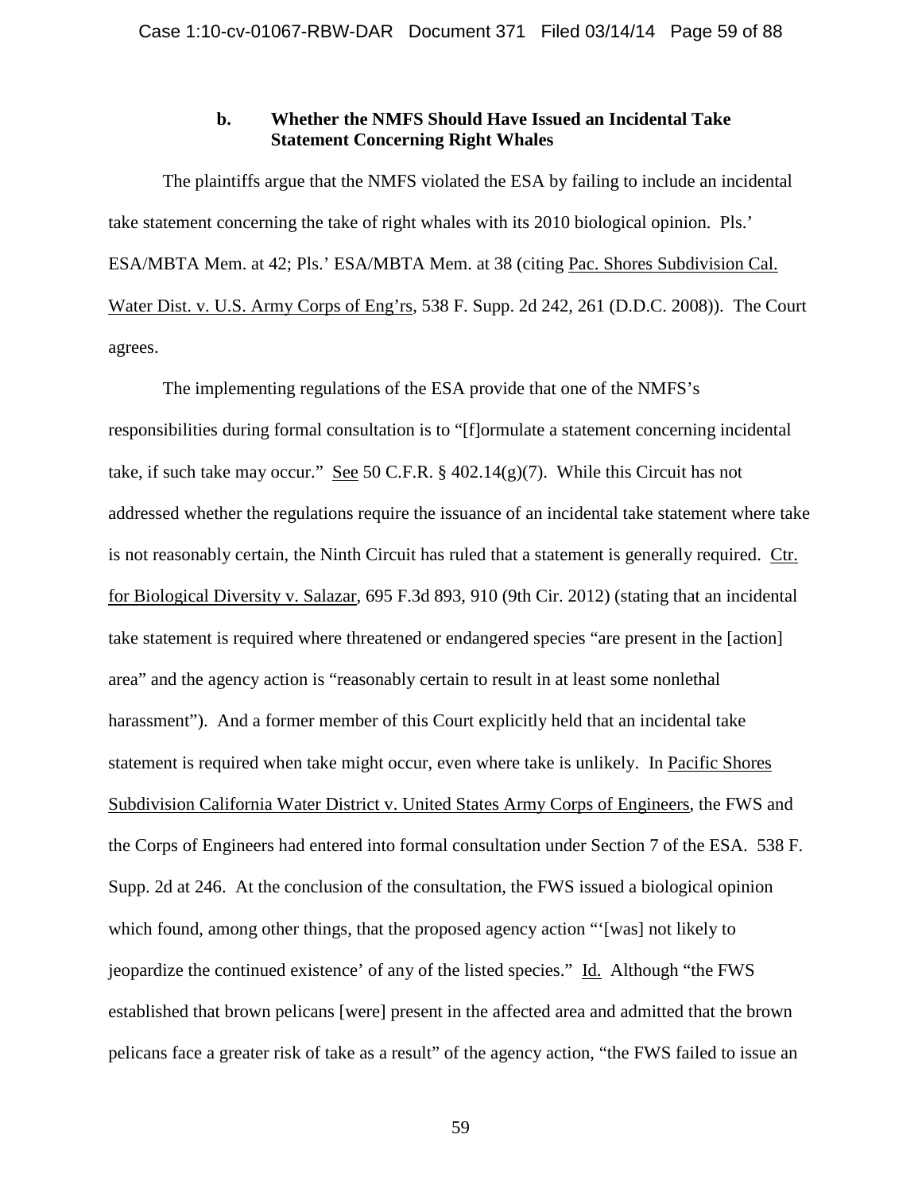### b. Whether the NMFS Should Have Issued an Incidental Take Statement Concerning Right Whales

The plaintiffs argue that the NMFS violated the ESA by failing to include an incidental take statement concerning the take of right whales with its 2010 biological opinion. Pls.' ESA/MBTA Mem. at 42; Pls.' ESA/MBTA Mem. at 38 (citing Pac. Shores Subdivision Cal. Water Dist. v. U.S. Army Corps of Eng'rs, 538 F. Supp. 2d 242, 261 (D.D.C. 2008)). The Court agrees.

The implementing regulations of the ESA provide that one of the NMFS's responsibilities during formal consultation is to "[f]ormulate a statement concerning incidental take, if such take may occur." See 50 C.F.R. § 402.14(g)(7). While this Circuit has not addressed whether the regulations require the issuance of an incidental take statement where take is not reasonably certain, the Ninth Circuit has ruled that a statement is generally required. Ctr. for Biological Diversity v. Salazar, 695 F.3d 893, 910 (9th Cir. 2012) (stating that an incidental take statement is required where threatened or endangered species "are present in the [action] area" and the agency action is "reasonably certain to result in at least some nonlethal harassment"). And a former member of this Court explicitly held that an incidental take statement is required when take might occur, even where take is unlikely. In Pacific Shores Subdivision California Water District v. United States Army Corps of Engineers, the FWS and the Corps of Engineers had entered into formal consultation under Section 7 of the ESA. 538 F. Supp. 2d at 246. At the conclusion of the consultation, the FWS issued a biological opinion which found, among other things, that the proposed agency action "'[was] not likely to jeopardize the continued existence' of any of the listed species." Id. Although "the FWS established that brown pelicans [were] present in the affected area and admitted that the brown pelicans face a greater risk of take as a result" of the agency action, "the FWS failed to issue an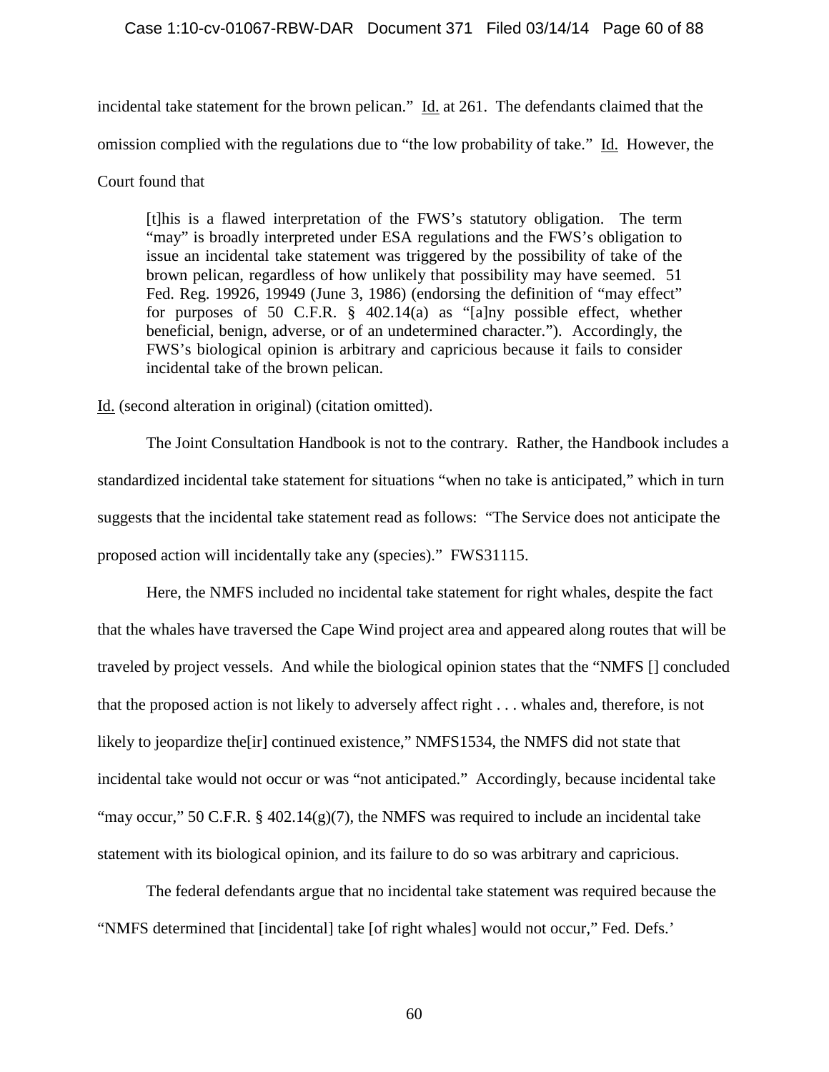incidental take statement for the brown pelican." Id. at 261. The defendants claimed that the omission complied with the regulations due to "the low probability of take." Id. However, the Court found that

> [t]his is a flawed interpretation of the FWS's statutory obligation. The term "may" is broadly interpreted under ESA regulations and the FWS's obligation to issue an incidental take statement was triggered by the possibility of take of the brown pelican, regardless of how unlikely that possibility may have seemed. 51 Fed. Reg. 19926, 19949 (June 3, 1986) (endorsing the definition of "may effect" for purposes of 50 C.F.R. § 402.14(a) as "[a]ny possible effect, whether beneficial, benign, adverse, or of an undetermined character."). Accordingly, the FWS's biological opinion is arbitrary and capricious because it fails to consider incidental take of the brown pelican.

Id. (second alteration in original) (citation omitted).

The Joint Consultation Handbook is not to the contrary. Rather, the Handbook includes a standardized incidental take statement for situations "when no take is anticipated," which in turn suggests that the incidental take statement read as follows: "The Service does not anticipate the proposed action will incidentally take any (species)." FWS31115.

Here, the NMFS included no incidental take statement for right whales, despite the fact that the whales have traversed the Cape Wind project area and appeared along routes that will be traveled by project vessels. And while the biological opinion states that the "NMFS [] concluded that the proposed action is not likely to adversely affect right . . . whales and, therefore, is not likely to jeopardize the[ir] continued existence," NMFS1534, the NMFS did not state that incidental take would not occur or was "not anticipated." Accordingly, because incidental take "may occur," 50 C.F.R. § 402.14(g)(7), the NMFS was required to include an incidental take statement with its biological opinion, and its failure to do so was arbitrary and capricious.

The federal defendants argue that no incidental take statement was required because the "NMFS determined that [incidental] take [of right whales] would not occur," Fed. Defs.'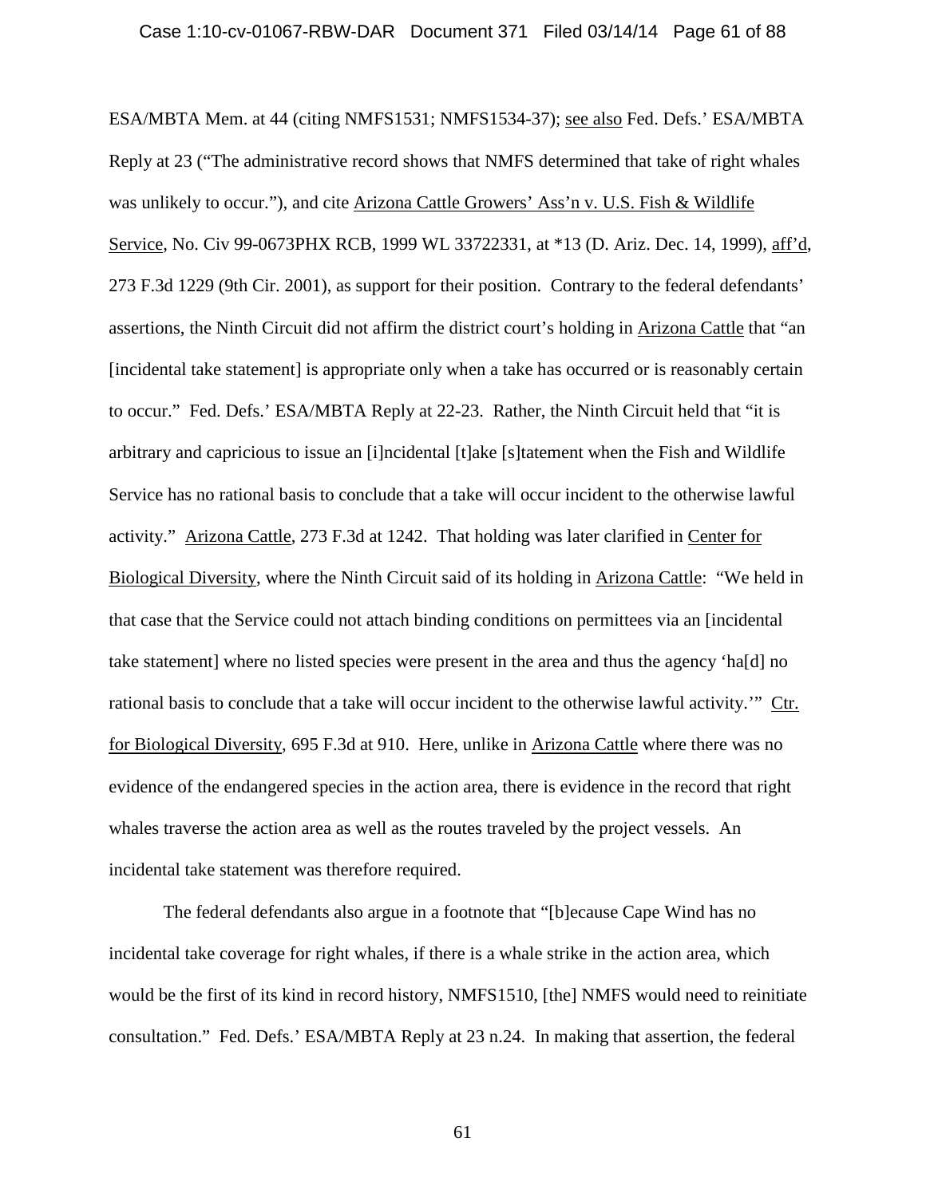ESA/MBTA Mem. at 44 (citing NMFS1531; NMFS1534-37); see also Fed. Defs.' ESA/MBTA Reply at 23 ("The administrative record shows that NMFS determined that take of right whales was unlikely to occur."), and cite Arizona Cattle Growers' Ass'n v. U.S. Fish & Wildlife Service, No. Civ 99-0673PHX RCB, 1999 WL 33722331, at *13 (D. Ariz. Dec. 14, 1999), aff'd, 273 F.3d 1229 (9th Cir. 2001), as support for their position. Contrary to the federal defendants' assertions, the Ninth Circuit did not affirm the district court's holding in Arizona Cattle that "an [incidental take statement] is appropriate only when a take has occurred or is reasonably certain to occur." Fed. Defs.' ESA/MBTA Reply at 22-23. Rather, the Ninth Circuit held that "it is arbitrary and capricious to issue an [i]ncidental [t]ake [s]tatement when the Fish and Wildlife Service has no rational basis to conclude that a take will occur incident to the otherwise lawful activity." Arizona Cattle, 273 F.3d at 1242. That holding was later clarified in Center for Biological Diversity, where the Ninth Circuit said of its holding in Arizona Cattle: "We held in that case that the Service could not attach binding conditions on permittees via an [incidental take statement] where no listed species were present in the area and thus the agency 'ha[d] no rational basis to conclude that a take will occur incident to the otherwise lawful activity.'" Ctr. for Biological Diversity, 695 F.3d at 910. Here, unlike in Arizona Cattle where there was no evidence of the endangered species in the action area, there is evidence in the record that right whales traverse the action area as well as the routes traveled by the project vessels. An incidental take statement was therefore required.

The federal defendants also argue in a footnote that "[b]ecause Cape Wind has no incidental take coverage for right whales, if there is a whale strike in the action area, which would be the first of its kind in record history, NMFS1510, [the] NMFS would need to reinitiate consultation." Fed. Defs.' ESA/MBTA Reply at 23 n.24. In making that assertion, the federal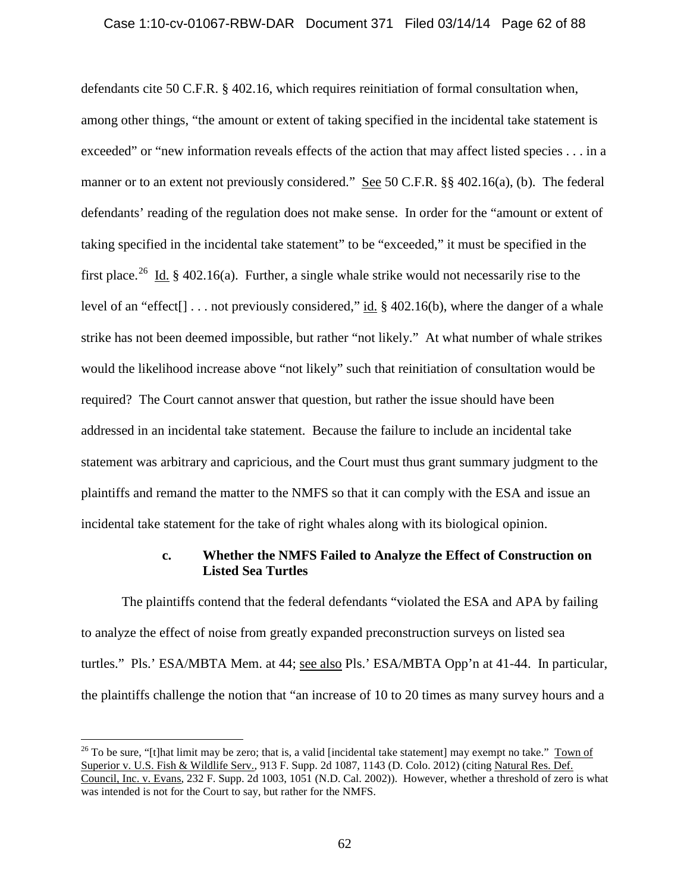defendants cite 50 C.F.R. § 402.16, which requires reinitiation of formal consultation when, among other things, "the amount or extent of taking specified in the incidental take statement is exceeded" or "new information reveals effects of the action that may affect listed species . . . in a manner or to an extent not previously considered." See 50 C.F.R. §§ 402.16(a), (b). The federal defendants' reading of the regulation does not make sense. In order for the "amount or extent of taking specified in the incidental take statement" to be "exceeded," it must be specified in the first place.[26] Id. § 402.16(a). Further, a single whale strike would not necessarily rise to the level of an "effect[] . . . not previously considered," id. § 402.16(b), where the danger of a whale strike has not been deemed impossible, but rather "not likely." At what number of whale strikes would the likelihood increase above "not likely" such that reinitiation of consultation would be required? The Court cannot answer that question, but rather the issue should have been addressed in an incidental take statement. Because the failure to include an incidental take statement was arbitrary and capricious, and the Court must thus grant summary judgment to the plaintiffs and remand the matter to the NMFS so that it can comply with the ESA and issue an incidental take statement for the take of right whales along with its biological opinion.

#### c. Whether the NMFS Failed to Analyze the Effect of Construction on Listed Sea Turtles

The plaintiffs contend that the federal defendants "violated the ESA and APA by failing to analyze the effect of noise from greatly expanded preconstruction surveys on listed sea turtles." Pls.' ESA/MBTA Mem. at 44; see also Pls.' ESA/MBTA Opp'n at 41-44. In particular, the plaintiffs challenge the notion that "an increase of 10 to 20 times as many survey hours and a

---

[26] To be sure, "[t]hat limit may be zero; that is, a valid [incidental take statement] may exempt no take." Town of Superior v. U.S. Fish & Wildlife Serv., 913 F. Supp. 2d 1087, 1143 (D. Colo. 2012) (citing Natural Res. Def. Council, Inc. v. Evans, 232 F. Supp. 2d 1003, 1051 (N.D. Cal. 2002)). However, whether a threshold of zero is what was intended is not for the Court to say, but rather for the NMFS.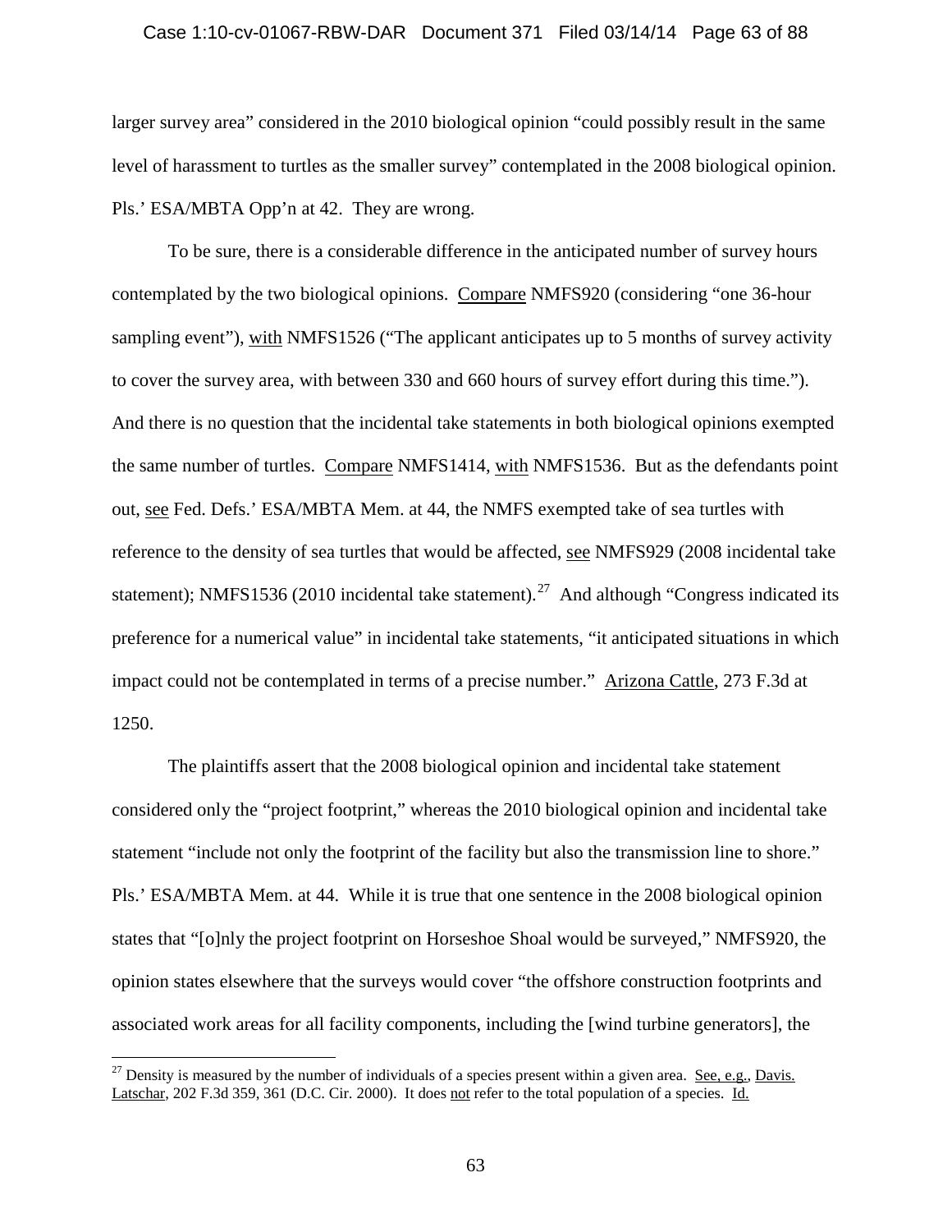larger survey area" considered in the 2010 biological opinion "could possibly result in the same level of harassment to turtles as the smaller survey" contemplated in the 2008 biological opinion. Pls.' ESA/MBTA Opp'n at 42. They are wrong.

To be sure, there is a considerable difference in the anticipated number of survey hours contemplated by the two biological opinions. Compare NMFS920 (considering "one 36-hour sampling event"), with NMFS1526 ("The applicant anticipates up to 5 months of survey activity to cover the survey area, with between 330 and 660 hours of survey effort during this time."). And there is no question that the incidental take statements in both biological opinions exempted the same number of turtles. Compare NMFS1414, with NMFS1536. But as the defendants point out, see Fed. Defs.' ESA/MBTA Mem. at 44, the NMFS exempted take of sea turtles with reference to the density of sea turtles that would be affected, see NMFS929 (2008 incidental take statement); NMFS1536 (2010 incidental take statement).[27] And although "Congress indicated its preference for a numerical value" in incidental take statements, "it anticipated situations in which impact could not be contemplated in terms of a precise number." Arizona Cattle, 273 F.3d at 1250.

The plaintiffs assert that the 2008 biological opinion and incidental take statement considered only the "project footprint," whereas the 2010 biological opinion and incidental take statement "include not only the footprint of the facility but also the transmission line to shore." Pls.' ESA/MBTA Mem. at 44. While it is true that one sentence in the 2008 biological opinion states that "[o]nly the project footprint on Horseshoe Shoal would be surveyed," NMFS920, the opinion states elsewhere that the surveys would cover "the offshore construction footprints and associated work areas for all facility components, including the [wind turbine generators], the

---

[27] Density is measured by the number of individuals of a species present within a given area. See, e.g., Davis. Latschar, 202 F.3d 359, 361 (D.C. Cir. 2000). It does not refer to the total population of a species. Id.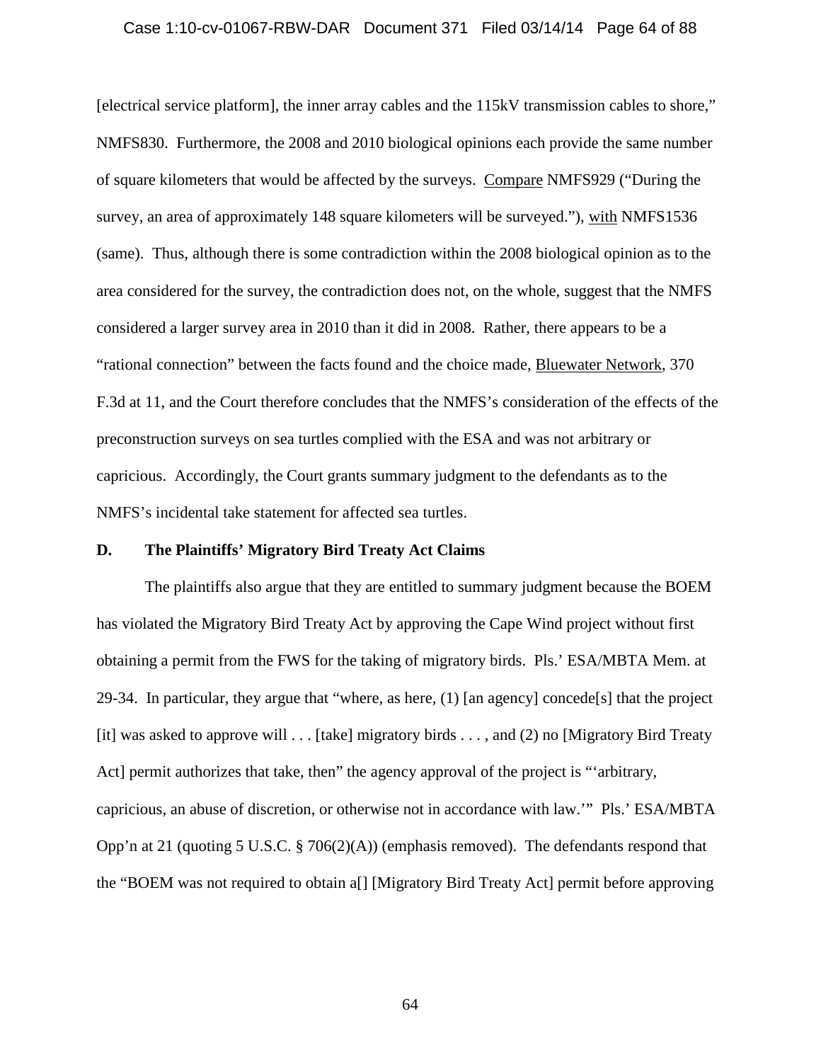[electrical service platform], the inner array cables and the 115kV transmission cables to shore," NMFS830. Furthermore, the 2008 and 2010 biological opinions each provide the same number of square kilometers that would be affected by the surveys. Compare NMFS929 ("During the survey, an area of approximately 148 square kilometers will be surveyed."), with NMFS1536 (same). Thus, although there is some contradiction within the 2008 biological opinion as to the area considered for the survey, the contradiction does not, on the whole, suggest that the NMFS considered a larger survey area in 2010 than it did in 2008. Rather, there appears to be a "rational connection" between the facts found and the choice made, Bluewater Network, 370 F.3d at 11, and the Court therefore concludes that the NMFS's consideration of the effects of the preconstruction surveys on sea turtles complied with the ESA and was not arbitrary or capricious. Accordingly, the Court grants summary judgment to the defendants as to the NMFS's incidental take statement for affected sea turtles.

**D. The Plaintiffs' Migratory Bird Treaty Act Claims**

The plaintiffs also argue that they are entitled to summary judgment because the BOEM has violated the Migratory Bird Treaty Act by approving the Cape Wind project without first obtaining a permit from the FWS for the taking of migratory birds. Pls.' ESA/MBTA Mem. at 29-34. In particular, they argue that "where, as here, (1) [an agency] concede[s] that the project [it] was asked to approve will . . . [take] migratory birds . . . , and (2) no [Migratory Bird Treaty Act] permit authorizes that take, then" the agency approval of the project is "'arbitrary, capricious, an abuse of discretion, or otherwise not in accordance with law.'" Pls.' ESA/MBTA Opp'n at 21 (quoting 5 U.S.C. § 706(2)(A)) (emphasis removed). The defendants respond that the "BOEM was not required to obtain a[] [Migratory Bird Treaty Act] permit before approving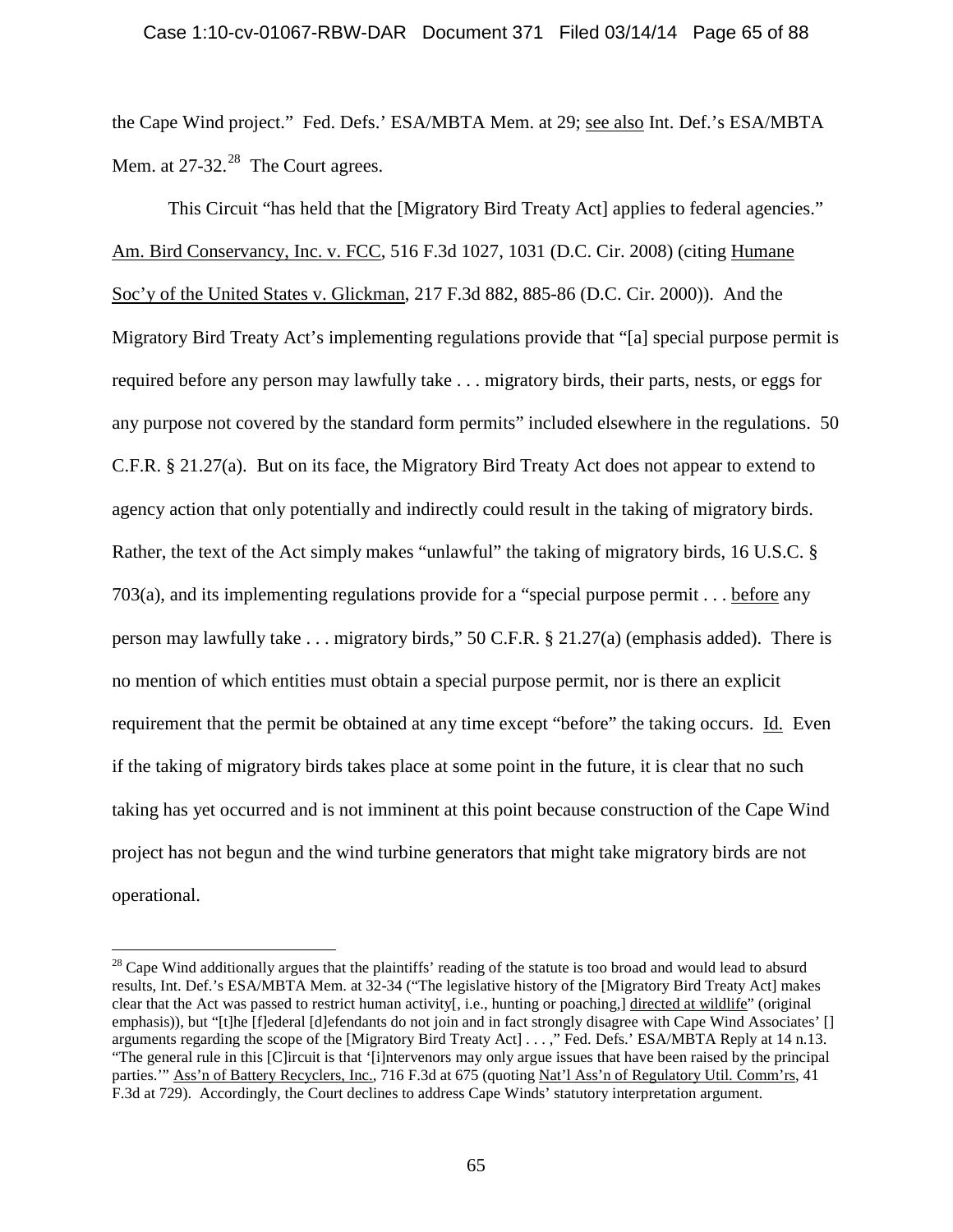the Cape Wind project." Fed. Defs.' ESA/MBTA Mem. at 29; see also Int. Def.'s ESA/MBTA Mem. at 27-32.[28] The Court agrees.

This Circuit "has held that the [Migratory Bird Treaty Act] applies to federal agencies." Am. Bird Conservancy, Inc. v. FCC, 516 F.3d 1027, 1031 (D.C. Cir. 2008) (citing Humane Soc'y of the United States v. Glickman, 217 F.3d 882, 885-86 (D.C. Cir. 2000)). And the Migratory Bird Treaty Act's implementing regulations provide that "[a] special purpose permit is required before any person may lawfully take . . . migratory birds, their parts, nests, or eggs for any purpose not covered by the standard form permits" included elsewhere in the regulations. 50 C.F.R. § 21.27(a). But on its face, the Migratory Bird Treaty Act does not appear to extend to agency action that only potentially and indirectly could result in the taking of migratory birds. Rather, the text of the Act simply makes "unlawful" the taking of migratory birds, 16 U.S.C. § 703(a), and its implementing regulations provide for a "special purpose permit . . . before any person may lawfully take . . . migratory birds," 50 C.F.R. § 21.27(a) (emphasis added). There is no mention of which entities must obtain a special purpose permit, nor is there an explicit requirement that the permit be obtained at any time except "before" the taking occurs. Id. Even if the taking of migratory birds takes place at some point in the future, it is clear that no such taking has yet occurred and is not imminent at this point because construction of the Cape Wind project has not begun and the wind turbine generators that might take migratory birds are not operational.

---

[28] Cape Wind additionally argues that the plaintiffs' reading of the statute is too broad and would lead to absurd results, Int. Def.'s ESA/MBTA Mem. at 32-34 ("The legislative history of the [Migratory Bird Treaty Act] makes clear that the Act was passed to restrict human activity[, i.e., hunting or poaching,] directed at wildlife" (original emphasis)), but "[t]he [f]ederal [d]efendants do not join and in fact strongly disagree with Cape Wind Associates' [] arguments regarding the scope of the [Migratory Bird Treaty Act] . . . ," Fed. Defs.' ESA/MBTA Reply at 14 n.13. "The general rule in this [C]ircuit is that '[i]ntervenors may only argue issues that have been raised by the principal parties.'" Ass'n of Battery Recyclers, Inc., 716 F.3d at 675 (quoting Nat'l Ass'n of Regulatory Util. Comm'rs, 41 F.3d at 729). Accordingly, the Court declines to address Cape Winds' statutory interpretation argument.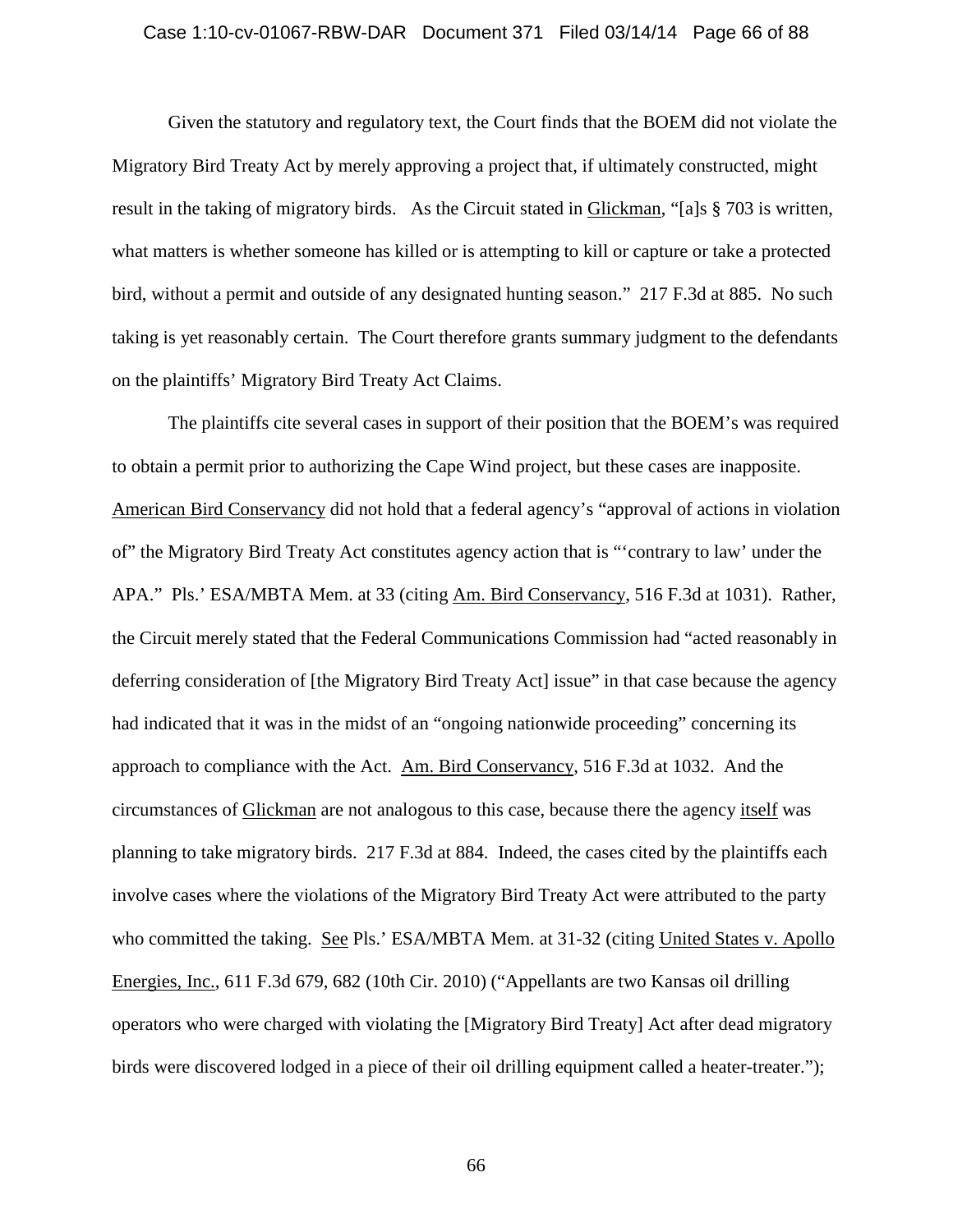Given the statutory and regulatory text, the Court finds that the BOEM did not violate the Migratory Bird Treaty Act by merely approving a project that, if ultimately constructed, might result in the taking of migratory birds. As the Circuit stated in Glickman, "[a]s § 703 is written, what matters is whether someone has killed or is attempting to kill or capture or take a protected bird, without a permit and outside of any designated hunting season." 217 F.3d at 885. No such taking is yet reasonably certain. The Court therefore grants summary judgment to the defendants on the plaintiffs' Migratory Bird Treaty Act Claims.

The plaintiffs cite several cases in support of their position that the BOEM's was required to obtain a permit prior to authorizing the Cape Wind project, but these cases are inapposite. American Bird Conservancy did not hold that a federal agency's "approval of actions in violation of" the Migratory Bird Treaty Act constitutes agency action that is "'contrary to law' under the APA." Pls.' ESA/MBTA Mem. at 33 (citing Am. Bird Conservancy, 516 F.3d at 1031). Rather, the Circuit merely stated that the Federal Communications Commission had "acted reasonably in deferring consideration of [the Migratory Bird Treaty Act] issue" in that case because the agency had indicated that it was in the midst of an "ongoing nationwide proceeding" concerning its approach to compliance with the Act. Am. Bird Conservancy, 516 F.3d at 1032. And the circumstances of Glickman are not analogous to this case, because there the agency itself was planning to take migratory birds. 217 F.3d at 884. Indeed, the cases cited by the plaintiffs each involve cases where the violations of the Migratory Bird Treaty Act were attributed to the party who committed the taking. See Pls.' ESA/MBTA Mem. at 31-32 (citing United States v. Apollo Energies, Inc., 611 F.3d 679, 682 (10th Cir. 2010) ("Appellants are two Kansas oil drilling operators who were charged with violating the [Migratory Bird Treaty] Act after dead migratory birds were discovered lodged in a piece of their oil drilling equipment called a heater-treater.");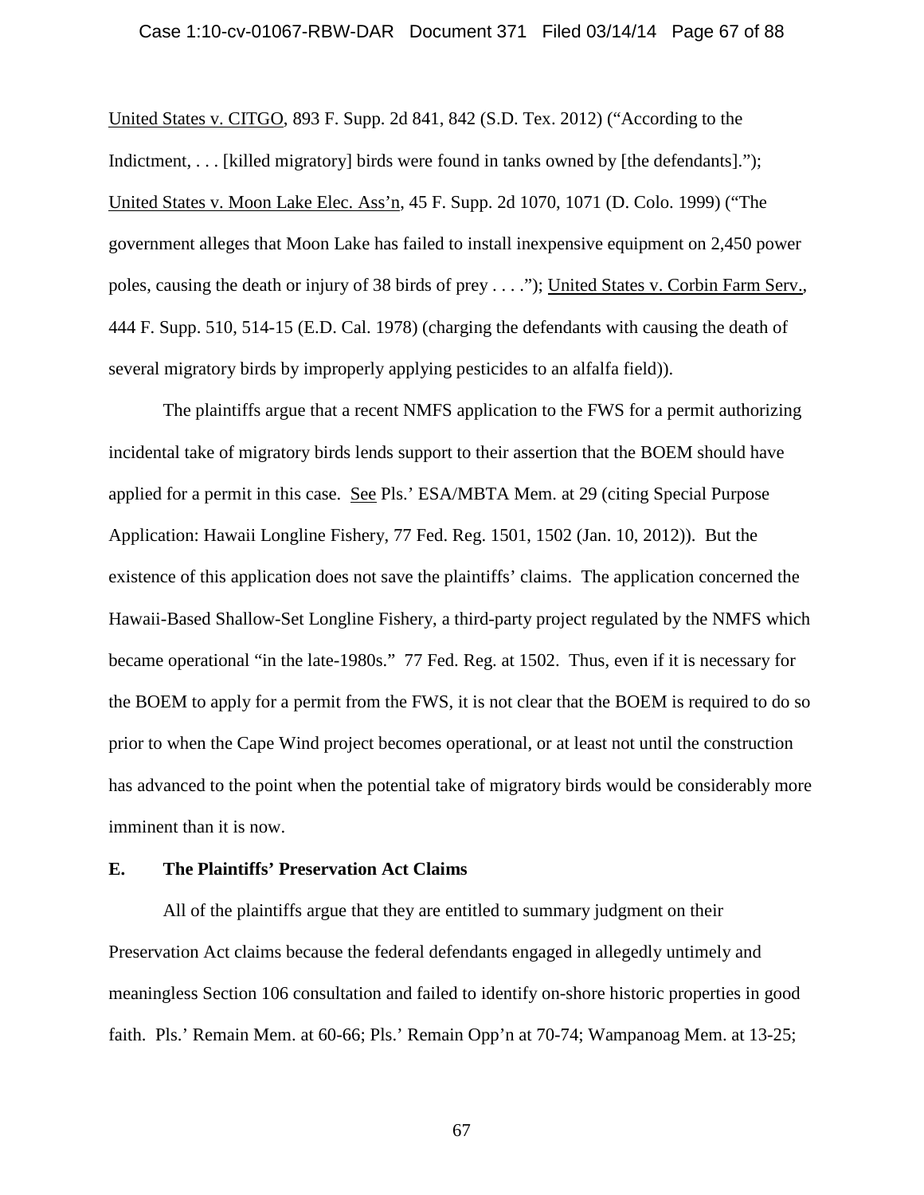United States v. CITGO, 893 F. Supp. 2d 841, 842 (S.D. Tex. 2012) ("According to the Indictment, . . . [killed migratory] birds were found in tanks owned by [the defendants]."); United States v. Moon Lake Elec. Ass'n, 45 F. Supp. 2d 1070, 1071 (D. Colo. 1999) ("The government alleges that Moon Lake has failed to install inexpensive equipment on 2,450 power poles, causing the death or injury of 38 birds of prey . . . ."); United States v. Corbin Farm Serv., 444 F. Supp. 510, 514-15 (E.D. Cal. 1978) (charging the defendants with causing the death of several migratory birds by improperly applying pesticides to an alfalfa field)).

The plaintiffs argue that a recent NMFS application to the FWS for a permit authorizing incidental take of migratory birds lends support to their assertion that the BOEM should have applied for a permit in this case. See Pls.' ESA/MBTA Mem. at 29 (citing Special Purpose Application: Hawaii Longline Fishery, 77 Fed. Reg. 1501, 1502 (Jan. 10, 2012)). But the existence of this application does not save the plaintiffs' claims. The application concerned the Hawaii-Based Shallow-Set Longline Fishery, a third-party project regulated by the NMFS which became operational "in the late-1980s." 77 Fed. Reg. at 1502. Thus, even if it is necessary for the BOEM to apply for a permit from the FWS, it is not clear that the BOEM is required to do so prior to when the Cape Wind project becomes operational, or at least not until the construction has advanced to the point when the potential take of migratory birds would be considerably more imminent than it is now.

**E. The Plaintiffs' Preservation Act Claims**

All of the plaintiffs argue that they are entitled to summary judgment on their Preservation Act claims because the federal defendants engaged in allegedly untimely and meaningless Section 106 consultation and failed to identify on-shore historic properties in good faith. Pls.' Remain Mem. at 60-66; Pls.' Remain Opp'n at 70-74; Wampanoag Mem. at 13-25;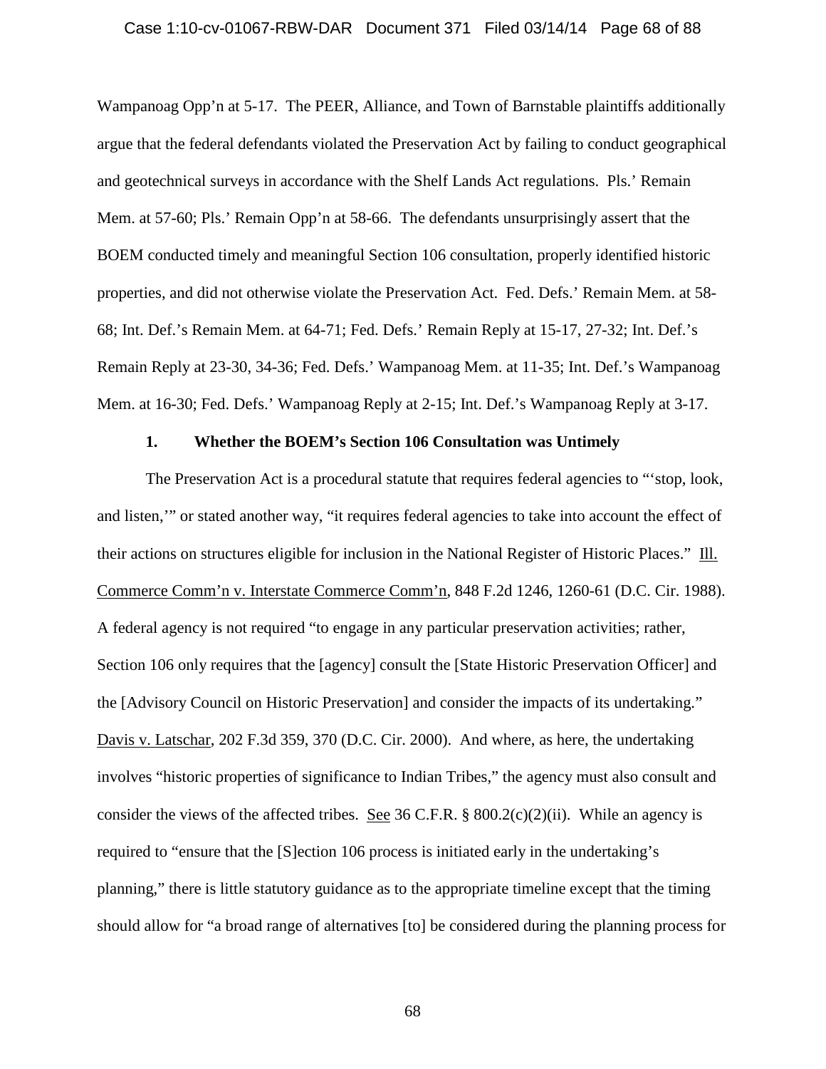Wampanoag Opp'n at 5-17. The PEER, Alliance, and Town of Barnstable plaintiffs additionally argue that the federal defendants violated the Preservation Act by failing to conduct geographical and geotechnical surveys in accordance with the Shelf Lands Act regulations. Pls.' Remain Mem. at 57-60; Pls.' Remain Opp'n at 58-66. The defendants unsurprisingly assert that the BOEM conducted timely and meaningful Section 106 consultation, properly identified historic properties, and did not otherwise violate the Preservation Act. Fed. Defs.' Remain Mem. at 58-68; Int. Def.'s Remain Mem. at 64-71; Fed. Defs.' Remain Reply at 15-17, 27-32; Int. Def.'s Remain Reply at 23-30, 34-36; Fed. Defs.' Wampanoag Mem. at 11-35; Int. Def.'s Wampanoag Mem. at 16-30; Fed. Defs.' Wampanoag Reply at 2-15; Int. Def.'s Wampanoag Reply at 3-17.

**1. Whether the BOEM's Section 106 Consultation was Untimely**

The Preservation Act is a procedural statute that requires federal agencies to "'stop, look, and listen,'" or stated another way, "it requires federal agencies to take into account the effect of their actions on structures eligible for inclusion in the National Register of Historic Places." Ill. Commerce Comm'n v. Interstate Commerce Comm'n, 848 F.2d 1246, 1260-61 (D.C. Cir. 1988). A federal agency is not required "to engage in any particular preservation activities; rather, Section 106 only requires that the [agency] consult the [State Historic Preservation Officer] and the [Advisory Council on Historic Preservation] and consider the impacts of its undertaking." Davis v. Latschar, 202 F.3d 359, 370 (D.C. Cir. 2000). And where, as here, the undertaking involves "historic properties of significance to Indian Tribes," the agency must also consult and consider the views of the affected tribes. See 36 C.F.R. § 800.2(c)(2)(ii). While an agency is required to "ensure that the [S]ection 106 process is initiated early in the undertaking's planning," there is little statutory guidance as to the appropriate timeline except that the timing should allow for "a broad range of alternatives [to] be considered during the planning process for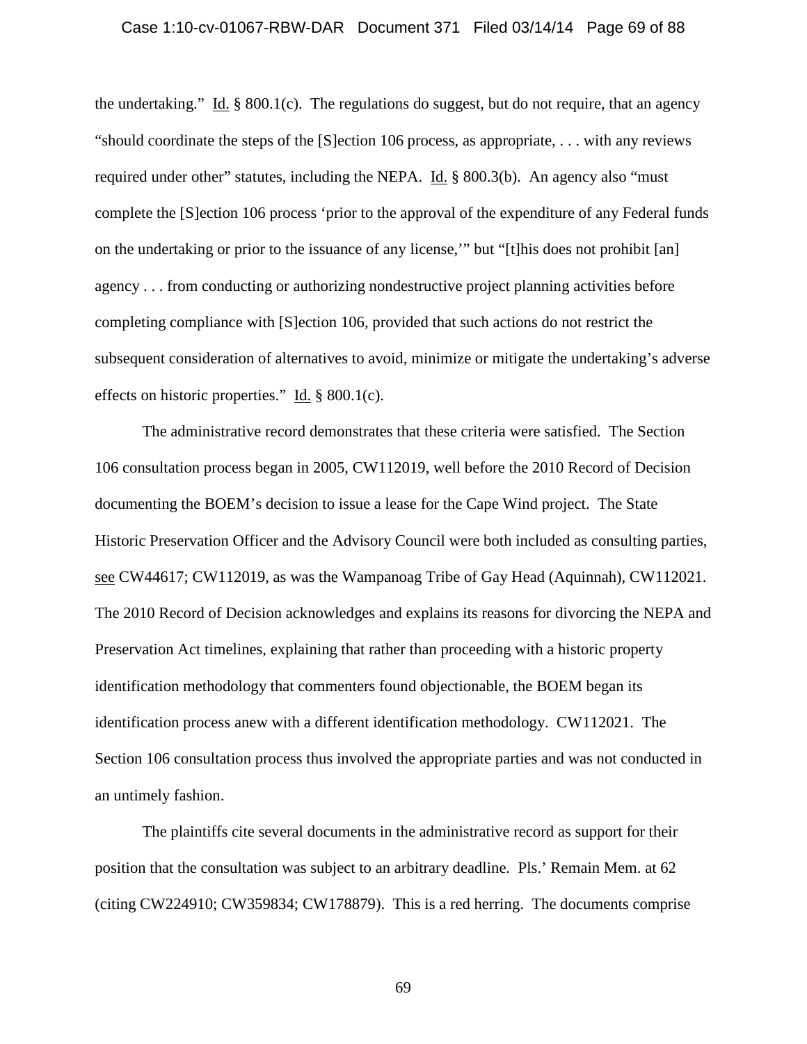the undertaking." Id. § 800.1(c). The regulations do suggest, but do not require, that an agency "should coordinate the steps of the [S]ection 106 process, as appropriate, . . . with any reviews required under other" statutes, including the NEPA. Id. § 800.3(b). An agency also "must complete the [S]ection 106 process 'prior to the approval of the expenditure of any Federal funds on the undertaking or prior to the issuance of any license,'" but "[t]his does not prohibit [an] agency . . . from conducting or authorizing nondestructive project planning activities before completing compliance with [S]ection 106, provided that such actions do not restrict the subsequent consideration of alternatives to avoid, minimize or mitigate the undertaking's adverse effects on historic properties." Id. § 800.1(c).

The administrative record demonstrates that these criteria were satisfied. The Section 106 consultation process began in 2005, CW112019, well before the 2010 Record of Decision documenting the BOEM's decision to issue a lease for the Cape Wind project. The State Historic Preservation Officer and the Advisory Council were both included as consulting parties, see CW44617; CW112019, as was the Wampanoag Tribe of Gay Head (Aquinnah), CW112021. The 2010 Record of Decision acknowledges and explains its reasons for divorcing the NEPA and Preservation Act timelines, explaining that rather than proceeding with a historic property identification methodology that commenters found objectionable, the BOEM began its identification process anew with a different identification methodology. CW112021. The Section 106 consultation process thus involved the appropriate parties and was not conducted in an untimely fashion.

The plaintiffs cite several documents in the administrative record as support for their position that the consultation was subject to an arbitrary deadline. Pls.' Remain Mem. at 62 (citing CW224910; CW359834; CW178879). This is a red herring. The documents comprise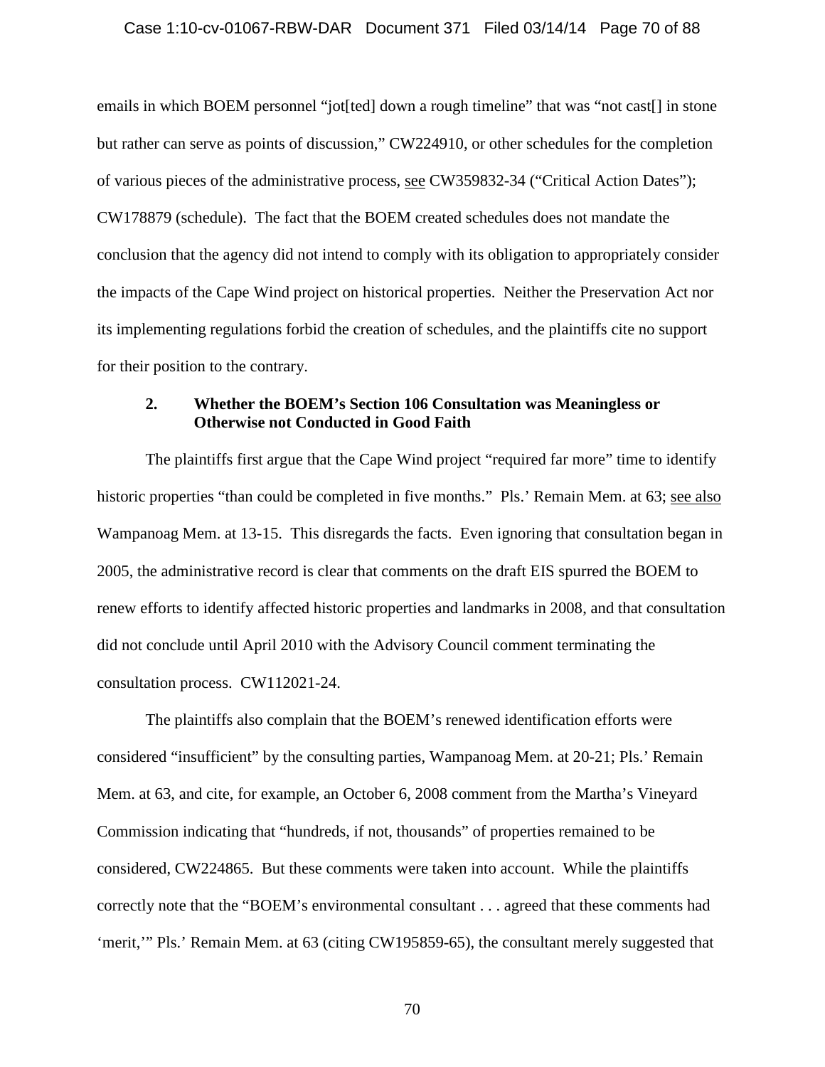emails in which BOEM personnel "jot[ted] down a rough timeline" that was "not cast[] in stone but rather can serve as points of discussion," CW224910, or other schedules for the completion of various pieces of the administrative process, see CW359832-34 ("Critical Action Dates"); CW178879 (schedule). The fact that the BOEM created schedules does not mandate the conclusion that the agency did not intend to comply with its obligation to appropriately consider the impacts of the Cape Wind project on historical properties. Neither the Preservation Act nor its implementing regulations forbid the creation of schedules, and the plaintiffs cite no support for their position to the contrary.

### 2. Whether the BOEM's Section 106 Consultation was Meaningless or Otherwise not Conducted in Good Faith

The plaintiffs first argue that the Cape Wind project "required far more" time to identify historic properties "than could be completed in five months." Pls.' Remain Mem. at 63; see also Wampanoag Mem. at 13-15. This disregards the facts. Even ignoring that consultation began in 2005, the administrative record is clear that comments on the draft EIS spurred the BOEM to renew efforts to identify affected historic properties and landmarks in 2008, and that consultation did not conclude until April 2010 with the Advisory Council comment terminating the consultation process. CW112021-24.

The plaintiffs also complain that the BOEM's renewed identification efforts were considered "insufficient" by the consulting parties, Wampanoag Mem. at 20-21; Pls.' Remain Mem. at 63, and cite, for example, an October 6, 2008 comment from the Martha's Vineyard Commission indicating that "hundreds, if not, thousands" of properties remained to be considered, CW224865. But these comments were taken into account. While the plaintiffs correctly note that the "BOEM's environmental consultant . . . agreed that these comments had 'merit,'" Pls.' Remain Mem. at 63 (citing CW195859-65), the consultant merely suggested that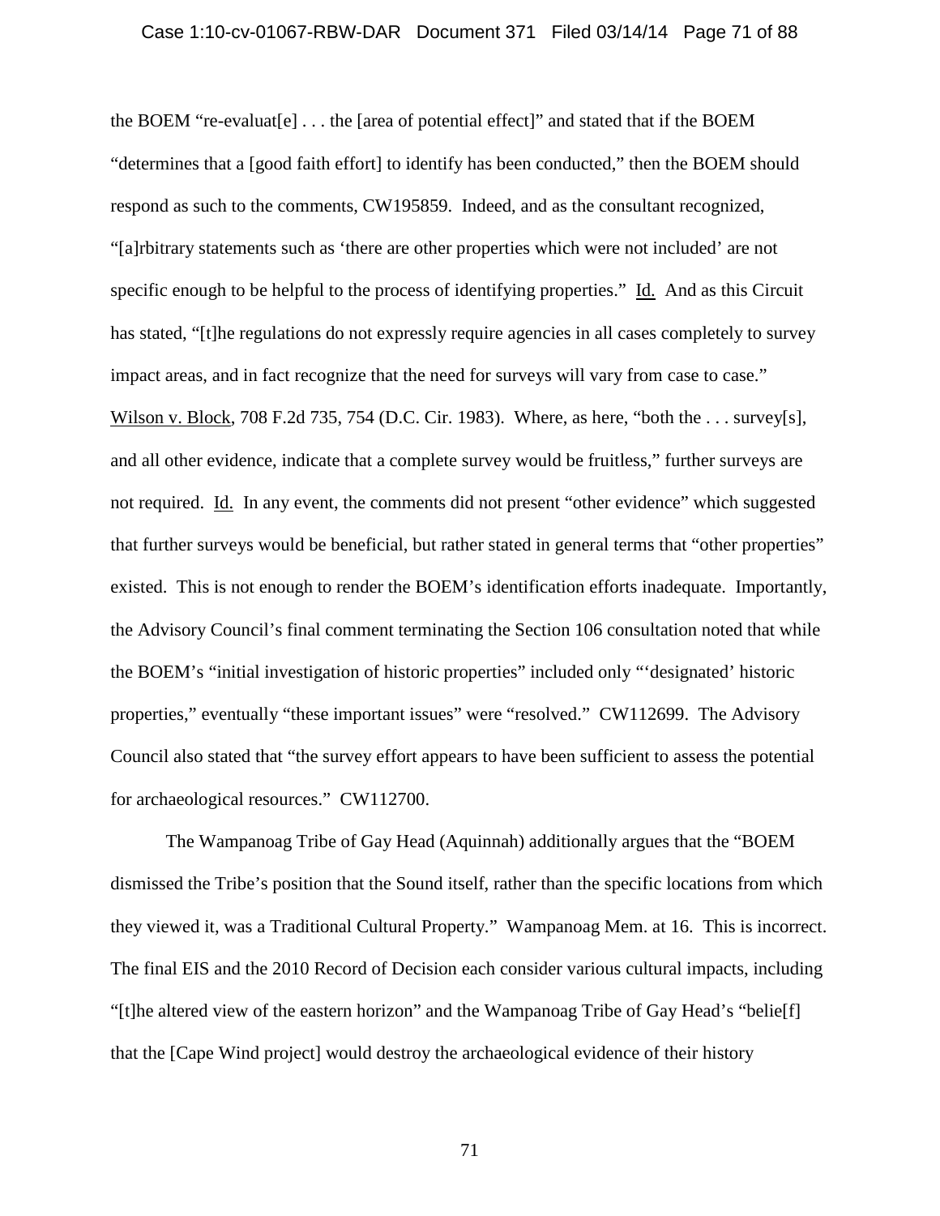the BOEM "re-evaluat[e] . . . the [area of potential effect]" and stated that if the BOEM "determines that a [good faith effort] to identify has been conducted," then the BOEM should respond as such to the comments, CW195859. Indeed, and as the consultant recognized, "[a]rbitrary statements such as 'there are other properties which were not included' are not specific enough to be helpful to the process of identifying properties." Id. And as this Circuit has stated, "[t]he regulations do not expressly require agencies in all cases completely to survey impact areas, and in fact recognize that the need for surveys will vary from case to case." Wilson v. Block, 708 F.2d 735, 754 (D.C. Cir. 1983). Where, as here, "both the . . . survey[s], and all other evidence, indicate that a complete survey would be fruitless," further surveys are not required. Id. In any event, the comments did not present "other evidence" which suggested that further surveys would be beneficial, but rather stated in general terms that "other properties" existed. This is not enough to render the BOEM's identification efforts inadequate. Importantly, the Advisory Council's final comment terminating the Section 106 consultation noted that while the BOEM's "initial investigation of historic properties" included only "'designated' historic properties," eventually "these important issues" were "resolved." CW112699. The Advisory Council also stated that "the survey effort appears to have been sufficient to assess the potential for archaeological resources." CW112700.

The Wampanoag Tribe of Gay Head (Aquinnah) additionally argues that the "BOEM dismissed the Tribe's position that the Sound itself, rather than the specific locations from which they viewed it, was a Traditional Cultural Property." Wampanoag Mem. at 16. This is incorrect. The final EIS and the 2010 Record of Decision each consider various cultural impacts, including "[t]he altered view of the eastern horizon" and the Wampanoag Tribe of Gay Head's "belie[f] that the [Cape Wind project] would destroy the archaeological evidence of their history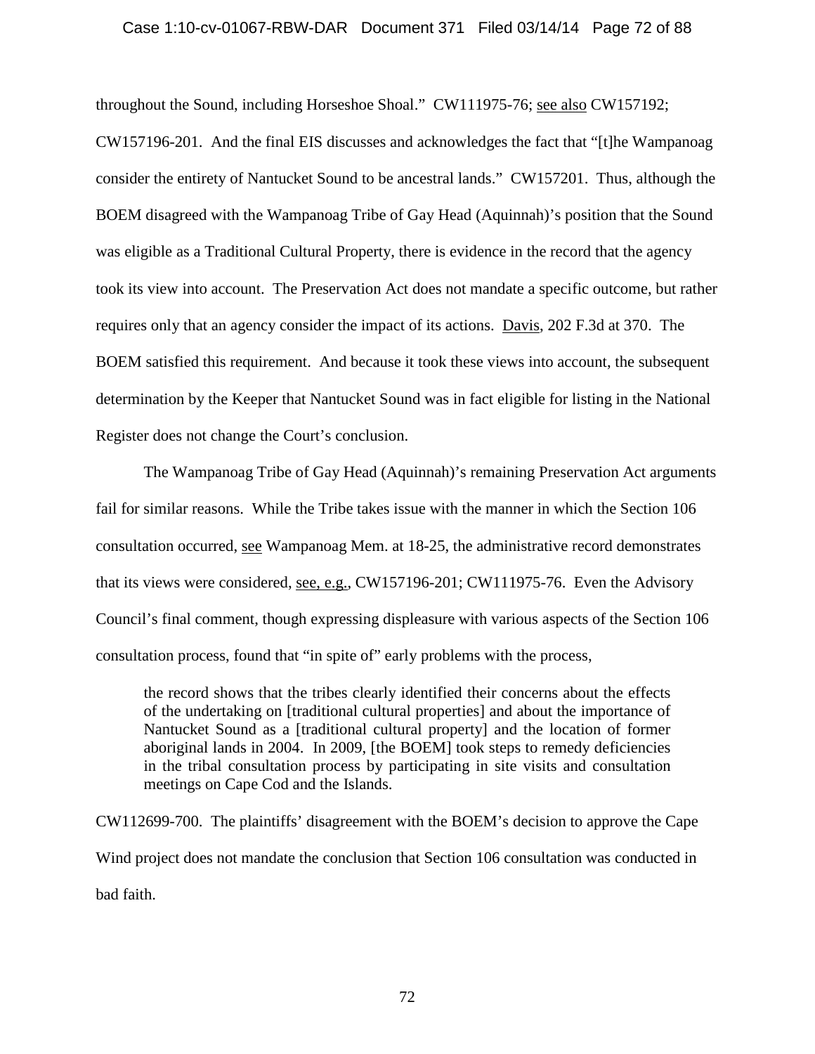throughout the Sound, including Horseshoe Shoal." CW111975-76; see also CW157192; CW157196-201. And the final EIS discusses and acknowledges the fact that "[t]he Wampanoag consider the entirety of Nantucket Sound to be ancestral lands." CW157201. Thus, although the BOEM disagreed with the Wampanoag Tribe of Gay Head (Aquinnah)'s position that the Sound was eligible as a Traditional Cultural Property, there is evidence in the record that the agency took its view into account. The Preservation Act does not mandate a specific outcome, but rather requires only that an agency consider the impact of its actions. Davis, 202 F.3d at 370. The BOEM satisfied this requirement. And because it took these views into account, the subsequent determination by the Keeper that Nantucket Sound was in fact eligible for listing in the National Register does not change the Court's conclusion.

The Wampanoag Tribe of Gay Head (Aquinnah)'s remaining Preservation Act arguments fail for similar reasons. While the Tribe takes issue with the manner in which the Section 106 consultation occurred, see Wampanoag Mem. at 18-25, the administrative record demonstrates that its views were considered, see, e.g., CW157196-201; CW111975-76. Even the Advisory Council's final comment, though expressing displeasure with various aspects of the Section 106 consultation process, found that "in spite of" early problems with the process,

> the record shows that the tribes clearly identified their concerns about the effects of the undertaking on [traditional cultural properties] and about the importance of Nantucket Sound as a [traditional cultural property] and the location of former aboriginal lands in 2004. In 2009, [the BOEM] took steps to remedy deficiencies in the tribal consultation process by participating in site visits and consultation meetings on Cape Cod and the Islands.

CW112699-700. The plaintiffs' disagreement with the BOEM's decision to approve the Cape Wind project does not mandate the conclusion that Section 106 consultation was conducted in bad faith.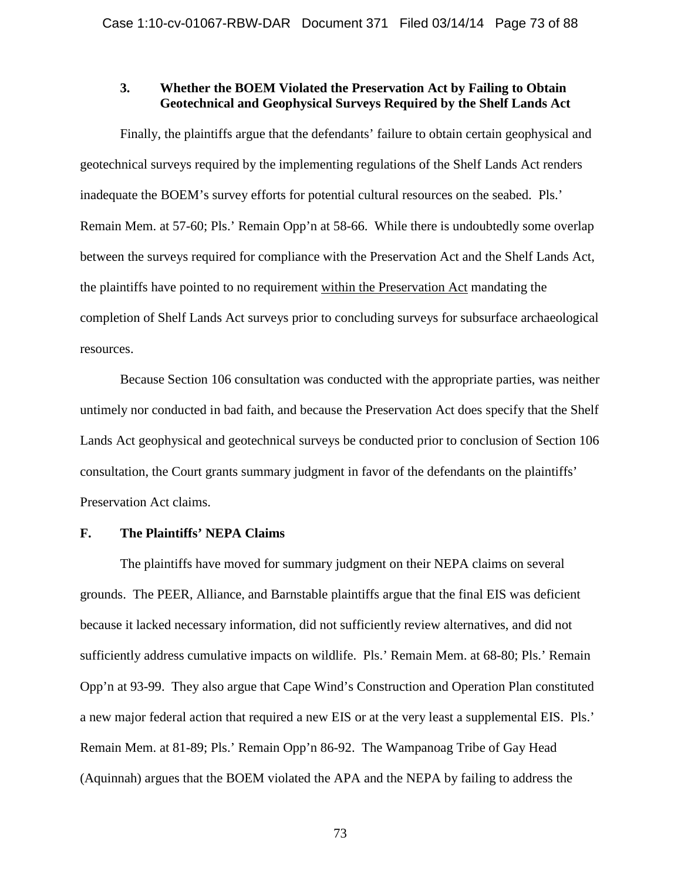### 3. Whether the BOEM Violated the Preservation Act by Failing to Obtain Geotechnical and Geophysical Surveys Required by the Shelf Lands Act

Finally, the plaintiffs argue that the defendants' failure to obtain certain geophysical and geotechnical surveys required by the implementing regulations of the Shelf Lands Act renders inadequate the BOEM's survey efforts for potential cultural resources on the seabed. Pls.' Remain Mem. at 57-60; Pls.' Remain Opp'n at 58-66. While there is undoubtedly some overlap between the surveys required for compliance with the Preservation Act and the Shelf Lands Act, the plaintiffs have pointed to no requirement <u>within the Preservation Act</u> mandating the completion of Shelf Lands Act surveys prior to concluding surveys for subsurface archaeological resources.

Because Section 106 consultation was conducted with the appropriate parties, was neither untimely nor conducted in bad faith, and because the Preservation Act does specify that the Shelf Lands Act geophysical and geotechnical surveys be conducted prior to conclusion of Section 106 consultation, the Court grants summary judgment in favor of the defendants on the plaintiffs' Preservation Act claims.

## F. The Plaintiffs' NEPA Claims

The plaintiffs have moved for summary judgment on their NEPA claims on several grounds. The PEER, Alliance, and Barnstable plaintiffs argue that the final EIS was deficient because it lacked necessary information, did not sufficiently review alternatives, and did not sufficiently address cumulative impacts on wildlife. Pls.' Remain Mem. at 68-80; Pls.' Remain Opp'n at 93-99. They also argue that Cape Wind's Construction and Operation Plan constituted a new major federal action that required a new EIS or at the very least a supplemental EIS. Pls.' Remain Mem. at 81-89; Pls.' Remain Opp'n 86-92. The Wampanoag Tribe of Gay Head (Aquinnah) argues that the BOEM violated the APA and the NEPA by failing to address the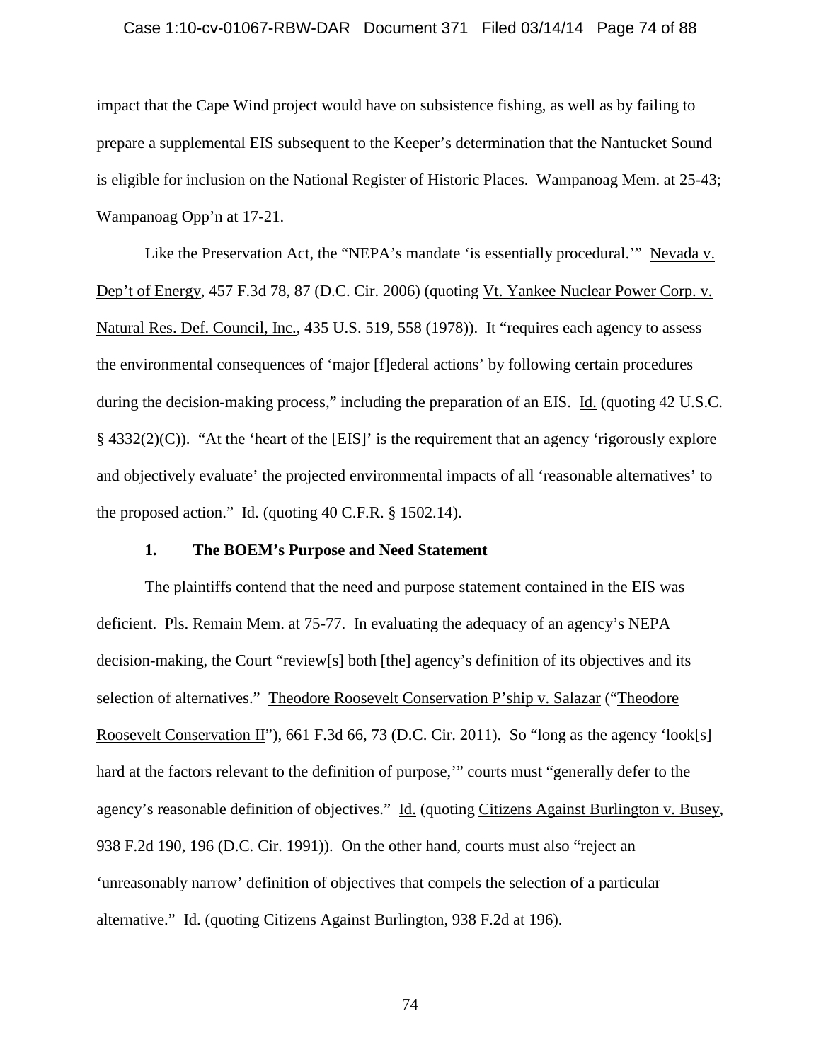impact that the Cape Wind project would have on subsistence fishing, as well as by failing to prepare a supplemental EIS subsequent to the Keeper's determination that the Nantucket Sound is eligible for inclusion on the National Register of Historic Places. Wampanoag Mem. at 25-43; Wampanoag Opp'n at 17-21.

Like the Preservation Act, the "NEPA's mandate 'is essentially procedural.'" Nevada v. Dep't of Energy, 457 F.3d 78, 87 (D.C. Cir. 2006) (quoting Vt. Yankee Nuclear Power Corp. v. Natural Res. Def. Council, Inc., 435 U.S. 519, 558 (1978)). It "requires each agency to assess the environmental consequences of 'major [f]ederal actions' by following certain procedures during the decision-making process," including the preparation of an EIS. Id. (quoting 42 U.S.C. § 4332(2)(C)). "At the 'heart of the [EIS]' is the requirement that an agency 'rigorously explore and objectively evaluate' the projected environmental impacts of all 'reasonable alternatives' to the proposed action." Id. (quoting 40 C.F.R. § 1502.14).

### 1. The BOEM's Purpose and Need Statement

The plaintiffs contend that the need and purpose statement contained in the EIS was deficient. Pls. Remain Mem. at 75-77. In evaluating the adequacy of an agency's NEPA decision-making, the Court "review[s] both [the] agency's definition of its objectives and its selection of alternatives." Theodore Roosevelt Conservation P'ship v. Salazar ("Theodore Roosevelt Conservation II"), 661 F.3d 66, 73 (D.C. Cir. 2011). So "long as the agency 'look[s] hard at the factors relevant to the definition of purpose,'" courts must "generally defer to the agency's reasonable definition of objectives." Id. (quoting Citizens Against Burlington v. Busey, 938 F.2d 190, 196 (D.C. Cir. 1991)). On the other hand, courts must also "reject an 'unreasonably narrow' definition of objectives that compels the selection of a particular alternative." Id. (quoting Citizens Against Burlington, 938 F.2d at 196).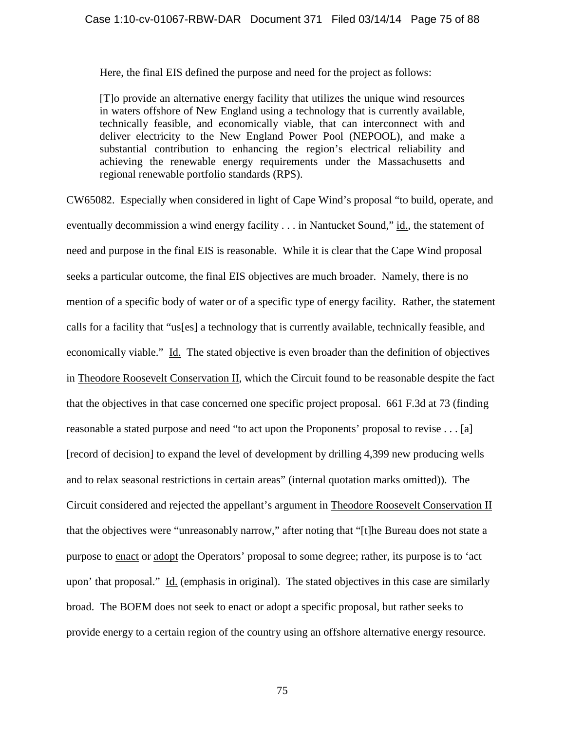Here, the final EIS defined the purpose and need for the project as follows:

> [T]o provide an alternative energy facility that utilizes the unique wind resources in waters offshore of New England using a technology that is currently available, technically feasible, and economically viable, that can interconnect with and deliver electricity to the New England Power Pool (NEPOOL), and make a substantial contribution to enhancing the region's electrical reliability and achieving the renewable energy requirements under the Massachusetts and regional renewable portfolio standards (RPS).

CW65082. Especially when considered in light of Cape Wind's proposal "to build, operate, and eventually decommission a wind energy facility . . . in Nantucket Sound," id., the statement of need and purpose in the final EIS is reasonable. While it is clear that the Cape Wind proposal seeks a particular outcome, the final EIS objectives are much broader. Namely, there is no mention of a specific body of water or of a specific type of energy facility. Rather, the statement calls for a facility that "us[es] a technology that is currently available, technically feasible, and economically viable." Id. The stated objective is even broader than the definition of objectives in Theodore Roosevelt Conservation II, which the Circuit found to be reasonable despite the fact that the objectives in that case concerned one specific project proposal. 661 F.3d at 73 (finding reasonable a stated purpose and need "to act upon the Proponents' proposal to revise . . . [a] [record of decision] to expand the level of development by drilling 4,399 new producing wells and to relax seasonal restrictions in certain areas" (internal quotation marks omitted)). The Circuit considered and rejected the appellant's argument in Theodore Roosevelt Conservation II that the objectives were "unreasonably narrow," after noting that "[t]he Bureau does not state a purpose to enact or adopt the Operators' proposal to some degree; rather, its purpose is to 'act upon' that proposal." Id. (emphasis in original). The stated objectives in this case are similarly broad. The BOEM does not seek to enact or adopt a specific proposal, but rather seeks to provide energy to a certain region of the country using an offshore alternative energy resource.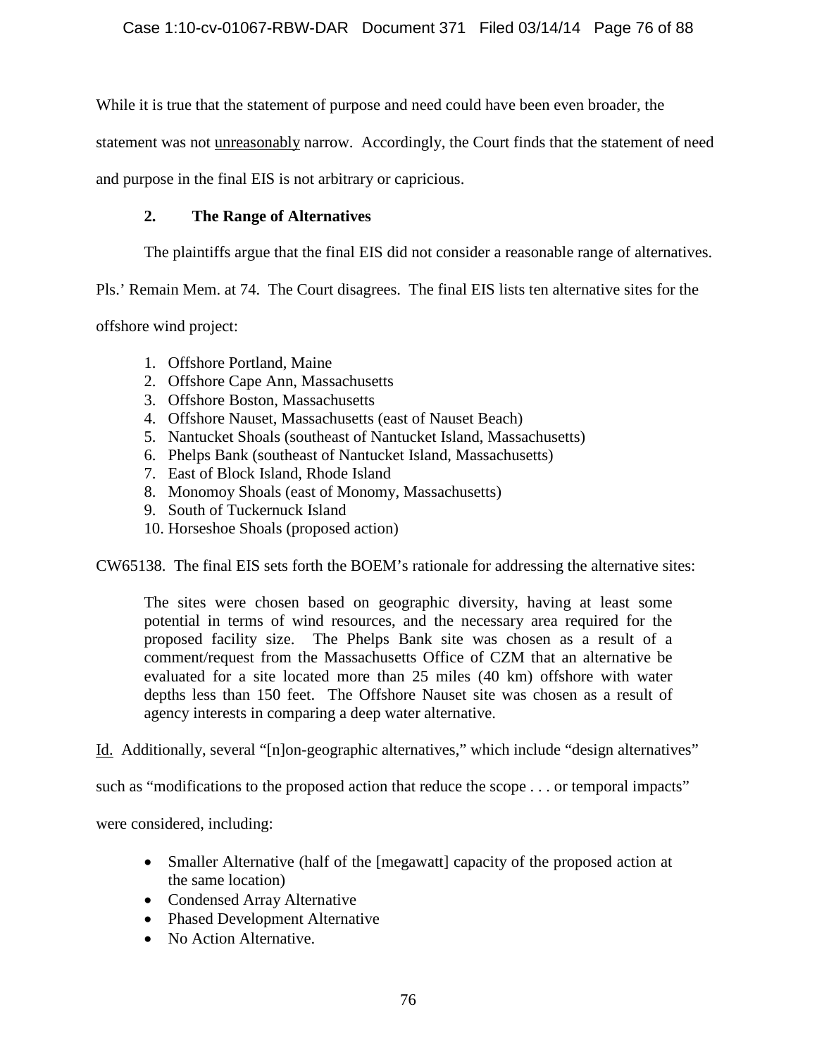While it is true that the statement of purpose and need could have been even broader, the statement was not unreasonably narrow. Accordingly, the Court finds that the statement of need and purpose in the final EIS is not arbitrary or capricious.

### 2. The Range of Alternatives

The plaintiffs argue that the final EIS did not consider a reasonable range of alternatives. Pls.' Remain Mem. at 74. The Court disagrees. The final EIS lists ten alternative sites for the offshore wind project:

1. Offshore Portland, Maine
2. Offshore Cape Ann, Massachusetts
3. Offshore Boston, Massachusetts
4. Offshore Nauset, Massachusetts (east of Nauset Beach)
5. Nantucket Shoals (southeast of Nantucket Island, Massachusetts)
6. Phelps Bank (southeast of Nantucket Island, Massachusetts)
7. East of Block Island, Rhode Island
8. Monomoy Shoals (east of Monomy, Massachusetts)
9. South of Tuckernuck Island
10. Horseshoe Shoals (proposed action)

CW65138. The final EIS sets forth the BOEM's rationale for addressing the alternative sites:

> The sites were chosen based on geographic diversity, having at least some potential in terms of wind resources, and the necessary area required for the proposed facility size. The Phelps Bank site was chosen as a result of a comment/request from the Massachusetts Office of CZM that an alternative be evaluated for a site located more than 25 miles (40 km) offshore with water depths less than 150 feet. The Offshore Nauset site was chosen as a result of agency interests in comparing a deep water alternative.

Id. Additionally, several "[n]on-geographic alternatives," which include "design alternatives" such as "modifications to the proposed action that reduce the scope . . . or temporal impacts" were considered, including:

- Smaller Alternative (half of the [megawatt] capacity of the proposed action at the same location)
- Condensed Array Alternative
- Phased Development Alternative
- No Action Alternative.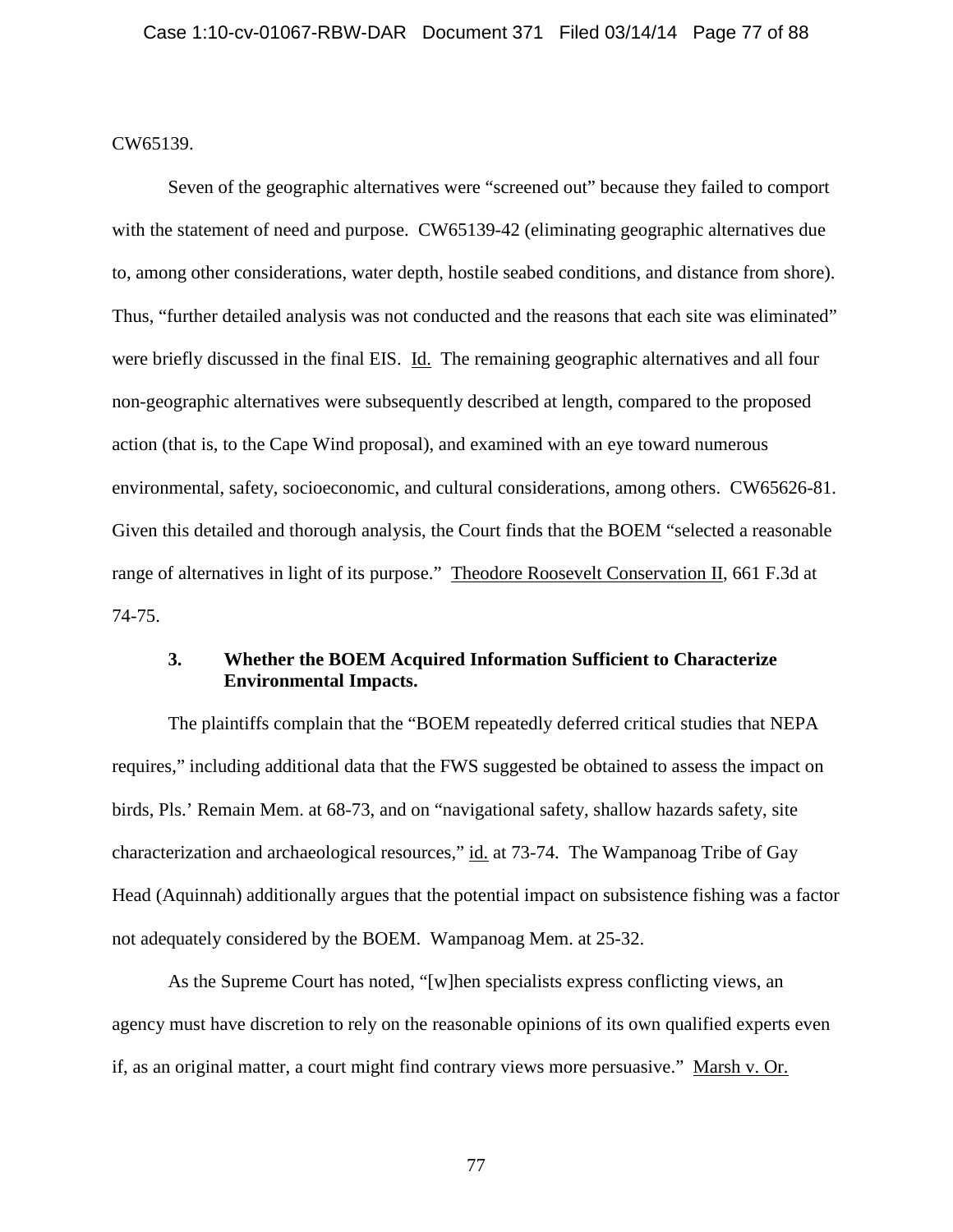CW65139.

Seven of the geographic alternatives were "screened out" because they failed to comport with the statement of need and purpose. CW65139-42 (eliminating geographic alternatives due to, among other considerations, water depth, hostile seabed conditions, and distance from shore). Thus, "further detailed analysis was not conducted and the reasons that each site was eliminated" were briefly discussed in the final EIS. Id. The remaining geographic alternatives and all four non-geographic alternatives were subsequently described at length, compared to the proposed action (that is, to the Cape Wind proposal), and examined with an eye toward numerous environmental, safety, socioeconomic, and cultural considerations, among others. CW65626-81. Given this detailed and thorough analysis, the Court finds that the BOEM "selected a reasonable range of alternatives in light of its purpose." Theodore Roosevelt Conservation II, 661 F.3d at 74-75.

### 3. Whether the BOEM Acquired Information Sufficient to Characterize Environmental Impacts.

The plaintiffs complain that the "BOEM repeatedly deferred critical studies that NEPA requires," including additional data that the FWS suggested be obtained to assess the impact on birds, Pls.' Remain Mem. at 68-73, and on "navigational safety, shallow hazards safety, site characterization and archaeological resources," id. at 73-74. The Wampanoag Tribe of Gay Head (Aquinnah) additionally argues that the potential impact on subsistence fishing was a factor not adequately considered by the BOEM. Wampanoag Mem. at 25-32.

As the Supreme Court has noted, "[w]hen specialists express conflicting views, an agency must have discretion to rely on the reasonable opinions of its own qualified experts even if, as an original matter, a court might find contrary views more persuasive." Marsh v. Or.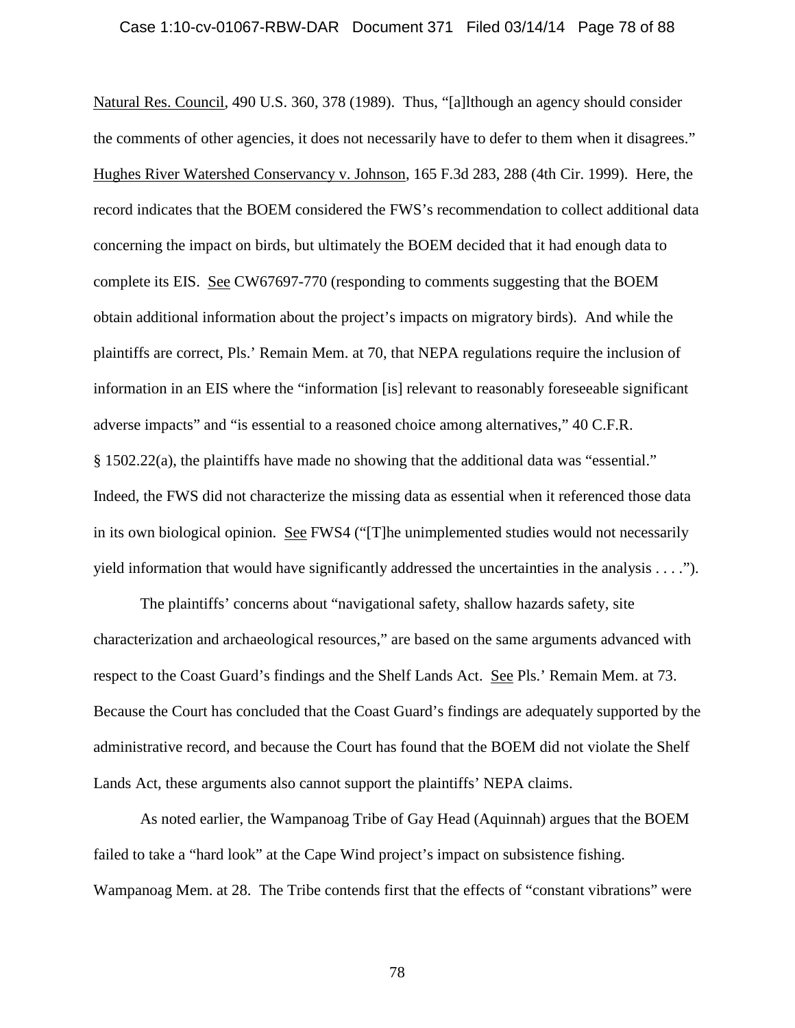Natural Res. Council, 490 U.S. 360, 378 (1989). Thus, "[a]lthough an agency should consider the comments of other agencies, it does not necessarily have to defer to them when it disagrees." Hughes River Watershed Conservancy v. Johnson, 165 F.3d 283, 288 (4th Cir. 1999). Here, the record indicates that the BOEM considered the FWS's recommendation to collect additional data concerning the impact on birds, but ultimately the BOEM decided that it had enough data to complete its EIS. See CW67697-770 (responding to comments suggesting that the BOEM obtain additional information about the project's impacts on migratory birds). And while the plaintiffs are correct, Pls.' Remain Mem. at 70, that NEPA regulations require the inclusion of information in an EIS where the "information [is] relevant to reasonably foreseeable significant adverse impacts" and "is essential to a reasoned choice among alternatives," 40 C.F.R. § 1502.22(a), the plaintiffs have made no showing that the additional data was "essential." Indeed, the FWS did not characterize the missing data as essential when it referenced those data in its own biological opinion. See FWS4 ("[T]he unimplemented studies would not necessarily yield information that would have significantly addressed the uncertainties in the analysis . . . .").

The plaintiffs' concerns about "navigational safety, shallow hazards safety, site characterization and archaeological resources," are based on the same arguments advanced with respect to the Coast Guard's findings and the Shelf Lands Act. See Pls.' Remain Mem. at 73. Because the Court has concluded that the Coast Guard's findings are adequately supported by the administrative record, and because the Court has found that the BOEM did not violate the Shelf Lands Act, these arguments also cannot support the plaintiffs' NEPA claims.

As noted earlier, the Wampanoag Tribe of Gay Head (Aquinnah) argues that the BOEM failed to take a "hard look" at the Cape Wind project's impact on subsistence fishing. Wampanoag Mem. at 28. The Tribe contends first that the effects of "constant vibrations" were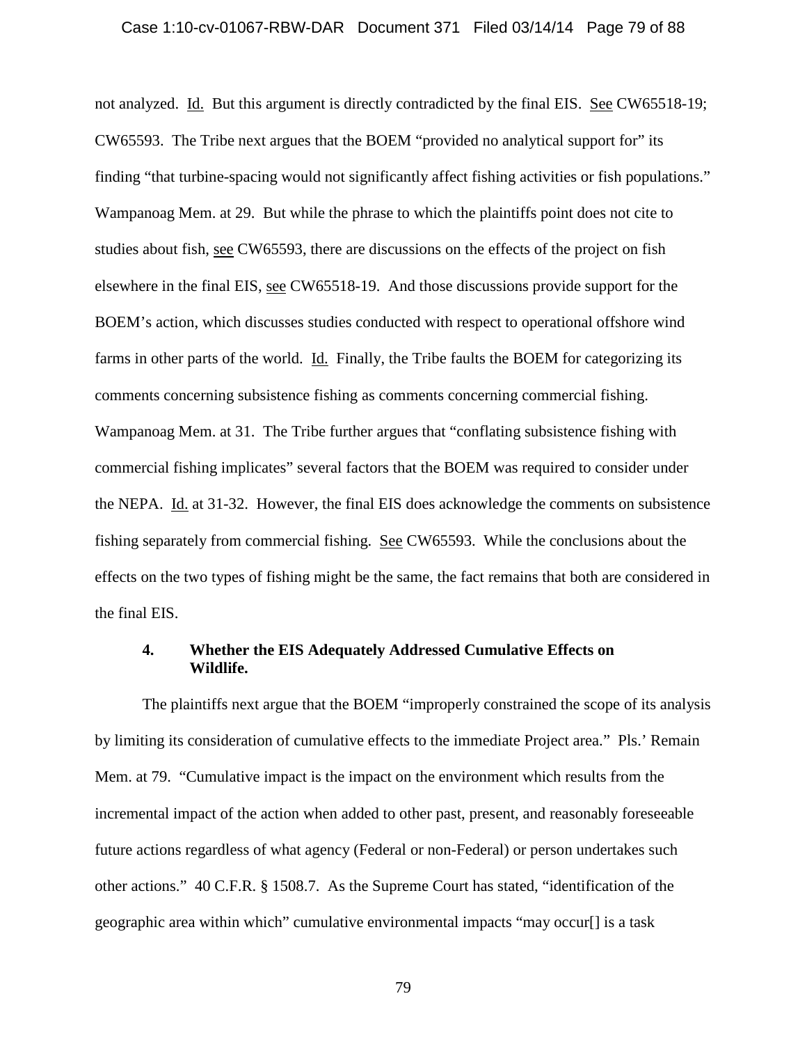not analyzed. Id. But this argument is directly contradicted by the final EIS. See CW65518-19; CW65593. The Tribe next argues that the BOEM "provided no analytical support for" its finding "that turbine-spacing would not significantly affect fishing activities or fish populations." Wampanoag Mem. at 29. But while the phrase to which the plaintiffs point does not cite to studies about fish, see CW65593, there are discussions on the effects of the project on fish elsewhere in the final EIS, see CW65518-19. And those discussions provide support for the BOEM's action, which discusses studies conducted with respect to operational offshore wind farms in other parts of the world. Id. Finally, the Tribe faults the BOEM for categorizing its comments concerning subsistence fishing as comments concerning commercial fishing. Wampanoag Mem. at 31. The Tribe further argues that "conflating subsistence fishing with commercial fishing implicates" several factors that the BOEM was required to consider under the NEPA. Id. at 31-32. However, the final EIS does acknowledge the comments on subsistence fishing separately from commercial fishing. See CW65593. While the conclusions about the effects on the two types of fishing might be the same, the fact remains that both are considered in the final EIS.

### 4. Whether the EIS Adequately Addressed Cumulative Effects on Wildlife.

The plaintiffs next argue that the BOEM "improperly constrained the scope of its analysis by limiting its consideration of cumulative effects to the immediate Project area." Pls.' Remain Mem. at 79. "Cumulative impact is the impact on the environment which results from the incremental impact of the action when added to other past, present, and reasonably foreseeable future actions regardless of what agency (Federal or non-Federal) or person undertakes such other actions." 40 C.F.R. § 1508.7. As the Supreme Court has stated, "identification of the geographic area within which" cumulative environmental impacts "may occur[] is a task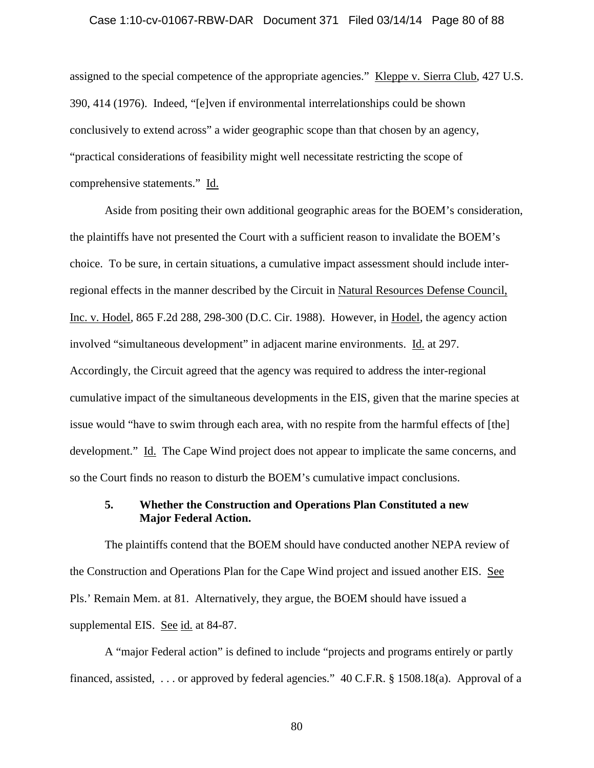assigned to the special competence of the appropriate agencies." Kleppe v. Sierra Club, 427 U.S. 390, 414 (1976). Indeed, "[e]ven if environmental interrelationships could be shown conclusively to extend across" a wider geographic scope than that chosen by an agency, "practical considerations of feasibility might well necessitate restricting the scope of comprehensive statements." Id.

Aside from positing their own additional geographic areas for the BOEM's consideration, the plaintiffs have not presented the Court with a sufficient reason to invalidate the BOEM's choice. To be sure, in certain situations, a cumulative impact assessment should include inter-regional effects in the manner described by the Circuit in Natural Resources Defense Council, Inc. v. Hodel, 865 F.2d 288, 298-300 (D.C. Cir. 1988). However, in Hodel, the agency action involved "simultaneous development" in adjacent marine environments. Id. at 297. Accordingly, the Circuit agreed that the agency was required to address the inter-regional cumulative impact of the simultaneous developments in the EIS, given that the marine species at issue would "have to swim through each area, with no respite from the harmful effects of [the] development." Id. The Cape Wind project does not appear to implicate the same concerns, and so the Court finds no reason to disturb the BOEM's cumulative impact conclusions.

**5. Whether the Construction and Operations Plan Constituted a new Major Federal Action.**

The plaintiffs contend that the BOEM should have conducted another NEPA review of the Construction and Operations Plan for the Cape Wind project and issued another EIS. See Pls.' Remain Mem. at 81. Alternatively, they argue, the BOEM should have issued a supplemental EIS. See id. at 84-87.

A "major Federal action" is defined to include "projects and programs entirely or partly financed, assisted, . . . or approved by federal agencies." 40 C.F.R. § 1508.18(a). Approval of a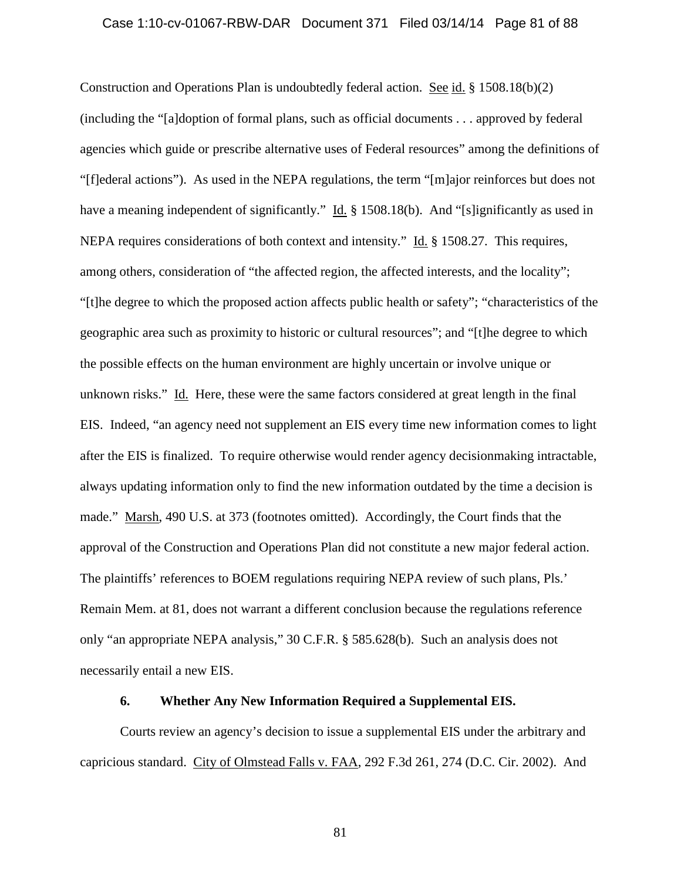Construction and Operations Plan is undoubtedly federal action. See id. § 1508.18(b)(2) (including the "[a]doption of formal plans, such as official documents . . . approved by federal agencies which guide or prescribe alternative uses of Federal resources" among the definitions of "[f]ederal actions"). As used in the NEPA regulations, the term "[m]ajor reinforces but does not have a meaning independent of significantly." Id. § 1508.18(b). And "[s]ignificantly as used in NEPA requires considerations of both context and intensity." Id. § 1508.27. This requires, among others, consideration of "the affected region, the affected interests, and the locality"; "[t]he degree to which the proposed action affects public health or safety"; "characteristics of the geographic area such as proximity to historic or cultural resources"; and "[t]he degree to which the possible effects on the human environment are highly uncertain or involve unique or unknown risks." Id. Here, these were the same factors considered at great length in the final EIS. Indeed, "an agency need not supplement an EIS every time new information comes to light after the EIS is finalized. To require otherwise would render agency decisionmaking intractable, always updating information only to find the new information outdated by the time a decision is made." Marsh, 490 U.S. at 373 (footnotes omitted). Accordingly, the Court finds that the approval of the Construction and Operations Plan did not constitute a new major federal action. The plaintiffs' references to BOEM regulations requiring NEPA review of such plans, Pls.' Remain Mem. at 81, does not warrant a different conclusion because the regulations reference only "an appropriate NEPA analysis," 30 C.F.R. § 585.628(b). Such an analysis does not necessarily entail a new EIS.

### 6. Whether Any New Information Required a Supplemental EIS.

Courts review an agency's decision to issue a supplemental EIS under the arbitrary and capricious standard. City of Olmstead Falls v. FAA, 292 F.3d 261, 274 (D.C. Cir. 2002). And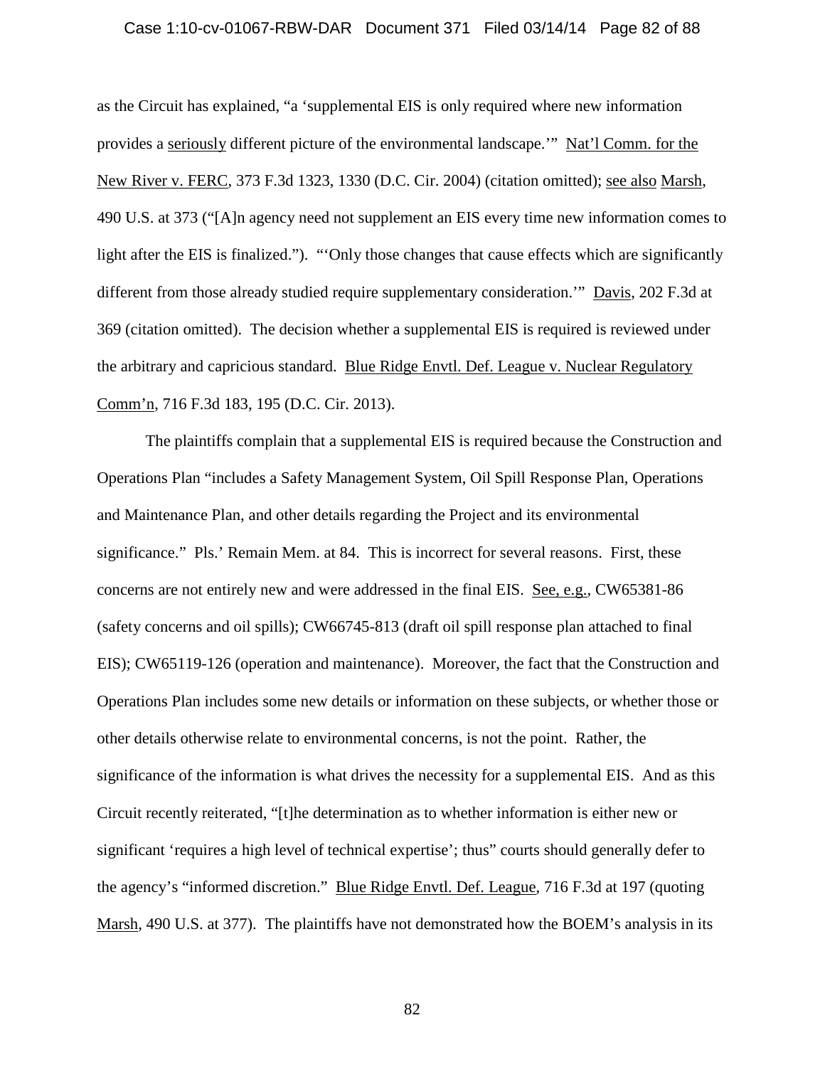as the Circuit has explained, "a 'supplemental EIS is only required where new information provides a seriously different picture of the environmental landscape.'" Nat'l Comm. for the New River v. FERC, 373 F.3d 1323, 1330 (D.C. Cir. 2004) (citation omitted); see also Marsh, 490 U.S. at 373 ("[A]n agency need not supplement an EIS every time new information comes to light after the EIS is finalized."). "'Only those changes that cause effects which are significantly different from those already studied require supplementary consideration.'" Davis, 202 F.3d at 369 (citation omitted). The decision whether a supplemental EIS is required is reviewed under the arbitrary and capricious standard. Blue Ridge Envtl. Def. League v. Nuclear Regulatory Comm'n, 716 F.3d 183, 195 (D.C. Cir. 2013).

The plaintiffs complain that a supplemental EIS is required because the Construction and Operations Plan "includes a Safety Management System, Oil Spill Response Plan, Operations and Maintenance Plan, and other details regarding the Project and its environmental significance." Pls.' Remain Mem. at 84. This is incorrect for several reasons. First, these concerns are not entirely new and were addressed in the final EIS. See, e.g., CW65381-86 (safety concerns and oil spills); CW66745-813 (draft oil spill response plan attached to final EIS); CW65119-126 (operation and maintenance). Moreover, the fact that the Construction and Operations Plan includes some new details or information on these subjects, or whether those or other details otherwise relate to environmental concerns, is not the point. Rather, the significance of the information is what drives the necessity for a supplemental EIS. And as this Circuit recently reiterated, "[t]he determination as to whether information is either new or significant 'requires a high level of technical expertise'; thus" courts should generally defer to the agency's "informed discretion." Blue Ridge Envtl. Def. League, 716 F.3d at 197 (quoting Marsh, 490 U.S. at 377). The plaintiffs have not demonstrated how the BOEM's analysis in its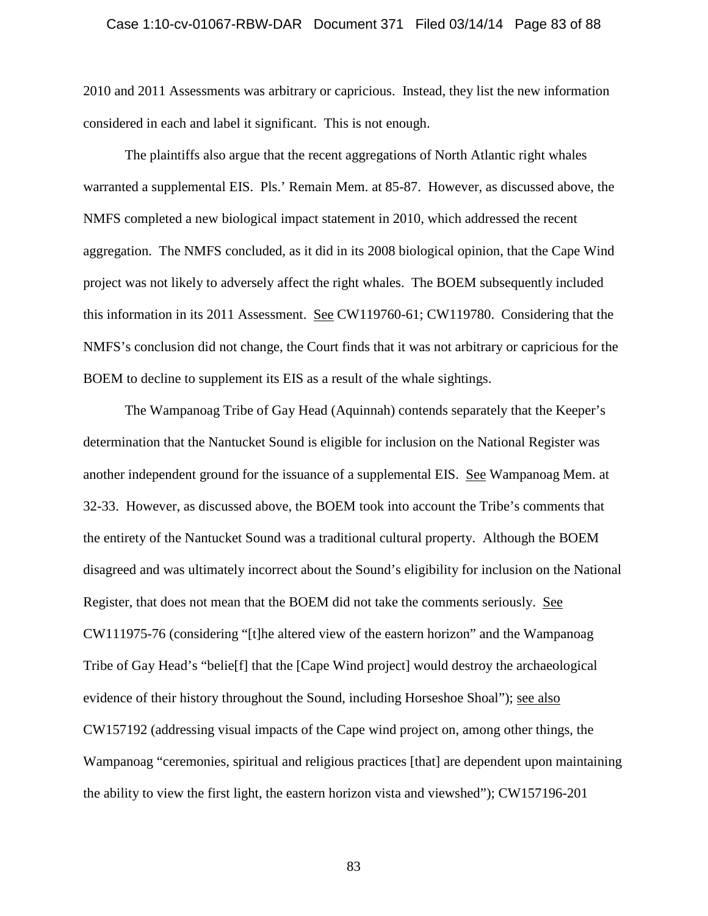2010 and 2011 Assessments was arbitrary or capricious. Instead, they list the new information considered in each and label it significant. This is not enough.

The plaintiffs also argue that the recent aggregations of North Atlantic right whales warranted a supplemental EIS. Pls.' Remain Mem. at 85-87. However, as discussed above, the NMFS completed a new biological impact statement in 2010, which addressed the recent aggregation. The NMFS concluded, as it did in its 2008 biological opinion, that the Cape Wind project was not likely to adversely affect the right whales. The BOEM subsequently included this information in its 2011 Assessment. See CW119760-61; CW119780. Considering that the NMFS's conclusion did not change, the Court finds that it was not arbitrary or capricious for the BOEM to decline to supplement its EIS as a result of the whale sightings.

The Wampanoag Tribe of Gay Head (Aquinnah) contends separately that the Keeper's determination that the Nantucket Sound is eligible for inclusion on the National Register was another independent ground for the issuance of a supplemental EIS. See Wampanoag Mem. at 32-33. However, as discussed above, the BOEM took into account the Tribe's comments that the entirety of the Nantucket Sound was a traditional cultural property. Although the BOEM disagreed and was ultimately incorrect about the Sound's eligibility for inclusion on the National Register, that does not mean that the BOEM did not take the comments seriously. See CW111975-76 (considering "[t]he altered view of the eastern horizon" and the Wampanoag Tribe of Gay Head's "belie[f] that the [Cape Wind project] would destroy the archaeological evidence of their history throughout the Sound, including Horseshoe Shoal"); see also CW157192 (addressing visual impacts of the Cape wind project on, among other things, the Wampanoag "ceremonies, spiritual and religious practices [that] are dependent upon maintaining the ability to view the first light, the eastern horizon vista and viewshed"); CW157196-201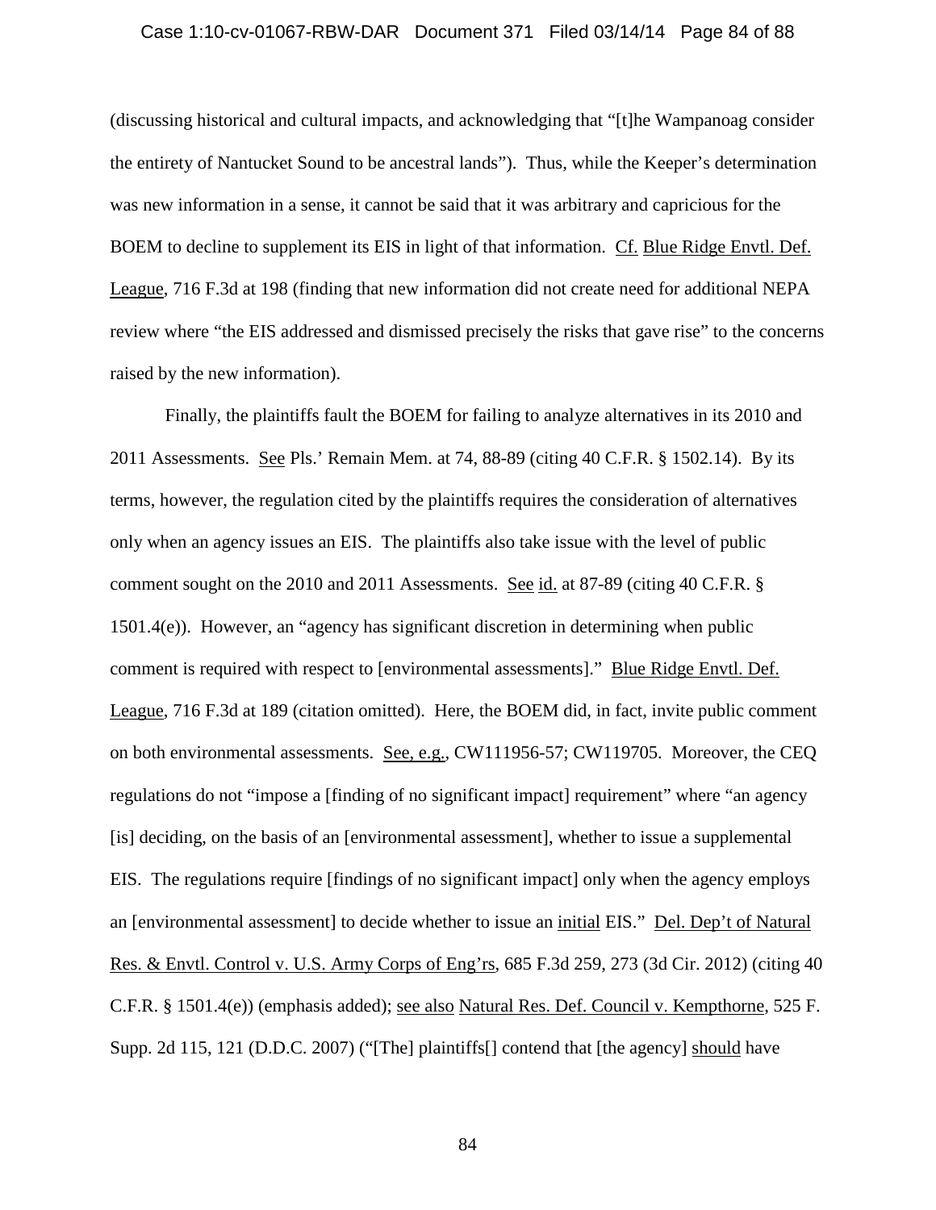(discussing historical and cultural impacts, and acknowledging that "[t]he Wampanoag consider the entirety of Nantucket Sound to be ancestral lands"). Thus, while the Keeper's determination was new information in a sense, it cannot be said that it was arbitrary and capricious for the BOEM to decline to supplement its EIS in light of that information. Cf. Blue Ridge Envtl. Def. League, 716 F.3d at 198 (finding that new information did not create need for additional NEPA review where "the EIS addressed and dismissed precisely the risks that gave rise" to the concerns raised by the new information).

Finally, the plaintiffs fault the BOEM for failing to analyze alternatives in its 2010 and 2011 Assessments. See Pls.' Remain Mem. at 74, 88-89 (citing 40 C.F.R. § 1502.14). By its terms, however, the regulation cited by the plaintiffs requires the consideration of alternatives only when an agency issues an EIS. The plaintiffs also take issue with the level of public comment sought on the 2010 and 2011 Assessments. See id. at 87-89 (citing 40 C.F.R. § 1501.4(e)). However, an "agency has significant discretion in determining when public comment is required with respect to [environmental assessments]." Blue Ridge Envtl. Def. League, 716 F.3d at 189 (citation omitted). Here, the BOEM did, in fact, invite public comment on both environmental assessments. See, e.g., CW111956-57; CW119705. Moreover, the CEQ regulations do not "impose a [finding of no significant impact] requirement" where "an agency [is] deciding, on the basis of an [environmental assessment], whether to issue a supplemental EIS. The regulations require [findings of no significant impact] only when the agency employs an [environmental assessment] to decide whether to issue an initial EIS." Del. Dep't of Natural Res. & Envtl. Control v. U.S. Army Corps of Eng'rs, 685 F.3d 259, 273 (3d Cir. 2012) (citing 40 C.F.R. § 1501.4(e)) (emphasis added); see also Natural Res. Def. Council v. Kempthorne, 525 F. Supp. 2d 115, 121 (D.D.C. 2007) ("[The] plaintiffs[] contend that [the agency] should have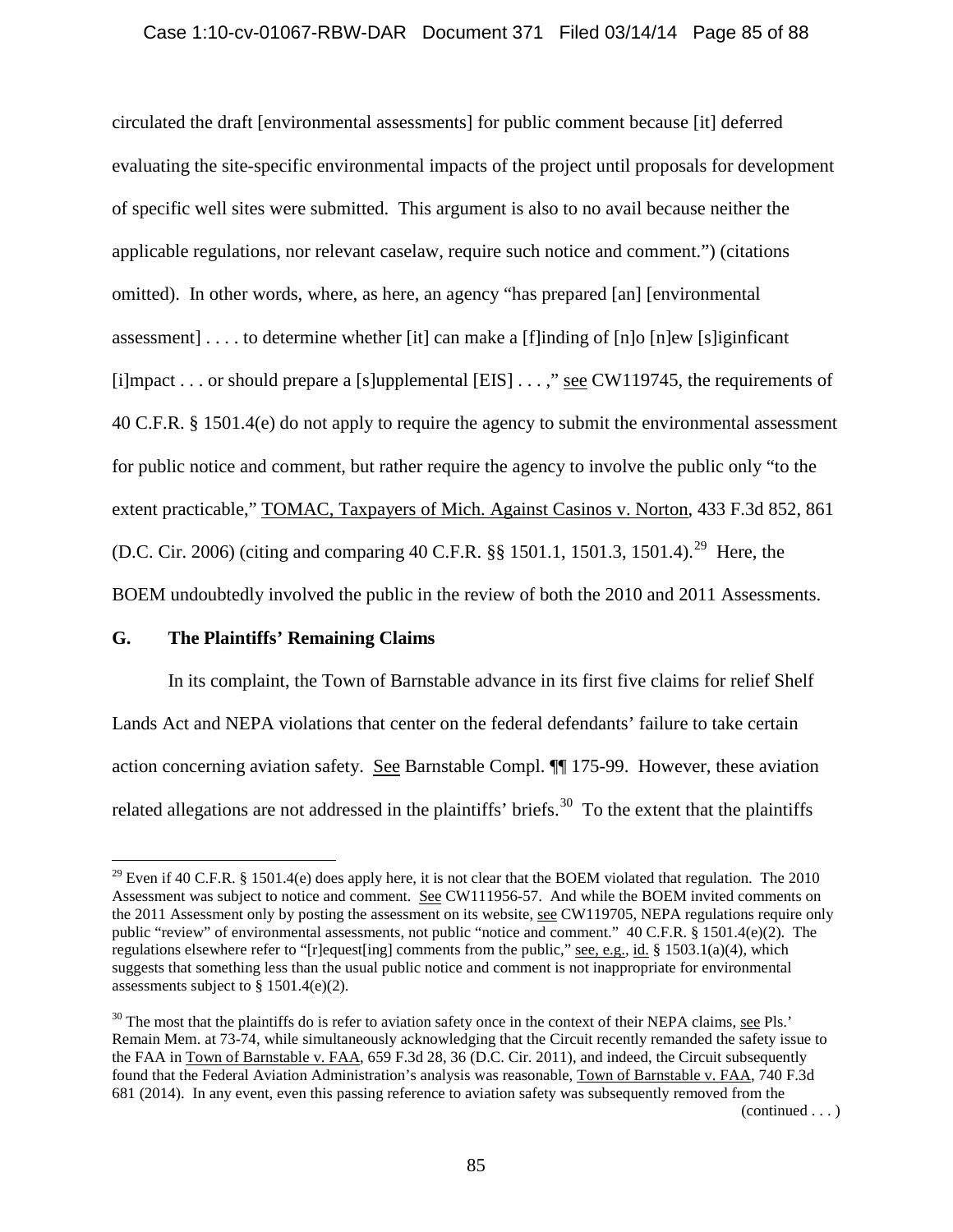circulated the draft [environmental assessments] for public comment because [it] deferred evaluating the site-specific environmental impacts of the project until proposals for development of specific well sites were submitted. This argument is also to no avail because neither the applicable regulations, nor relevant caselaw, require such notice and comment.") (citations omitted). In other words, where, as here, an agency "has prepared [an] [environmental assessment] . . . . to determine whether [it] can make a [f]inding of [n]o [n]ew [s]iginficant [i]mpact . . . or should prepare a [s]upplemental [EIS] . . . ," see CW119745, the requirements of 40 C.F.R. § 1501.4(e) do not apply to require the agency to submit the environmental assessment for public notice and comment, but rather require the agency to involve the public only "to the extent practicable," TOMAC, Taxpayers of Mich. Against Casinos v. Norton, 433 F.3d 852, 861 (D.C. Cir. 2006) (citing and comparing 40 C.F.R. §§ 1501.1, 1501.3, 1501.4).[29] Here, the BOEM undoubtedly involved the public in the review of both the 2010 and 2011 Assessments.

**G. The Plaintiffs' Remaining Claims**

In its complaint, the Town of Barnstable advance in its first five claims for relief Shelf Lands Act and NEPA violations that center on the federal defendants' failure to take certain action concerning aviation safety. See Barnstable Compl. ¶¶ 175-99. However, these aviation related allegations are not addressed in the plaintiffs' briefs.[30] To the extent that the plaintiffs

---

[29] Even if 40 C.F.R. § 1501.4(e) does apply here, it is not clear that the BOEM violated that regulation. The 2010 Assessment was subject to notice and comment. See CW111956-57. And while the BOEM invited comments on the 2011 Assessment only by posting the assessment on its website, see CW119705, NEPA regulations require only public "review" of environmental assessments, not public "notice and comment." 40 C.F.R. § 1501.4(e)(2). The regulations elsewhere refer to "[r]equest[ing] comments from the public," see, e.g., id. § 1503.1(a)(4), which suggests that something less than the usual public notice and comment is not inappropriate for environmental assessments subject to § 1501.4(e)(2).

[30] The most that the plaintiffs do is refer to aviation safety once in the context of their NEPA claims, see Pls.' Remain Mem. at 73-74, while simultaneously acknowledging that the Circuit recently remanded the safety issue to the FAA in Town of Barnstable v. FAA, 659 F.3d 28, 36 (D.C. Cir. 2011), and indeed, the Circuit subsequently found that the Federal Aviation Administration's analysis was reasonable, Town of Barnstable v. FAA, 740 F.3d 681 (2014). In any event, even this passing reference to aviation safety was subsequently removed from the

(continued . . . )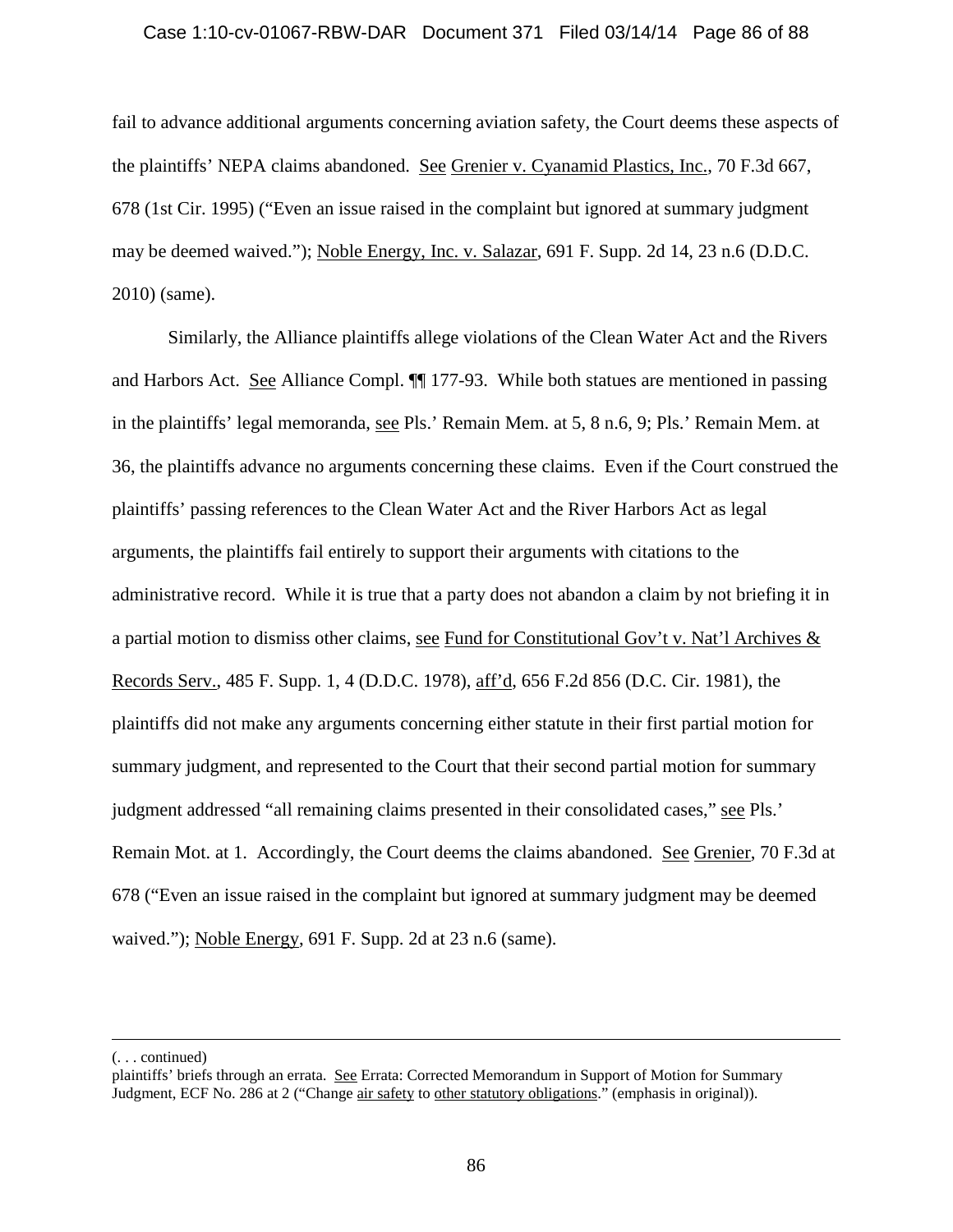fail to advance additional arguments concerning aviation safety, the Court deems these aspects of the plaintiffs' NEPA claims abandoned. See Grenier v. Cyanamid Plastics, Inc., 70 F.3d 667, 678 (1st Cir. 1995) ("Even an issue raised in the complaint but ignored at summary judgment may be deemed waived."); Noble Energy, Inc. v. Salazar, 691 F. Supp. 2d 14, 23 n.6 (D.D.C. 2010) (same).

Similarly, the Alliance plaintiffs allege violations of the Clean Water Act and the Rivers and Harbors Act. See Alliance Compl. ¶¶ 177-93. While both statues are mentioned in passing in the plaintiffs' legal memoranda, see Pls.' Remain Mem. at 5, 8 n.6, 9; Pls.' Remain Mem. at 36, the plaintiffs advance no arguments concerning these claims. Even if the Court construed the plaintiffs' passing references to the Clean Water Act and the River Harbors Act as legal arguments, the plaintiffs fail entirely to support their arguments with citations to the administrative record. While it is true that a party does not abandon a claim by not briefing it in a partial motion to dismiss other claims, see Fund for Constitutional Gov't v. Nat'l Archives & Records Serv., 485 F. Supp. 1, 4 (D.D.C. 1978), aff'd, 656 F.2d 856 (D.C. Cir. 1981), the plaintiffs did not make any arguments concerning either statute in their first partial motion for summary judgment, and represented to the Court that their second partial motion for summary judgment addressed "all remaining claims presented in their consolidated cases," see Pls.' Remain Mot. at 1. Accordingly, the Court deems the claims abandoned. See Grenier, 70 F.3d at 678 ("Even an issue raised in the complaint but ignored at summary judgment may be deemed waived."); Noble Energy, 691 F. Supp. 2d at 23 n.6 (same).

---

(. . . continued)
plaintiffs' briefs through an errata. See Errata: Corrected Memorandum in Support of Motion for Summary Judgment, ECF No. 286 at 2 ("Change air safety to other statutory obligations." (emphasis in original)).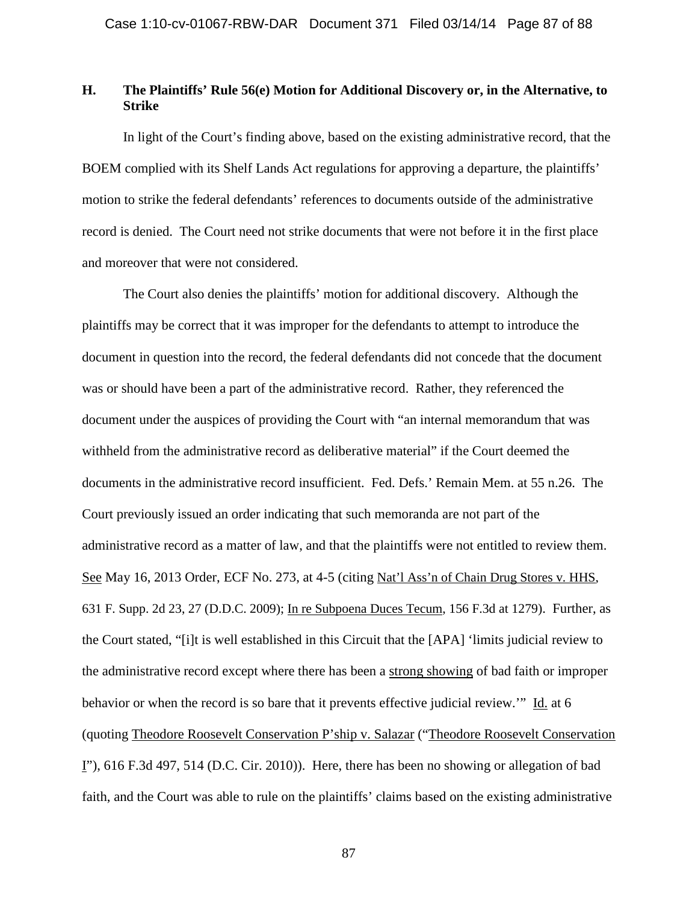### H. The Plaintiffs' Rule 56(e) Motion for Additional Discovery or, in the Alternative, to Strike

In light of the Court's finding above, based on the existing administrative record, that the BOEM complied with its Shelf Lands Act regulations for approving a departure, the plaintiffs' motion to strike the federal defendants' references to documents outside of the administrative record is denied. The Court need not strike documents that were not before it in the first place and moreover that were not considered.

The Court also denies the plaintiffs' motion for additional discovery. Although the plaintiffs may be correct that it was improper for the defendants to attempt to introduce the document in question into the record, the federal defendants did not concede that the document was or should have been a part of the administrative record. Rather, they referenced the document under the auspices of providing the Court with "an internal memorandum that was withheld from the administrative record as deliberative material" if the Court deemed the documents in the administrative record insufficient. Fed. Defs.' Remain Mem. at 55 n.26. The Court previously issued an order indicating that such memoranda are not part of the administrative record as a matter of law, and that the plaintiffs were not entitled to review them. See May 16, 2013 Order, ECF No. 273, at 4-5 (citing Nat'l Ass'n of Chain Drug Stores v. HHS, 631 F. Supp. 2d 23, 27 (D.D.C. 2009); In re Subpoena Duces Tecum, 156 F.3d at 1279). Further, as the Court stated, "[i]t is well established in this Circuit that the [APA] 'limits judicial review to the administrative record except where there has been a strong showing of bad faith or improper behavior or when the record is so bare that it prevents effective judicial review.'" Id. at 6 (quoting Theodore Roosevelt Conservation P'ship v. Salazar ("Theodore Roosevelt Conservation I"), 616 F.3d 497, 514 (D.C. Cir. 2010)). Here, there has been no showing or allegation of bad faith, and the Court was able to rule on the plaintiffs' claims based on the existing administrative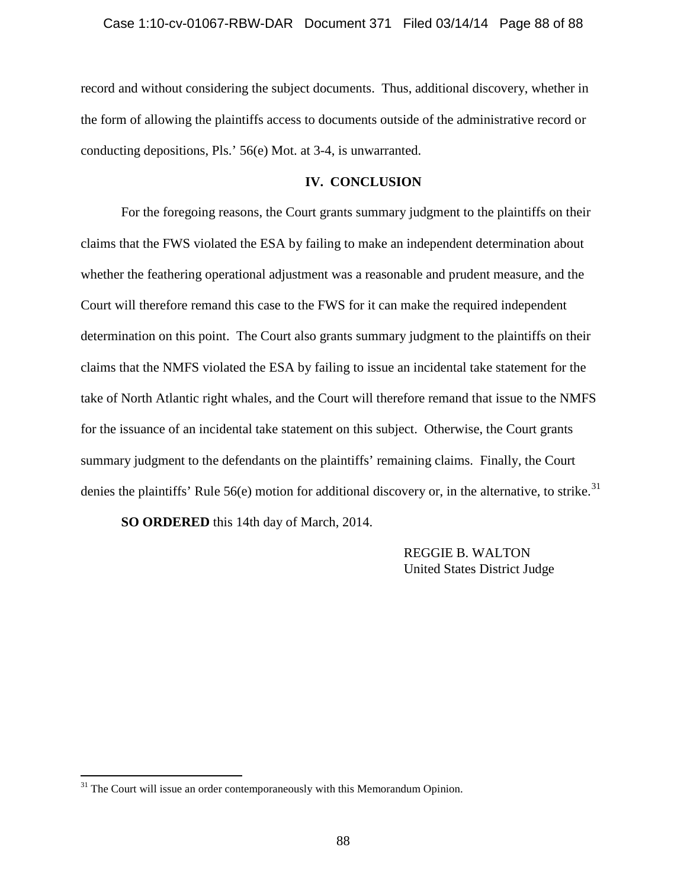record and without considering the subject documents. Thus, additional discovery, whether in the form of allowing the plaintiffs access to documents outside of the administrative record or conducting depositions, Pls.' 56(e) Mot. at 3-4, is unwarranted.

## IV. CONCLUSION

For the foregoing reasons, the Court grants summary judgment to the plaintiffs on their claims that the FWS violated the ESA by failing to make an independent determination about whether the feathering operational adjustment was a reasonable and prudent measure, and the Court will therefore remand this case to the FWS for it can make the required independent determination on this point. The Court also grants summary judgment to the plaintiffs on their claims that the NMFS violated the ESA by failing to issue an incidental take statement for the take of North Atlantic right whales, and the Court will therefore remand that issue to the NMFS for the issuance of an incidental take statement on this subject. Otherwise, the Court grants summary judgment to the defendants on the plaintiffs' remaining claims. Finally, the Court denies the plaintiffs' Rule 56(e) motion for additional discovery or, in the alternative, to strike.[31]

**SO ORDERED** this 14th day of March, 2014.

REGGIE B. WALTON
United States District Judge

[31] The Court will issue an order contemporaneously with this Memorandum Opinion.